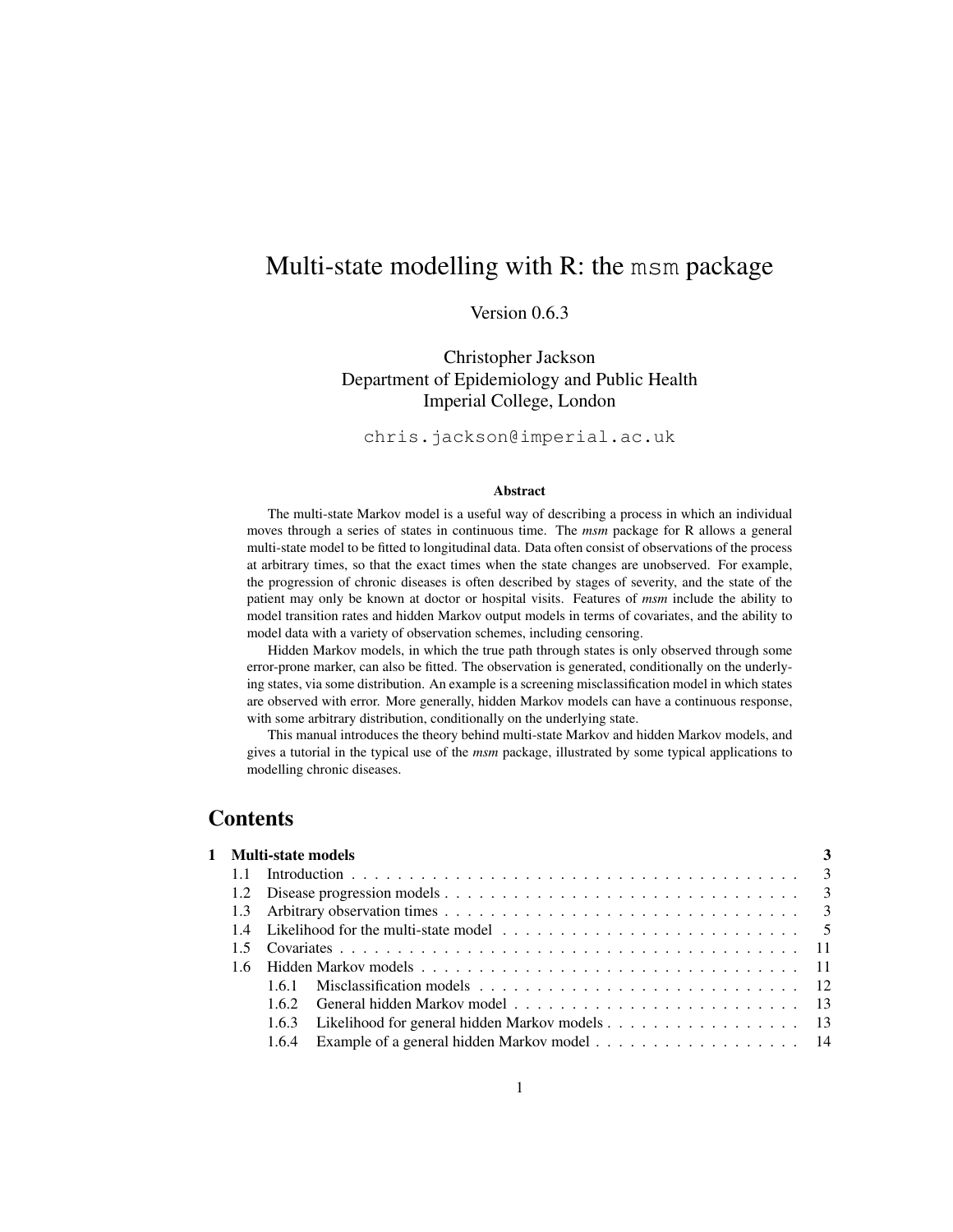# Multi-state modelling with R: the `msm` package

Version 0.6.3

Christopher Jackson
Department of Epidemiology and Public Health
Imperial College, London

`chris.jackson@imperial.ac.uk`

### Abstract

The multi-state Markov model is a useful way of describing a process in which an individual moves through a series of states in continuous time. The *msm* package for R allows a general multi-state model to be fitted to longitudinal data. Data often consist of observations of the process at arbitrary times, so that the exact times when the state changes are unobserved. For example, the progression of chronic diseases is often described by stages of severity, and the state of the patient may only be known at doctor or hospital visits. Features of *msm* include the ability to model transition rates and hidden Markov output models in terms of covariates, and the ability to model data with a variety of observation schemes, including censoring.

Hidden Markov models, in which the true path through states is only observed through some error-prone marker, can also be fitted. The observation is generated, conditionally on the underlying states, via some distribution. An example is a screening misclassification model in which states are observed with error. More generally, hidden Markov models can have a continuous response, with some arbitrary distribution, conditionally on the underlying state.

This manual introduces the theory behind multi-state Markov and hidden Markov models, and gives a tutorial in the typical use of the *msm* package, illustrated by some typical applications to modelling chronic diseases.

## Contents

- **1 Multi-state models** — 3
  - 1.1 Introduction — 3
  - 1.2 Disease progression models — 3
  - 1.3 Arbitrary observation times — 3
  - 1.4 Likelihood for the multi-state model — 5
  - 1.5 Covariates — 11
  - 1.6 Hidden Markov models — 11
    - 1.6.1 Misclassification models — 12
    - 1.6.2 General hidden Markov model — 13
    - 1.6.3 Likelihood for general hidden Markov models — 13
    - 1.6.4 Example of a general hidden Markov model — 14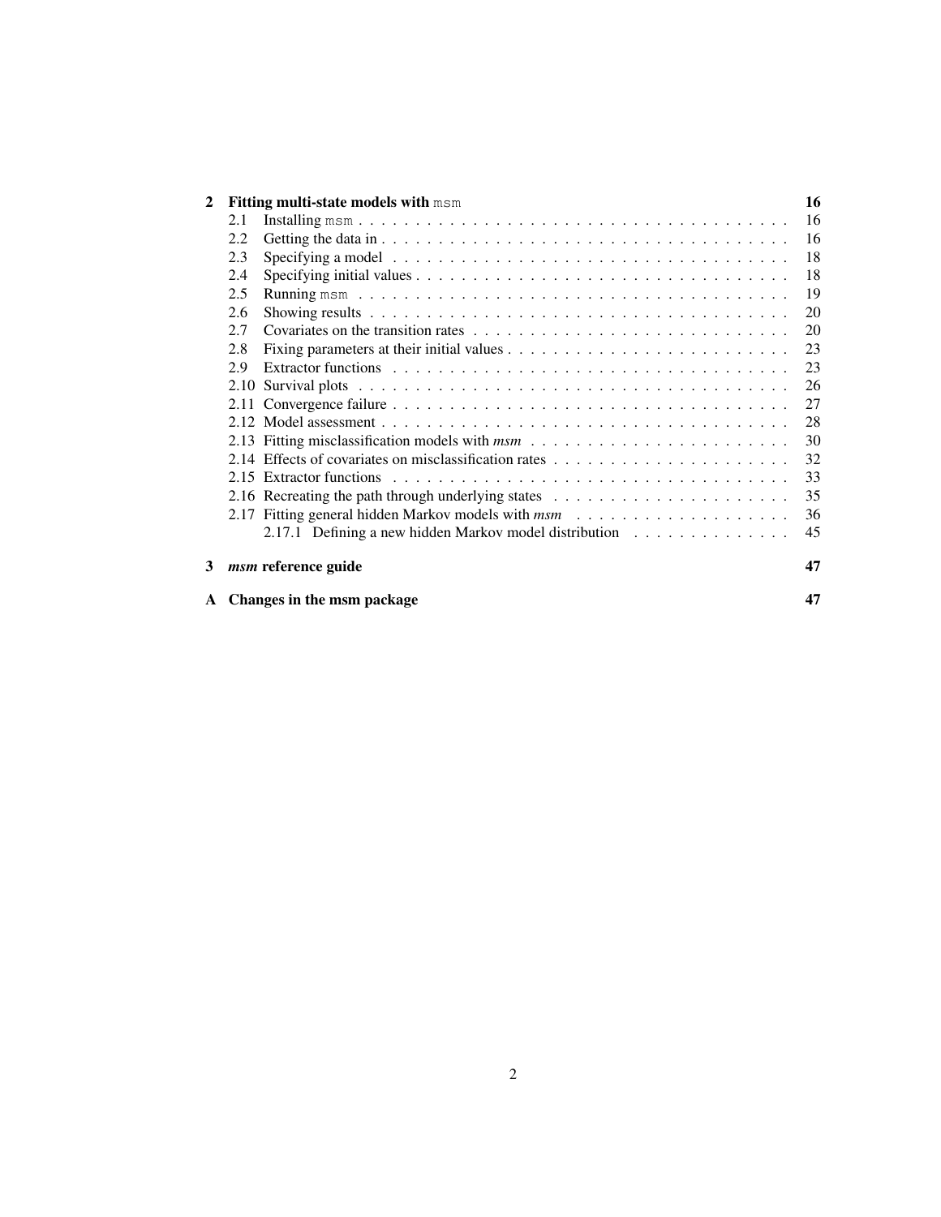| | | |
|---|---|---|
| **2** | **Fitting multi-state models with `msm`** | **16** |
| 2.1 | Installing `msm` | 16 |
| 2.2 | Getting the data in | 16 |
| 2.3 | Specifying a model | 18 |
| 2.4 | Specifying initial values | 18 |
| 2.5 | Running `msm` | 19 |
| 2.6 | Showing results | 20 |
| 2.7 | Covariates on the transition rates | 20 |
| 2.8 | Fixing parameters at their initial values | 23 |
| 2.9 | Extractor functions | 23 |
| 2.10 | Survival plots | 26 |
| 2.11 | Convergence failure | 27 |
| 2.12 | Model assessment | 28 |
| 2.13 | Fitting misclassification models with *msm* | 30 |
| 2.14 | Effects of covariates on misclassification rates | 32 |
| 2.15 | Extractor functions | 33 |
| 2.16 | Recreating the path through underlying states | 35 |
| 2.17 | Fitting general hidden Markov models with *msm* | 36 |
| 2.17.1 | Defining a new hidden Markov model distribution | 45 |
| **3** | ***msm* reference guide** | **47** |
| **A** | **Changes in the msm package** | **47** |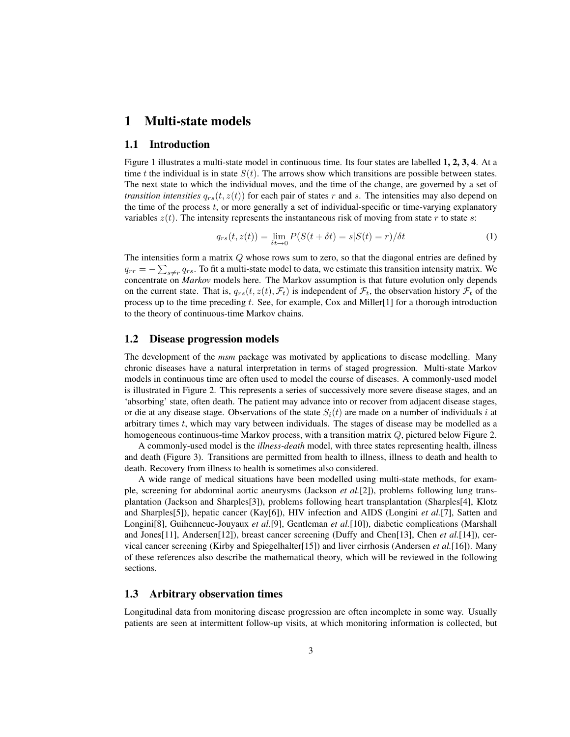# 1 Multi-state models

## 1.1 Introduction

Figure 1 illustrates a multi-state model in continuous time. Its four states are labelled **1, 2, 3, 4**. At a time $t$ the individual is in state $S(t)$. The arrows show which transitions are possible between states. The next state to which the individual moves, and the time of the change, are governed by a set of *transition intensities* $q_{rs}(t, z(t))$ for each pair of states $r$ and $s$. The intensities may also depend on the time of the process $t$, or more generally a set of individual-specific or time-varying explanatory variables $z(t)$. The intensity represents the instantaneous risk of moving from state $r$ to state $s$:

$$q_{rs}(t, z(t)) = \lim_{\delta t \to 0} P(S(t + \delta t) = s | S(t) = r)/\delta t \tag{1}$$

The intensities form a matrix $Q$ whose rows sum to zero, so that the diagonal entries are defined by $q_{rr} = -\sum_{s \neq r} q_{rs}$. To fit a multi-state model to data, we estimate this transition intensity matrix. We concentrate on *Markov* models here. The Markov assumption is that future evolution only depends on the current state. That is, $q_{rs}(t, z(t), \mathcal{F}_t)$ is independent of $\mathcal{F}_t$, the observation history $\mathcal{F}_t$ of the process up to the time preceding $t$. See, for example, Cox and Miller[1] for a thorough introduction to the theory of continuous-time Markov chains.

## 1.2 Disease progression models

The development of the *msm* package was motivated by applications to disease modelling. Many chronic diseases have a natural interpretation in terms of staged progression. Multi-state Markov models in continuous time are often used to model the course of diseases. A commonly-used model is illustrated in Figure 2. This represents a series of successively more severe disease stages, and an 'absorbing' state, often death. The patient may advance into or recover from adjacent disease stages, or die at any disease stage. Observations of the state $S_i(t)$ are made on a number of individuals $i$ at arbitrary times $t$, which may vary between individuals. The stages of disease may be modelled as a homogeneous continuous-time Markov process, with a transition matrix $Q$, pictured below Figure 2.

A commonly-used model is the *illness-death* model, with three states representing health, illness and death (Figure 3). Transitions are permitted from health to illness, illness to death and health to death. Recovery from illness to health is sometimes also considered.

A wide range of medical situations have been modelled using multi-state methods, for example, screening for abdominal aortic aneurysms (Jackson *et al.*[2]), problems following lung transplantation (Jackson and Sharples[3]), problems following heart transplantation (Sharples[4], Klotz and Sharples[5]), hepatic cancer (Kay[6]), HIV infection and AIDS (Longini *et al.*[7], Satten and Longini[8], Guihenneuc-Jouyaux *et al.*[9], Gentleman *et al.*[10]), diabetic complications (Marshall and Jones[11], Andersen[12]), breast cancer screening (Duffy and Chen[13], Chen *et al.*[14]), cervical cancer screening (Kirby and Spiegelhalter[15]) and liver cirrhosis (Andersen *et al.*[16]). Many of these references also describe the mathematical theory, which will be reviewed in the following sections.

## 1.3 Arbitrary observation times

Longitudinal data from monitoring disease progression are often incomplete in some way. Usually patients are seen at intermittent follow-up visits, at which monitoring information is collected, but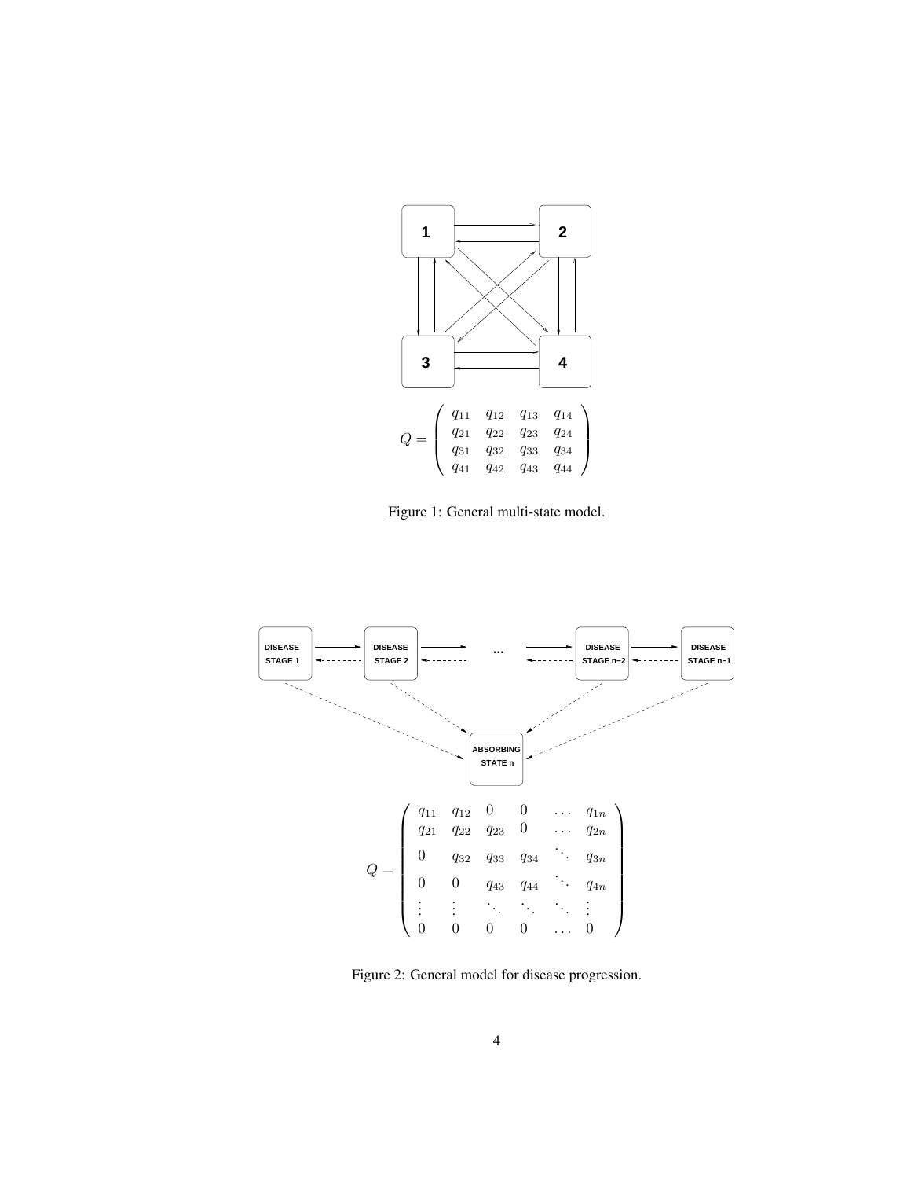$$Q = \begin{pmatrix} q_{11} & q_{12} & q_{13} & q_{14} \\ q_{21} & q_{22} & q_{23} & q_{24} \\ q_{31} & q_{32} & q_{33} & q_{34} \\ q_{41} & q_{42} & q_{43} & q_{44} \end{pmatrix}$$

Figure 1: General multi-state model.

$$Q = \begin{pmatrix} q_{11} & q_{12} & 0 & 0 & \dots & q_{1n} \\ q_{21} & q_{22} & q_{23} & 0 & \dots & q_{2n} \\ 0 & q_{32} & q_{33} & q_{34} & \ddots & q_{3n} \\ 0 & 0 & q_{43} & q_{44} & \ddots & q_{4n} \\ \vdots & \vdots & \ddots & \ddots & \ddots & \vdots \\ 0 & 0 & 0 & 0 & \dots & 0 \end{pmatrix}$$

Figure 2: General model for disease progression.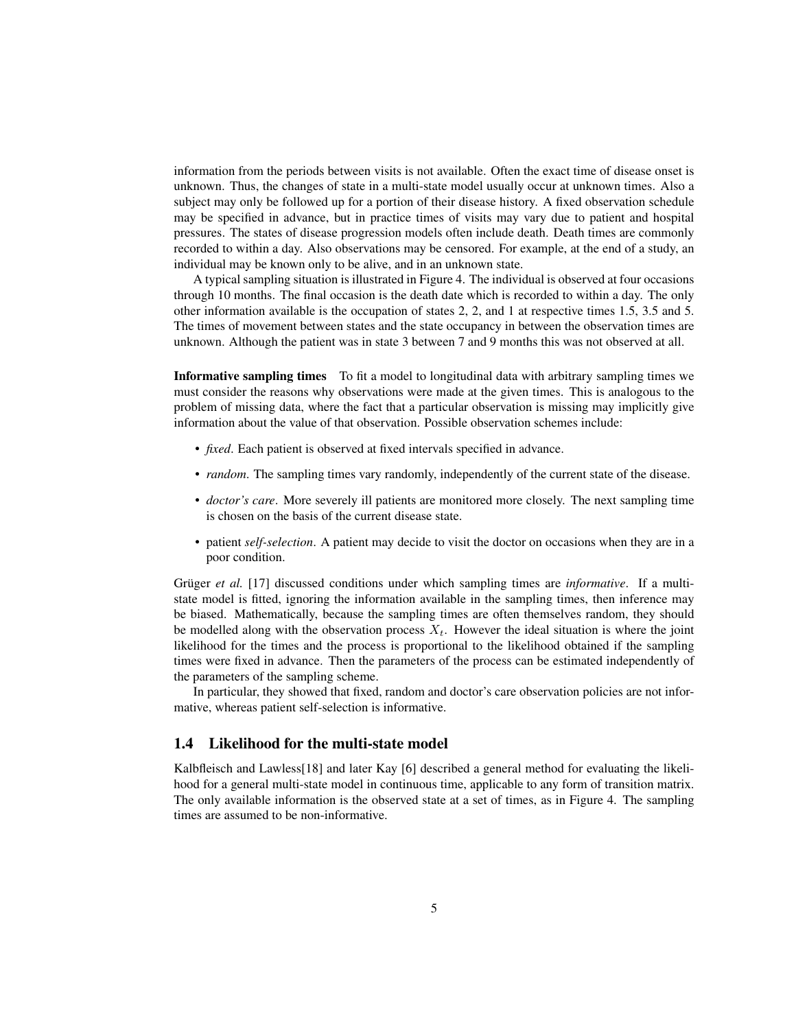information from the periods between visits is not available. Often the exact time of disease onset is unknown. Thus, the changes of state in a multi-state model usually occur at unknown times. Also a subject may only be followed up for a portion of their disease history. A fixed observation schedule may be specified in advance, but in practice times of visits may vary due to patient and hospital pressures. The states of disease progression models often include death. Death times are commonly recorded to within a day. Also observations may be censored. For example, at the end of a study, an individual may be known only to be alive, and in an unknown state.

A typical sampling situation is illustrated in Figure 4. The individual is observed at four occasions through 10 months. The final occasion is the death date which is recorded to within a day. The only other information available is the occupation of states 2, 2, and 1 at respective times 1.5, 3.5 and 5. The times of movement between states and the state occupancy in between the observation times are unknown. Although the patient was in state 3 between 7 and 9 months this was not observed at all.

**Informative sampling times** To fit a model to longitudinal data with arbitrary sampling times we must consider the reasons why observations were made at the given times. This is analogous to the problem of missing data, where the fact that a particular observation is missing may implicitly give information about the value of that observation. Possible observation schemes include:

- *fixed*. Each patient is observed at fixed intervals specified in advance.
- *random*. The sampling times vary randomly, independently of the current state of the disease.
- *doctor's care*. More severely ill patients are monitored more closely. The next sampling time is chosen on the basis of the current disease state.
- patient *self-selection*. A patient may decide to visit the doctor on occasions when they are in a poor condition.

Grüger *et al.* [17] discussed conditions under which sampling times are *informative*. If a multi-state model is fitted, ignoring the information available in the sampling times, then inference may be biased. Mathematically, because the sampling times are often themselves random, they should be modelled along with the observation process $X_t$. However the ideal situation is where the joint likelihood for the times and the process is proportional to the likelihood obtained if the sampling times were fixed in advance. Then the parameters of the process can be estimated independently of the parameters of the sampling scheme.

In particular, they showed that fixed, random and doctor's care observation policies are not informative, whereas patient self-selection is informative.

## 1.4 Likelihood for the multi-state model

Kalbfleisch and Lawless[18] and later Kay [6] described a general method for evaluating the likelihood for a general multi-state model in continuous time, applicable to any form of transition matrix. The only available information is the observed state at a set of times, as in Figure 4. The sampling times are assumed to be non-informative.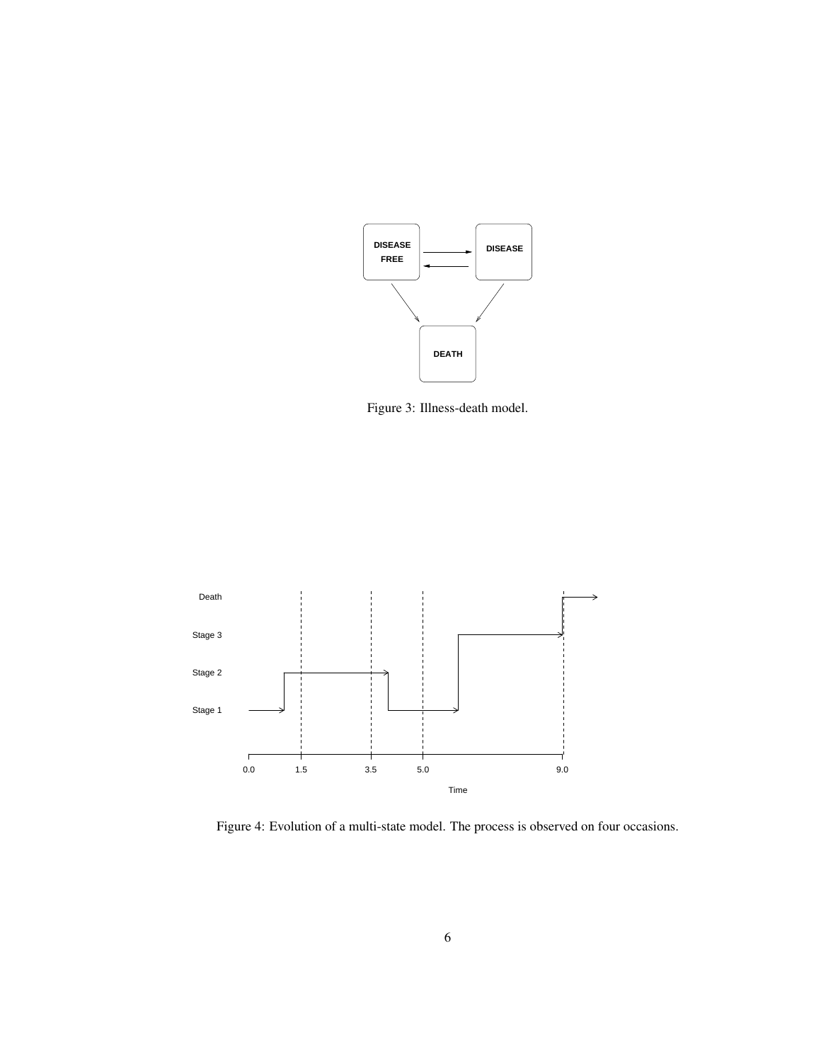Figure 3: Illness-death model.

Figure 4: Evolution of a multi-state model. The process is observed on four occasions.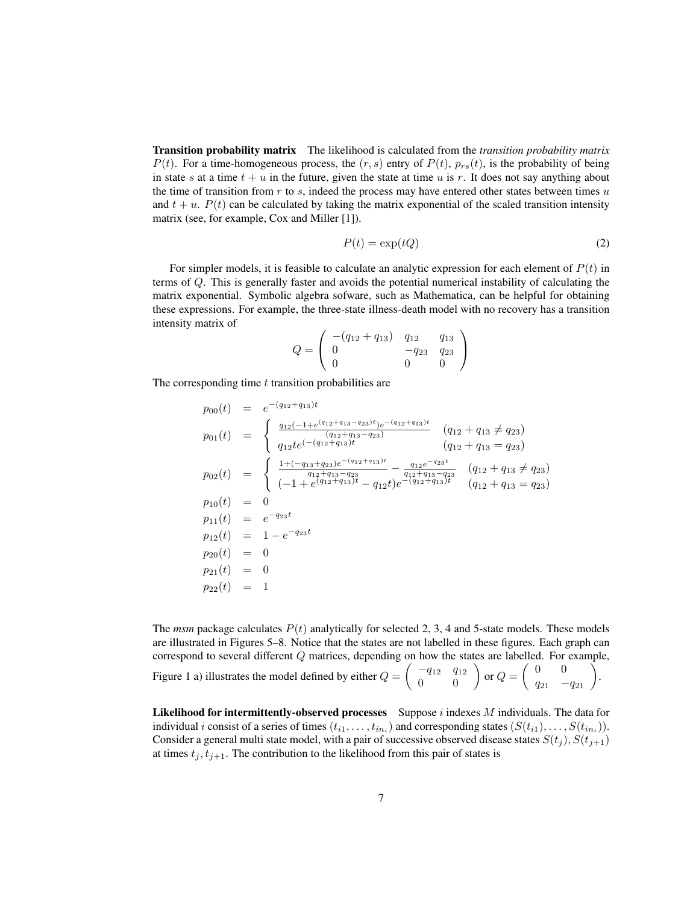**Transition probability matrix** The likelihood is calculated from the *transition probability matrix* $P(t)$. For a time-homogeneous process, the $(r, s)$ entry of $P(t)$, $p_{rs}(t)$, is the probability of being in state $s$ at a time $t + u$ in the future, given the state at time $u$ is $r$. It does not say anything about the time of transition from $r$ to $s$, indeed the process may have entered other states between times $u$ and $t + u$. $P(t)$ can be calculated by taking the matrix exponential of the scaled transition intensity matrix (see, for example, Cox and Miller [1]).

$$P(t) = \exp(tQ) \tag{2}$$

For simpler models, it is feasible to calculate an analytic expression for each element of $P(t)$ in terms of $Q$. This is generally faster and avoids the potential numerical instability of calculating the matrix exponential. Symbolic algebra sofware, such as Mathematica, can be helpful for obtaining these expressions. For example, the three-state illness-death model with no recovery has a transition intensity matrix of

$$Q = \begin{pmatrix} -(q_{12} + q_{13}) & q_{12} & q_{13} \\ 0 & -q_{23} & q_{23} \\ 0 & 0 & 0 \end{pmatrix}$$

The corresponding time $t$ transition probabilities are

$$
\begin{aligned}
p_{00}(t) &= e^{-(q_{12}+q_{13})t} \\
p_{01}(t) &= \begin{cases} \frac{q_{12}(-1+e^{(q_{12}+q_{13}-q_{23})t})e^{-(q_{12}+q_{13})t}}{(q_{12}+q_{13}-q_{23})} & (q_{12}+q_{13} \neq q_{23}) \\ q_{12}te^{(-(q_{12}+q_{13})t} & (q_{12}+q_{13} = q_{23}) \end{cases} \\
p_{02}(t) &= \begin{cases} \frac{1+(-q_{13}+q_{23})e^{-(q_{12}+q_{13})t}}{q_{12}+q_{13}-q_{23}} - \frac{q_{12}e^{-q_{23}t}}{q_{12}+q_{13}-q_{23}} & (q_{12}+q_{13} \neq q_{23}) \\ (-1+e^{(q_{12}+q_{13})t} - q_{12}t)e^{-(q_{12}+q_{13})t} & (q_{12}+q_{13} = q_{23}) \end{cases} \\
p_{10}(t) &= 0 \\
p_{11}(t) &= e^{-q_{23}t} \\
p_{12}(t) &= 1 - e^{-q_{23}t} \\
p_{20}(t) &= 0 \\
p_{21}(t) &= 0 \\
p_{22}(t) &= 1
\end{aligned}
$$

The *msm* package calculates $P(t)$ analytically for selected 2, 3, 4 and 5-state models. These models are illustrated in Figures 5–8. Notice that the states are not labelled in these figures. Each graph can correspond to several different $Q$ matrices, depending on how the states are labelled. For example, Figure 1 a) illustrates the model defined by either $Q = \begin{pmatrix} -q_{12} & q_{12} \\ 0 & 0 \end{pmatrix}$ or $Q = \begin{pmatrix} 0 & 0 \\ q_{21} & -q_{21} \end{pmatrix}$.

**Likelihood for intermittently-observed processes** Suppose $i$ indexes $M$ individuals. The data for individual $i$ consist of a series of times $(t_{i1}, \ldots, t_{in_i})$ and corresponding states $(S(t_{i1}), \ldots, S(t_{in_i}))$. Consider a general multi state model, with a pair of successive observed disease states $S(t_j), S(t_{j+1})$ at times $t_j, t_{j+1}$. The contribution to the likelihood from this pair of states is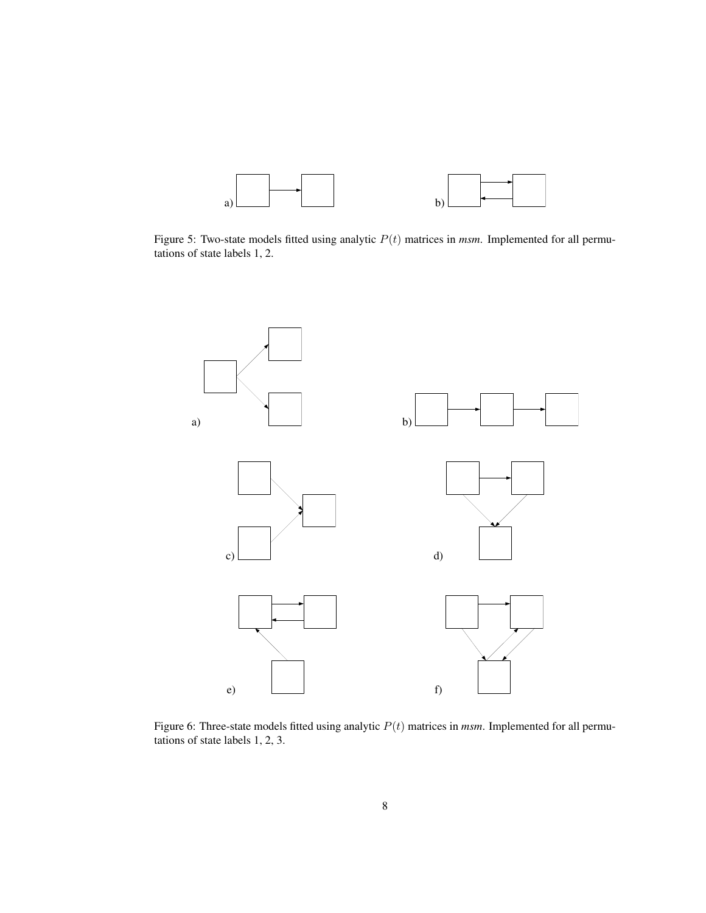a) b)

Figure 5: Two-state models fitted using analytic $P(t)$ matrices in *msm*. Implemented for all permutations of state labels 1, 2.

a) b) c) d) e) f)

Figure 6: Three-state models fitted using analytic $P(t)$ matrices in *msm*. Implemented for all permutations of state labels 1, 2, 3.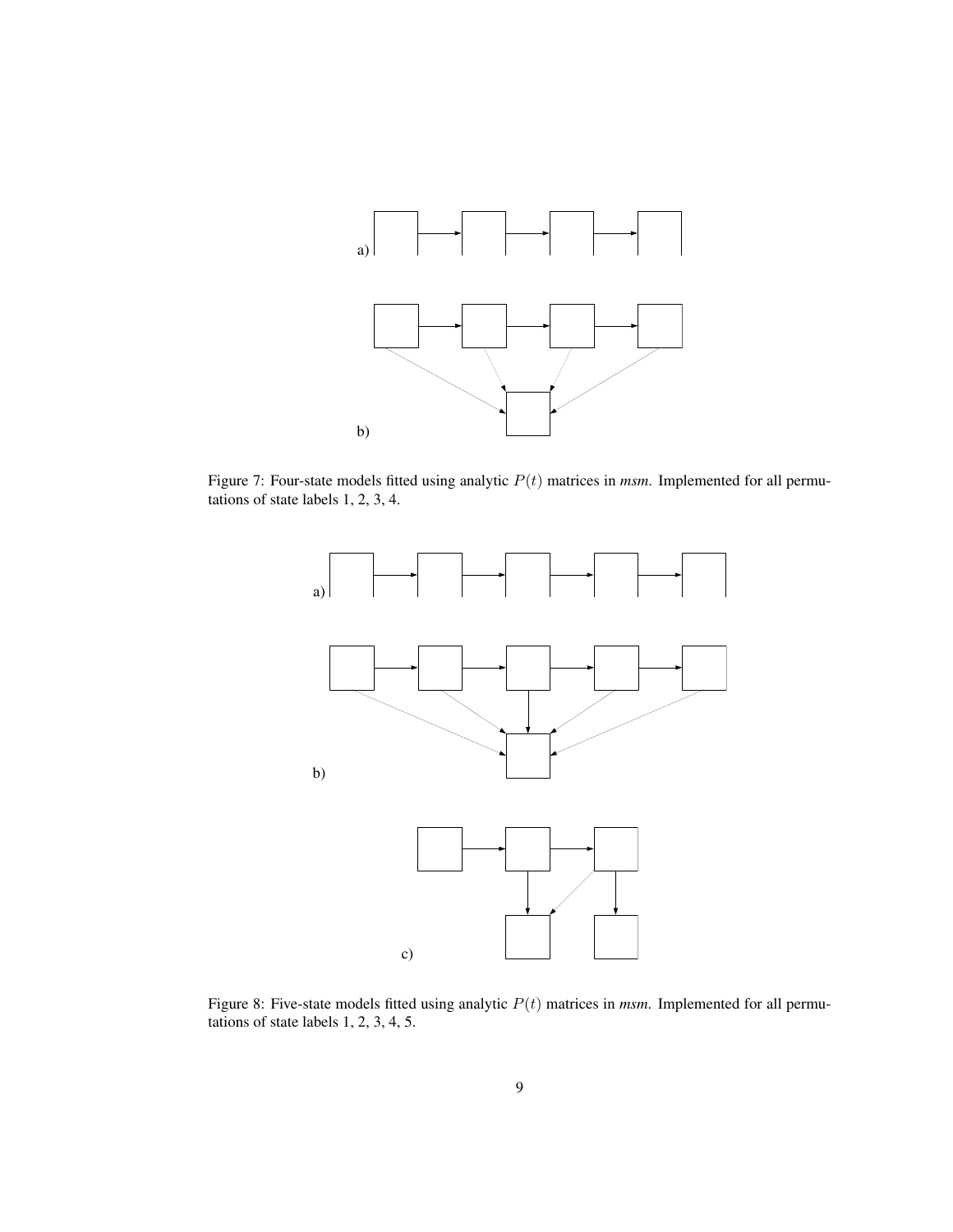a)

b)

Figure 7: Four-state models fitted using analytic $P(t)$ matrices in *msm*. Implemented for all permutations of state labels 1, 2, 3, 4.

a)

b)

c)

Figure 8: Five-state models fitted using analytic $P(t)$ matrices in *msm*. Implemented for all permutations of state labels 1, 2, 3, 4, 5.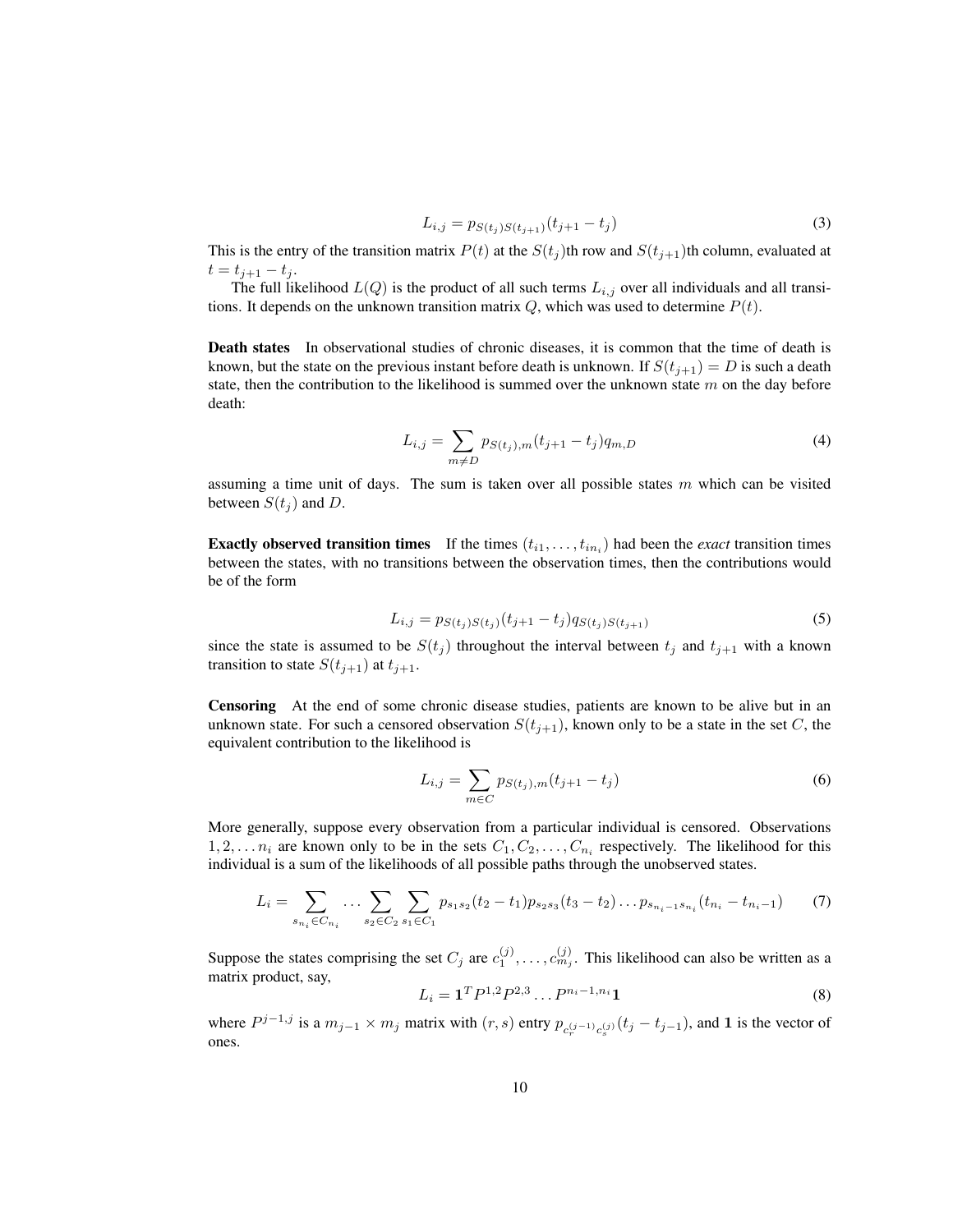$$L_{i,j} = p_{S(t_j)S(t_{j+1})}(t_{j+1} - t_j) \tag{3}$$

This is the entry of the transition matrix $P(t)$ at the $S(t_j)$th row and $S(t_{j+1})$th column, evaluated at $t = t_{j+1} - t_j$.

The full likelihood $L(Q)$ is the product of all such terms $L_{i,j}$ over all individuals and all transitions. It depends on the unknown transition matrix $Q$, which was used to determine $P(t)$.

**Death states** In observational studies of chronic diseases, it is common that the time of death is known, but the state on the previous instant before death is unknown. If $S(t_{j+1}) = D$ is such a death state, then the contribution to the likelihood is summed over the unknown state $m$ on the day before death:

$$L_{i,j} = \sum_{m \neq D} p_{S(t_j),m}(t_{j+1} - t_j) q_{m,D} \tag{4}$$

assuming a time unit of days. The sum is taken over all possible states $m$ which can be visited between $S(t_j)$ and $D$.

**Exactly observed transition times** If the times $(t_{i1}, \ldots, t_{in_i})$ had been the *exact* transition times between the states, with no transitions between the observation times, then the contributions would be of the form

$$L_{i,j} = p_{S(t_j)S(t_j)}(t_{j+1} - t_j) q_{S(t_j)S(t_{j+1})} \tag{5}$$

since the state is assumed to be $S(t_j)$ throughout the interval between $t_j$ and $t_{j+1}$ with a known transition to state $S(t_{j+1})$ at $t_{j+1}$.

**Censoring** At the end of some chronic disease studies, patients are known to be alive but in an unknown state. For such a censored observation $S(t_{j+1})$, known only to be a state in the set $C$, the equivalent contribution to the likelihood is

$$L_{i,j} = \sum_{m \in C} p_{S(t_j),m}(t_{j+1} - t_j) \tag{6}$$

More generally, suppose every observation from a particular individual is censored. Observations $1, 2, \ldots n_i$ are known only to be in the sets $C_1, C_2, \ldots, C_{n_i}$ respectively. The likelihood for this individual is a sum of the likelihoods of all possible paths through the unobserved states.

$$L_i = \sum_{s_{n_i} \in C_{n_i}} \cdots \sum_{s_2 \in C_2} \sum_{s_1 \in C_1} p_{s_1 s_2}(t_2 - t_1) p_{s_2 s_3}(t_3 - t_2) \ldots p_{s_{n_i - 1} s_{n_i}}(t_{n_i} - t_{n_i - 1}) \tag{7}$$

Suppose the states comprising the set $C_j$ are $c_1^{(j)}, \ldots, c_{m_j}^{(j)}$. This likelihood can also be written as a matrix product, say,

$$L_i = \mathbf{1}^T P^{1,2} P^{2,3} \ldots P^{n_i - 1, n_i} \mathbf{1} \tag{8}$$

where $P^{j-1,j}$ is a $m_{j-1} \times m_j$ matrix with $(r, s)$ entry $p_{c_r^{(j-1)} c_s^{(j)}}(t_j - t_{j-1})$, and $\mathbf{1}$ is the vector of ones.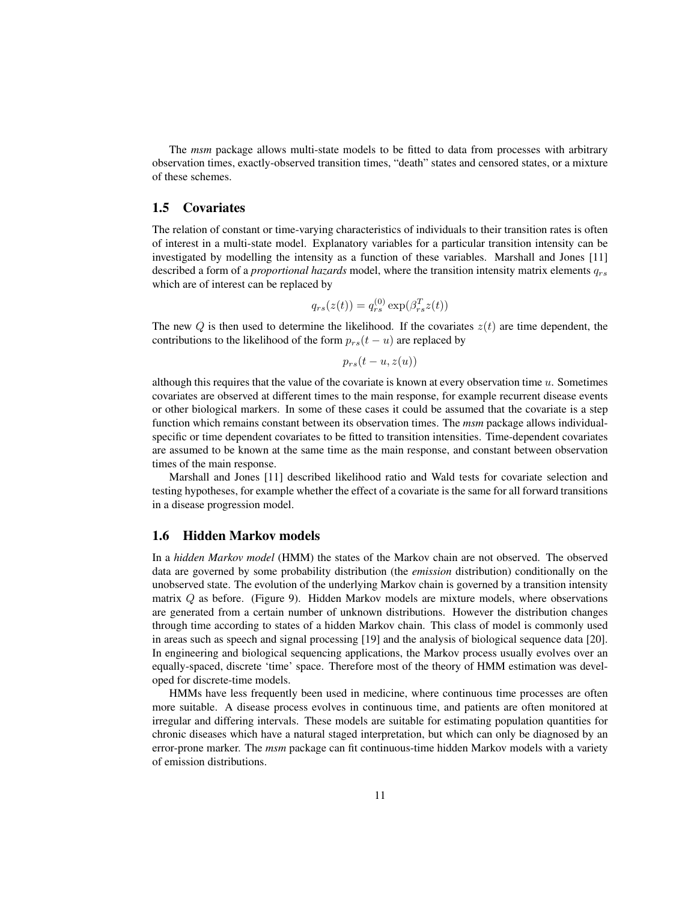The *msm* package allows multi-state models to be fitted to data from processes with arbitrary observation times, exactly-observed transition times, "death" states and censored states, or a mixture of these schemes.

## 1.5 Covariates

The relation of constant or time-varying characteristics of individuals to their transition rates is often of interest in a multi-state model. Explanatory variables for a particular transition intensity can be investigated by modelling the intensity as a function of these variables. Marshall and Jones [11] described a form of a *proportional hazards* model, where the transition intensity matrix elements $q_{rs}$ which are of interest can be replaced by

$$q_{rs}(z(t)) = q_{rs}^{(0)} \exp(\beta_{rs}^T z(t))$$

The new $Q$ is then used to determine the likelihood. If the covariates $z(t)$ are time dependent, the contributions to the likelihood of the form $p_{rs}(t-u)$ are replaced by

$$p_{rs}(t-u, z(u))$$

although this requires that the value of the covariate is known at every observation time $u$. Sometimes covariates are observed at different times to the main response, for example recurrent disease events or other biological markers. In some of these cases it could be assumed that the covariate is a step function which remains constant between its observation times. The *msm* package allows individual-specific or time dependent covariates to be fitted to transition intensities. Time-dependent covariates are assumed to be known at the same time as the main response, and constant between observation times of the main response.

Marshall and Jones [11] described likelihood ratio and Wald tests for covariate selection and testing hypotheses, for example whether the effect of a covariate is the same for all forward transitions in a disease progression model.

## 1.6 Hidden Markov models

In a *hidden Markov model* (HMM) the states of the Markov chain are not observed. The observed data are governed by some probability distribution (the *emission* distribution) conditionally on the unobserved state. The evolution of the underlying Markov chain is governed by a transition intensity matrix $Q$ as before. (Figure 9). Hidden Markov models are mixture models, where observations are generated from a certain number of unknown distributions. However the distribution changes through time according to states of a hidden Markov chain. This class of model is commonly used in areas such as speech and signal processing [19] and the analysis of biological sequence data [20]. In engineering and biological sequencing applications, the Markov process usually evolves over an equally-spaced, discrete 'time' space. Therefore most of the theory of HMM estimation was developed for discrete-time models.

HMMs have less frequently been used in medicine, where continuous time processes are often more suitable. A disease process evolves in continuous time, and patients are often monitored at irregular and differing intervals. These models are suitable for estimating population quantities for chronic diseases which have a natural staged interpretation, but which can only be diagnosed by an error-prone marker. The *msm* package can fit continuous-time hidden Markov models with a variety of emission distributions.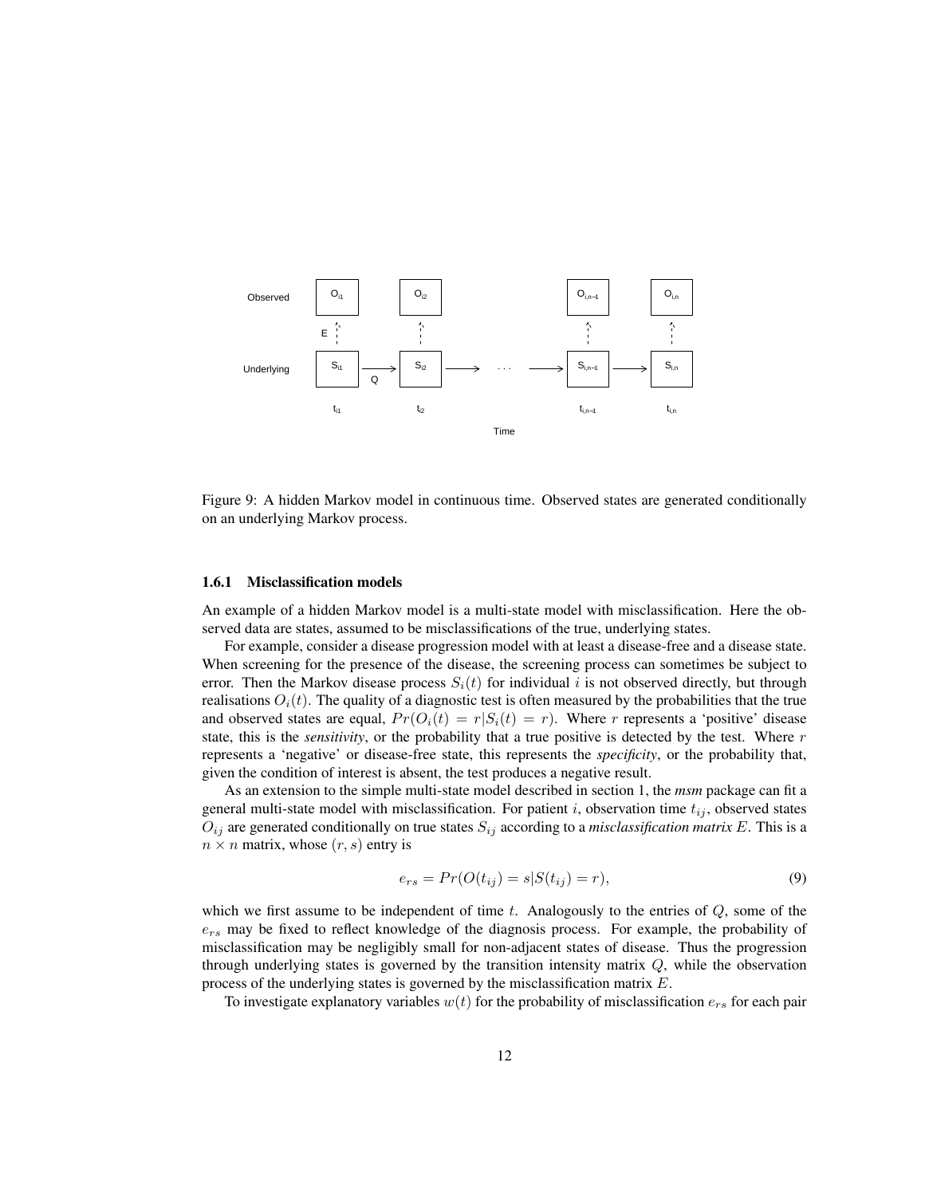Figure 9: A hidden Markov model in continuous time. Observed states are generated conditionally on an underlying Markov process.

### 1.6.1 Misclassification models

An example of a hidden Markov model is a multi-state model with misclassification. Here the observed data are states, assumed to be misclassifications of the true, underlying states.

For example, consider a disease progression model with at least a disease-free and a disease state. When screening for the presence of the disease, the screening process can sometimes be subject to error. Then the Markov disease process $S_i(t)$ for individual $i$ is not observed directly, but through realisations $O_i(t)$. The quality of a diagnostic test is often measured by the probabilities that the true and observed states are equal, $Pr(O_i(t) = r|S_i(t) = r)$. Where $r$ represents a 'positive' disease state, this is the ***sensitivity***, or the probability that a true positive is detected by the test. Where $r$ represents a 'negative' or disease-free state, this represents the ***specificity***, or the probability that, given the condition of interest is absent, the test produces a negative result.

As an extension to the simple multi-state model described in section 1, the *msm* package can fit a general multi-state model with misclassification. For patient $i$, observation time $t_{ij}$, observed states $O_{ij}$ are generated conditionally on true states $S_{ij}$ according to a *misclassification matrix* $E$. This is a $n \times n$ matrix, whose $(r, s)$ entry is

$$e_{rs} = Pr(O(t_{ij}) = s|S(t_{ij}) = r), \tag{9}$$

which we first assume to be independent of time $t$. Analogously to the entries of $Q$, some of the $e_{rs}$ may be fixed to reflect knowledge of the diagnosis process. For example, the probability of misclassification may be negligibly small for non-adjacent states of disease. Thus the progression through underlying states is governed by the transition intensity matrix $Q$, while the observation process of the underlying states is governed by the misclassification matrix $E$.

To investigate explanatory variables $w(t)$ for the probability of misclassification $e_{rs}$ for each pair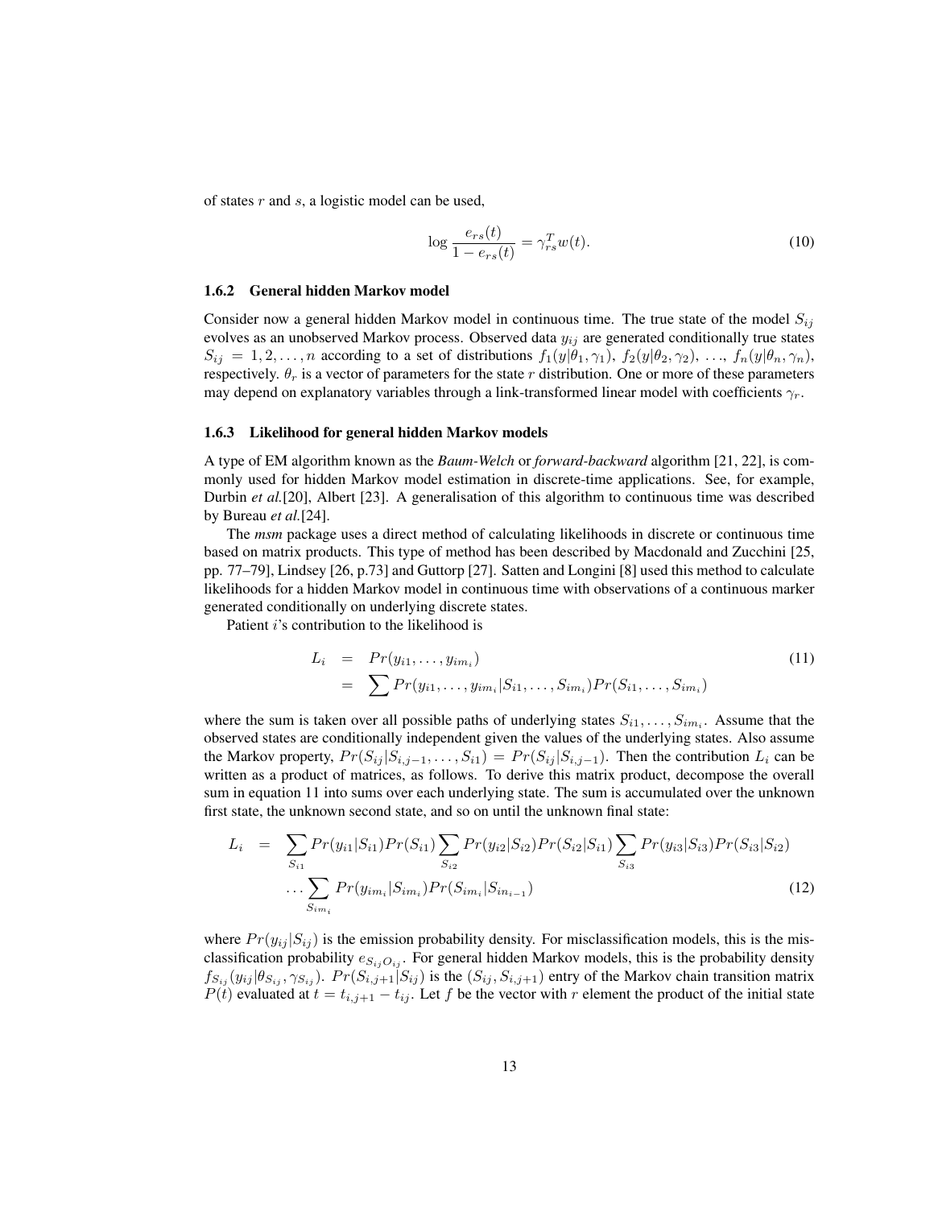of states $r$ and $s$, a logistic model can be used,

$$\log \frac{e_{rs}(t)}{1 - e_{rs}(t)} = \gamma_{rs}^T w(t). \tag{10}$$

### 1.6.2 General hidden Markov model

Consider now a general hidden Markov model in continuous time. The true state of the model $S_{ij}$ evolves as an unobserved Markov process. Observed data $y_{ij}$ are generated conditionally true states $S_{ij} = 1, 2, \ldots, n$ according to a set of distributions $f_1(y|\theta_1, \gamma_1)$, $f_2(y|\theta_2, \gamma_2)$, ..., $f_n(y|\theta_n, \gamma_n)$, respectively. $\theta_r$ is a vector of parameters for the state $r$ distribution. One or more of these parameters may depend on explanatory variables through a link-transformed linear model with coefficients $\gamma_r$.

### 1.6.3 Likelihood for general hidden Markov models

A type of EM algorithm known as the *Baum-Welch* or *forward-backward* algorithm [21, 22], is commonly used for hidden Markov model estimation in discrete-time applications. See, for example, Durbin *et al.*[20], Albert [23]. A generalisation of this algorithm to continuous time was described by Bureau *et al.*[24].

The *msm* package uses a direct method of calculating likelihoods in discrete or continuous time based on matrix products. This type of method has been described by Macdonald and Zucchini [25, pp. 77–79], Lindsey [26, p.73] and Guttorp [27]. Satten and Longini [8] used this method to calculate likelihoods for a hidden Markov model in continuous time with observations of a continuous marker generated conditionally on underlying discrete states.

Patient $i$'s contribution to the likelihood is

$$\begin{aligned} L_i &= Pr(y_{i1}, \ldots, y_{im_i}) \\ &= \sum Pr(y_{i1}, \ldots, y_{im_i}|S_{i1}, \ldots, S_{im_i}) Pr(S_{i1}, \ldots, S_{im_i}) \end{aligned} \tag{11}$$

where the sum is taken over all possible paths of underlying states $S_{i1}, \ldots, S_{im_i}$. Assume that the observed states are conditionally independent given the values of the underlying states. Also assume the Markov property, $Pr(S_{ij}|S_{i,j-1}, \ldots, S_{i1}) = Pr(S_{ij}|S_{i,j-1})$. Then the contribution $L_i$ can be written as a product of matrices, as follows. To derive this matrix product, decompose the overall sum in equation 11 into sums over each underlying state. The sum is accumulated over the unknown first state, the unknown second state, and so on until the unknown final state:

$$\begin{aligned} L_i &= \sum_{S_{i1}} Pr(y_{i1}|S_{i1}) Pr(S_{i1}) \sum_{S_{i2}} Pr(y_{i2}|S_{i2}) Pr(S_{i2}|S_{i1}) \sum_{S_{i3}} Pr(y_{i3}|S_{i3}) Pr(S_{i3}|S_{i2}) \\ &\quad \ldots \sum_{S_{im_i}} Pr(y_{im_i}|S_{im_i}) Pr(S_{im_i}|S_{in_{i-1}}) \end{aligned} \tag{12}$$

where $Pr(y_{ij}|S_{ij})$ is the emission probability density. For misclassification models, this is the misclassification probability $e_{S_{ij}O_{ij}}$. For general hidden Markov models, this is the probability density $f_{S_{ij}}(y_{ij}|\theta_{S_{ij}}, \gamma_{S_{ij}})$. $Pr(S_{i,j+1}|S_{ij})$ is the $(S_{ij}, S_{i,j+1})$ entry of the Markov chain transition matrix $P(t)$ evaluated at $t = t_{i,j+1} - t_{ij}$. Let $f$ be the vector with $r$ element the product of the initial state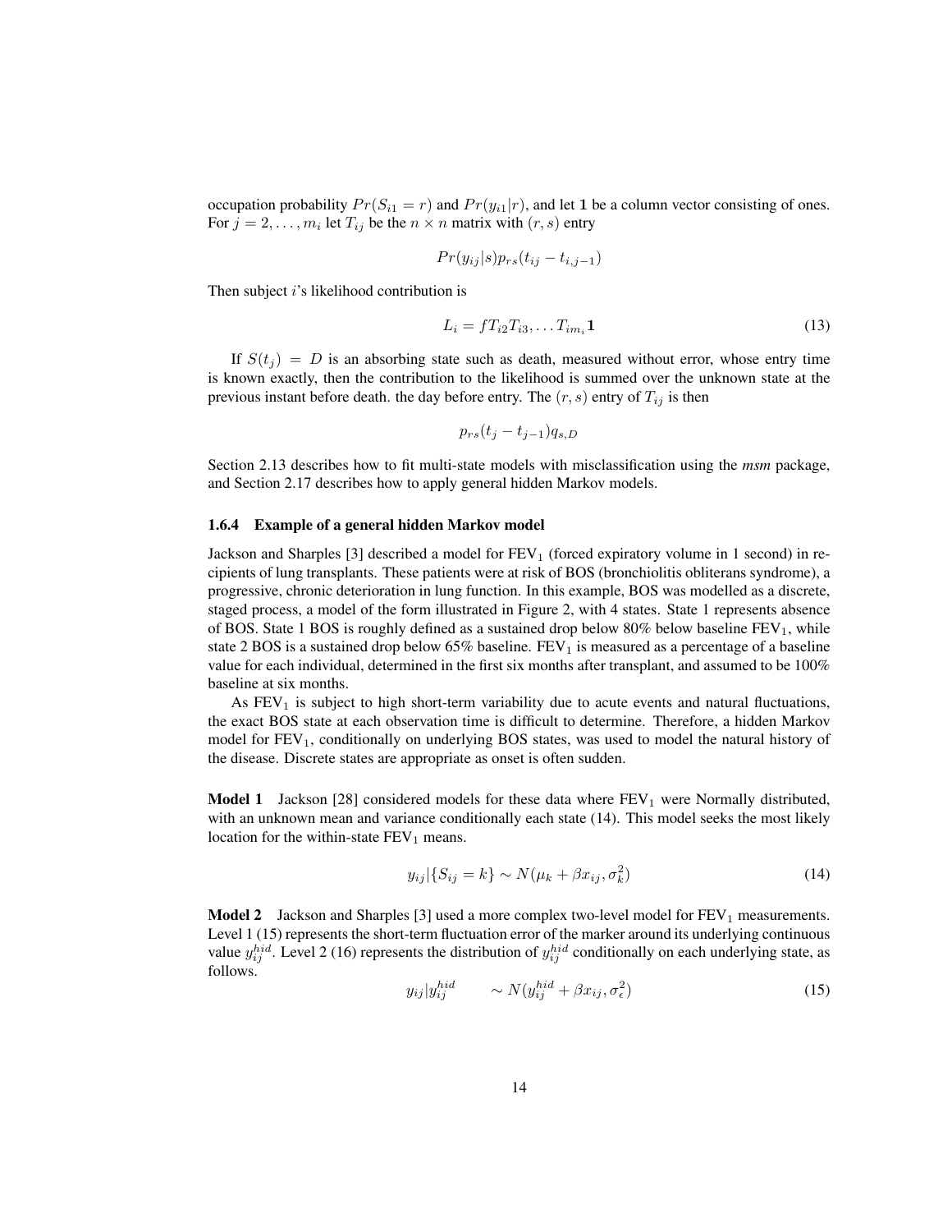occupation probability $Pr(S_{i1} = r)$ and $Pr(y_{i1}|r)$, and let $\mathbf{1}$ be a column vector consisting of ones. For $j = 2, \ldots, m_i$ let $T_{ij}$ be the $n \times n$ matrix with $(r, s)$ entry

$$Pr(y_{ij}|s)p_{rs}(t_{ij} - t_{i,j-1})$$

Then subject $i$'s likelihood contribution is

$$L_i = fT_{i2}T_{i3}, \ldots T_{im_i}\mathbf{1} \tag{13}$$

If $S(t_j) = D$ is an absorbing state such as death, measured without error, whose entry time is known exactly, then the contribution to the likelihood is summed over the unknown state at the previous instant before death. the day before entry. The $(r, s)$ entry of $T_{ij}$ is then

$$p_{rs}(t_j - t_{j-1})q_{s,D}$$

Section 2.13 describes how to fit multi-state models with misclassification using the *msm* package, and Section 2.17 describes how to apply general hidden Markov models.

### 1.6.4 Example of a general hidden Markov model

Jackson and Sharples [3] described a model for $FEV_1$ (forced expiratory volume in 1 second) in recipients of lung transplants. These patients were at risk of BOS (bronchiolitis obliterans syndrome), a progressive, chronic deterioration in lung function. In this example, BOS was modelled as a discrete, staged process, a model of the form illustrated in Figure 2, with 4 states. State 1 represents absence of BOS. State 1 BOS is roughly defined as a sustained drop below 80% below baseline $FEV_1$, while state 2 BOS is a sustained drop below 65% baseline. $FEV_1$ is measured as a percentage of a baseline value for each individual, determined in the first six months after transplant, and assumed to be 100% baseline at six months.

As $FEV_1$ is subject to high short-term variability due to acute events and natural fluctuations, the exact BOS state at each observation time is difficult to determine. Therefore, a hidden Markov model for $FEV_1$, conditionally on underlying BOS states, was used to model the natural history of the disease. Discrete states are appropriate as onset is often sudden.

**Model 1** Jackson [28] considered models for these data where $FEV_1$ were Normally distributed, with an unknown mean and variance conditionally each state (14). This model seeks the most likely location for the within-state $FEV_1$ means.

$$y_{ij}|\{S_{ij} = k\} \sim N(\mu_k + \beta x_{ij}, \sigma_k^2) \tag{14}$$

**Model 2** Jackson and Sharples [3] used a more complex two-level model for $FEV_1$ measurements. Level 1 (15) represents the short-term fluctuation error of the marker around its underlying continuous value $y_{ij}^{hid}$. Level 2 (16) represents the distribution of $y_{ij}^{hid}$ conditionally on each underlying state, as follows.

$$y_{ij}|y_{ij}^{hid} \quad \sim N(y_{ij}^{hid} + \beta x_{ij}, \sigma_\epsilon^2) \tag{15}$$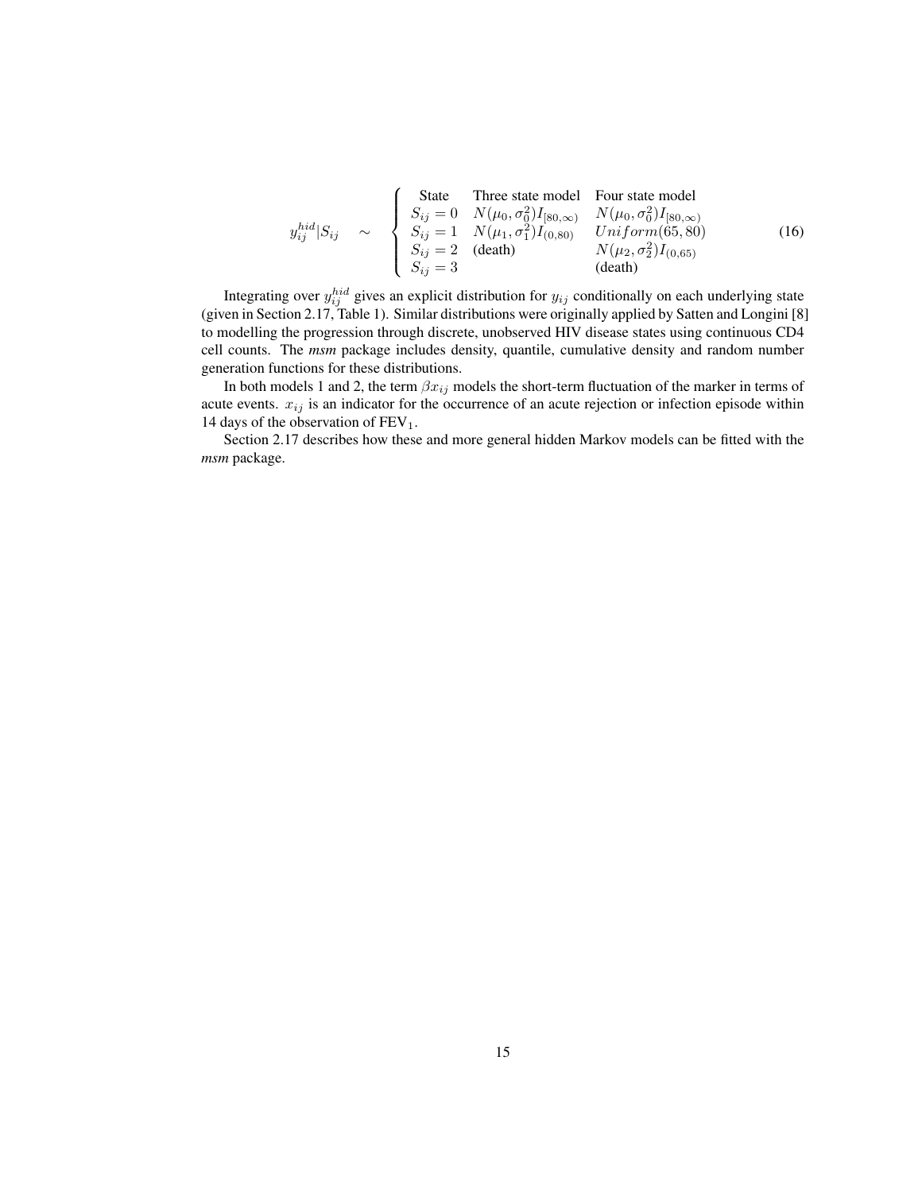$$
y_{ij}^{hid}|S_{ij} \quad \sim \quad \left\{ \begin{array}{lll} \text{State} & \text{Three state model} & \text{Four state model} \\ S_{ij}=0 & N(\mu_0,\sigma_0^2)I_{[80,\infty)} & N(\mu_0,\sigma_0^2)I_{[80,\infty)} \\ S_{ij}=1 & N(\mu_1,\sigma_1^2)I_{(0,80)} & Uniform(65,80) \\ S_{ij}=2 & \text{(death)} & N(\mu_2,\sigma_2^2)I_{(0,65)} \\ S_{ij}=3 & & \text{(death)} \end{array} \right. \tag{16}
$$

Integrating over $y_{ij}^{hid}$ gives an explicit distribution for $y_{ij}$ conditionally on each underlying state (given in Section 2.17, Table 1). Similar distributions were originally applied by Satten and Longini [8] to modelling the progression through discrete, unobserved HIV disease states using continuous CD4 cell counts. The *msm* package includes density, quantile, cumulative density and random number generation functions for these distributions.

In both models 1 and 2, the term $\beta x_{ij}$ models the short-term fluctuation of the marker in terms of acute events. $x_{ij}$ is an indicator for the occurrence of an acute rejection or infection episode within 14 days of the observation of $\text{FEV}_1$.

Section 2.17 describes how these and more general hidden Markov models can be fitted with the *msm* package.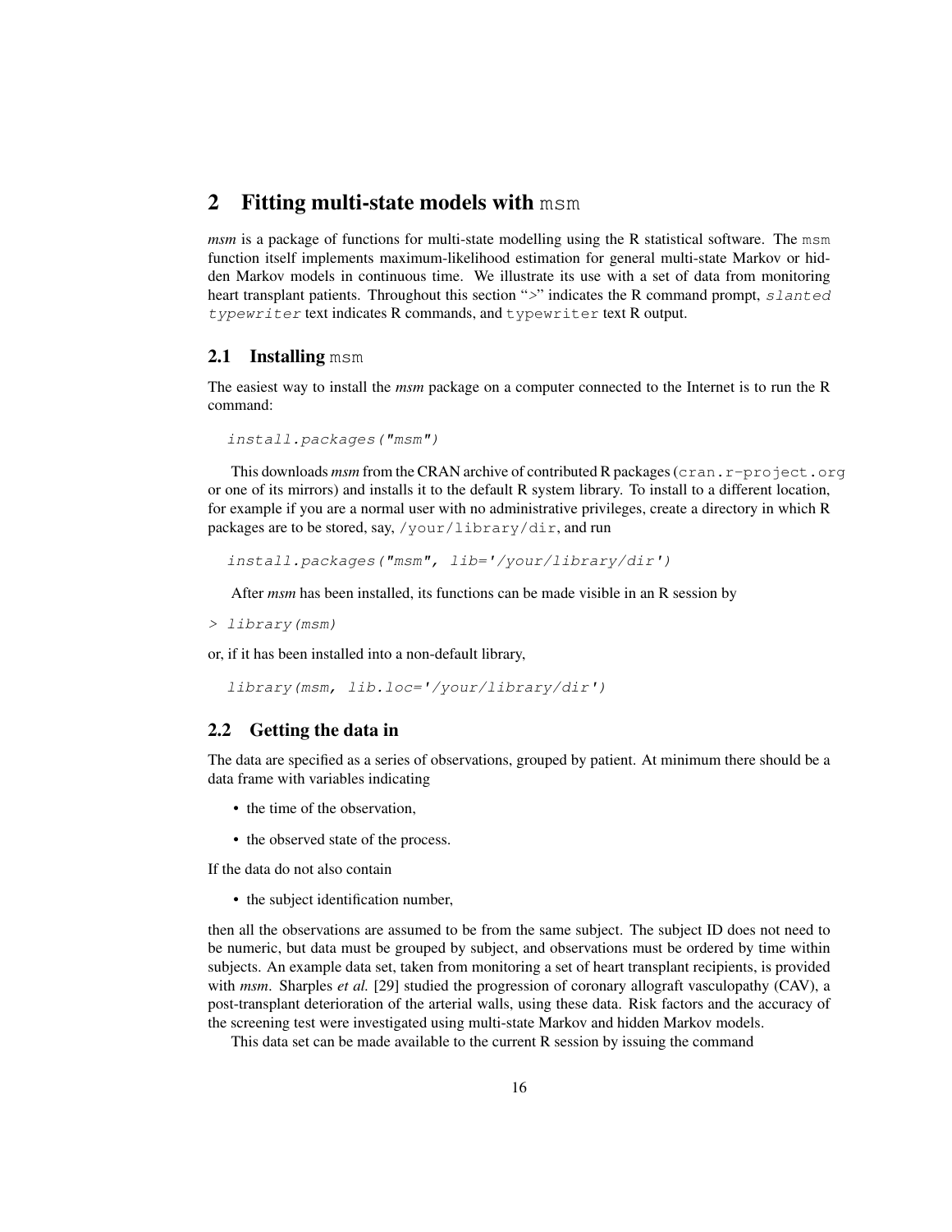## 2 Fitting multi-state models with msm

*msm* is a package of functions for multi-state modelling using the R statistical software. The msm function itself implements maximum-likelihood estimation for general multi-state Markov or hidden Markov models in continuous time. We illustrate its use with a set of data from monitoring heart transplant patients. Throughout this section ">" indicates the R command prompt, *slanted typewriter* text indicates R commands, and typewriter text R output.

### 2.1 Installing msm

The easiest way to install the *msm* package on a computer connected to the Internet is to run the R command:

```
install.packages("msm")
```

This downloads *msm* from the CRAN archive of contributed R packages (cran.r-project.org or one of its mirrors) and installs it to the default R system library. To install to a different location, for example if you are a normal user with no administrative privileges, create a directory in which R packages are to be stored, say, /your/library/dir, and run

```
install.packages("msm", lib='/your/library/dir')
```

After *msm* has been installed, its functions can be made visible in an R session by

```
> library(msm)
```

or, if it has been installed into a non-default library,

```
library(msm, lib.loc='/your/library/dir')
```

### 2.2 Getting the data in

The data are specified as a series of observations, grouped by patient. At minimum there should be a data frame with variables indicating

- the time of the observation,
- the observed state of the process.

If the data do not also contain

- the subject identification number,

then all the observations are assumed to be from the same subject. The subject ID does not need to be numeric, but data must be grouped by subject, and observations must be ordered by time within subjects. An example data set, taken from monitoring a set of heart transplant recipients, is provided with *msm*. Sharples *et al.* [29] studied the progression of coronary allograft vasculopathy (CAV), a post-transplant deterioration of the arterial walls, using these data. Risk factors and the accuracy of the screening test were investigated using multi-state Markov and hidden Markov models.

This data set can be made available to the current R session by issuing the command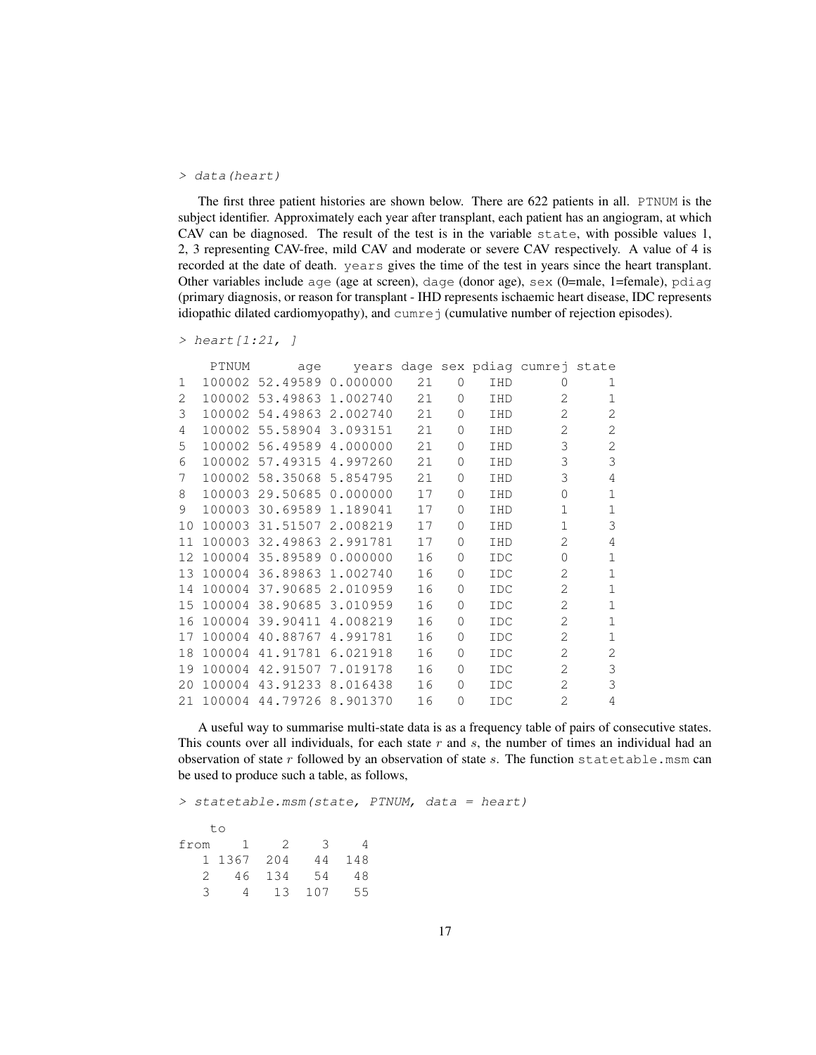```
> data(heart)
```

The first three patient histories are shown below. There are 622 patients in all. `PTNUM` is the subject identifier. Approximately each year after transplant, each patient has an angiogram, at which CAV can be diagnosed. The result of the test is in the variable `state`, with possible values 1, 2, 3 representing CAV-free, mild CAV and moderate or severe CAV respectively. A value of 4 is recorded at the date of death. `years` gives the time of the test in years since the heart transplant. Other variables include `age` (age at screen), `dage` (donor age), `sex` (0=male, 1=female), `pdiag` (primary diagnosis, or reason for transplant - IHD represents ischaemic heart disease, IDC represents idiopathic dilated cardiomyopathy), and `cumrej` (cumulative number of rejection episodes).

```
> heart[1:21, ]

    PTNUM      age    years dage sex pdiag cumrej state
1  100002 52.49589 0.000000   21   0   IHD      0     1
2  100002 53.49863 1.002740   21   0   IHD      2     1
3  100002 54.49863 2.002740   21   0   IHD      2     2
4  100002 55.58904 3.093151   21   0   IHD      2     2
5  100002 56.49589 4.000000   21   0   IHD      3     2
6  100002 57.49315 4.997260   21   0   IHD      3     3
7  100002 58.35068 5.854795   21   0   IHD      3     4
8  100003 29.50685 0.000000   17   0   IHD      0     1
9  100003 30.69589 1.189041   17   0   IHD      1     1
10 100003 31.51507 2.008219   17   0   IHD      1     3
11 100003 32.49863 2.991781   17   0   IHD      2     4
12 100004 35.89589 0.000000   16   0   IDC      0     1
13 100004 36.89863 1.002740   16   0   IDC      2     1
14 100004 37.90685 2.010959   16   0   IDC      2     1
15 100004 38.90685 3.010959   16   0   IDC      2     1
16 100004 39.90411 4.008219   16   0   IDC      2     1
17 100004 40.88767 4.991781   16   0   IDC      2     1
18 100004 41.91781 6.021918   16   0   IDC      2     2
19 100004 42.91507 7.019178   16   0   IDC      2     3
20 100004 43.91233 8.016438   16   0   IDC      2     3
21 100004 44.79726 8.901370   16   0   IDC      2     4
```

A useful way to summarise multi-state data is as a frequency table of pairs of consecutive states. This counts over all individuals, for each state $r$ and $s$, the number of times an individual had an observation of state $r$ followed by an observation of state $s$. The function `statetable.msm` can be used to produce such a table, as follows,

```
> statetable.msm(state, PTNUM, data = heart)

    to
from    1    2    3    4
   1 1367  204   44  148
   2   46  134   54   48
   3    4   13  107   55
```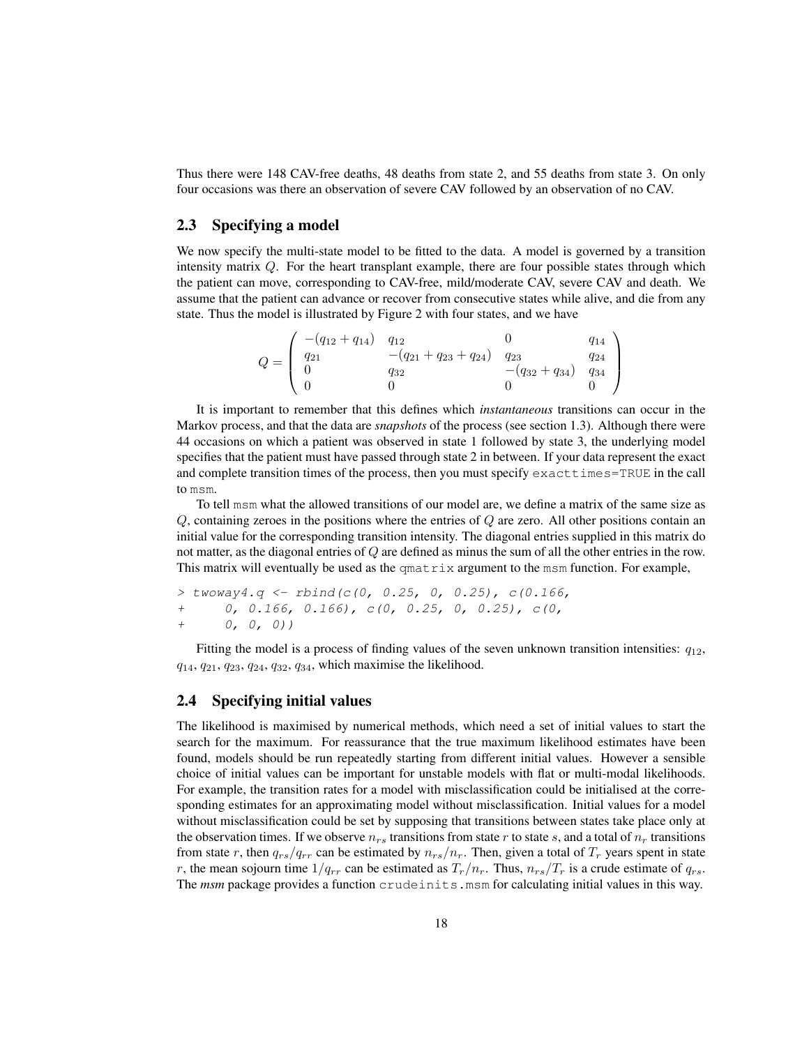Thus there were 148 CAV-free deaths, 48 deaths from state 2, and 55 deaths from state 3. On only four occasions was there an observation of severe CAV followed by an observation of no CAV.

## 2.3 Specifying a model

We now specify the multi-state model to be fitted to the data. A model is governed by a transition intensity matrix $Q$. For the heart transplant example, there are four possible states through which the patient can move, corresponding to CAV-free, mild/moderate CAV, severe CAV and death. We assume that the patient can advance or recover from consecutive states while alive, and die from any state. Thus the model is illustrated by Figure 2 with four states, and we have

$$Q = \begin{pmatrix} -(q_{12} + q_{14}) & q_{12} & 0 & q_{14} \\ q_{21} & -(q_{21} + q_{23} + q_{24}) & q_{23} & q_{24} \\ 0 & q_{32} & -(q_{32} + q_{34}) & q_{34} \\ 0 & 0 & 0 & 0 \end{pmatrix}$$

It is important to remember that this defines which *instantaneous* transitions can occur in the Markov process, and that the data are *snapshots* of the process (see section 1.3). Although there were 44 occasions on which a patient was observed in state 1 followed by state 3, the underlying model specifies that the patient must have passed through state 2 in between. If your data represent the exact and complete transition times of the process, then you must specify `exacttimes=TRUE` in the call to `msm`.

To tell `msm` what the allowed transitions of our model are, we define a matrix of the same size as $Q$, containing zeroes in the positions where the entries of $Q$ are zero. All other positions contain an initial value for the corresponding transition intensity. The diagonal entries supplied in this matrix do not matter, as the diagonal entries of $Q$ are defined as minus the sum of all the other entries in the row. This matrix will eventually be used as the `qmatrix` argument to the `msm` function. For example,

```
> twoway4.q <- rbind(c(0, 0.25, 0, 0.25), c(0.166,
+     0, 0.166, 0.166), c(0, 0.25, 0, 0.25), c(0,
+     0, 0, 0))
```

Fitting the model is a process of finding values of the seven unknown transition intensities: $q_{12}$, $q_{14}$, $q_{21}$, $q_{23}$, $q_{24}$, $q_{32}$, $q_{34}$, which maximise the likelihood.

## 2.4 Specifying initial values

The likelihood is maximised by numerical methods, which need a set of initial values to start the search for the maximum. For reassurance that the true maximum likelihood estimates have been found, models should be run repeatedly starting from different initial values. However a sensible choice of initial values can be important for unstable models with flat or multi-modal likelihoods. For example, the transition rates for a model with misclassification could be initialised at the corresponding estimates for an approximating model without misclassification. Initial values for a model without misclassification could be set by supposing that transitions between states take place only at the observation times. If we observe $n_{rs}$ transitions from state $r$ to state $s$, and a total of $n_r$ transitions from state $r$, then $q_{rs}/q_{rr}$ can be estimated by $n_{rs}/n_r$. Then, given a total of $T_r$ years spent in state $r$, the mean sojourn time $1/q_{rr}$ can be estimated as $T_r/n_r$. Thus, $n_{rs}/T_r$ is a crude estimate of $q_{rs}$. The ***msm*** package provides a function `crudeinits.msm` for calculating initial values in this way.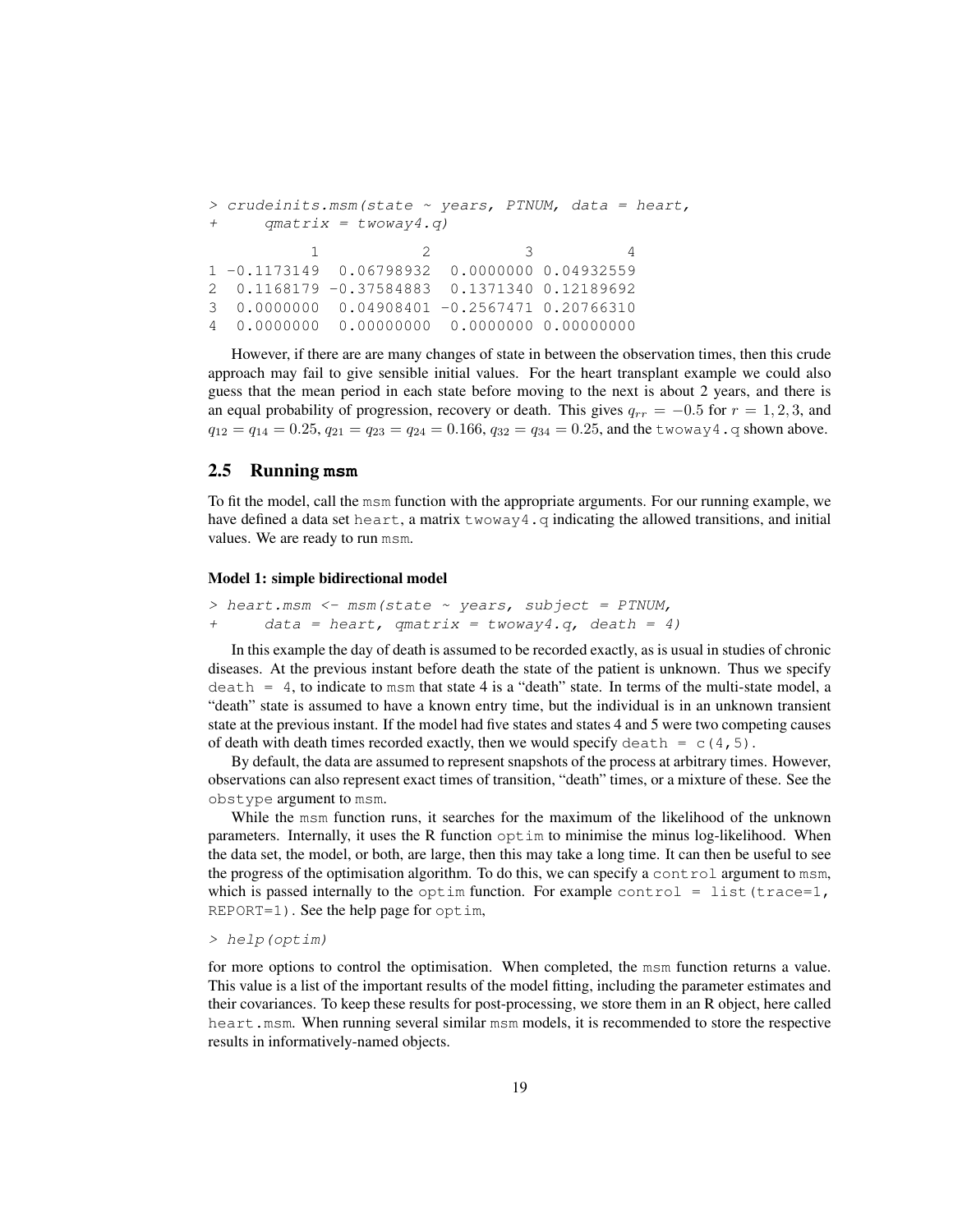```
> crudeinits.msm(state ~ years, PTNUM, data = heart,
+      qmatrix = twoway4.q)

           1           2          3          4
1 -0.1173149  0.06798932  0.0000000 0.04932559
2  0.1168179 -0.37584883  0.1371340 0.12189692
3  0.0000000  0.04908401 -0.2567471 0.20766310
4  0.0000000  0.00000000  0.0000000 0.00000000
```

However, if there are are many changes of state in between the observation times, then this crude approach may fail to give sensible initial values. For the heart transplant example we could also guess that the mean period in each state before moving to the next is about 2 years, and there is an equal probability of progression, recovery or death. This gives $q_{rr} = -0.5$ for $r = 1, 2, 3$, and $q_{12} = q_{14} = 0.25$, $q_{21} = q_{23} = q_{24} = 0.166$, $q_{32} = q_{34} = 0.25$, and the `twoway4.q` shown above.

## 2.5 Running msm

To fit the model, call the `msm` function with the appropriate arguments. For our running example, we have defined a data set `heart`, a matrix `twoway4.q` indicating the allowed transitions, and initial values. We are ready to run `msm`.

#### Model 1: simple bidirectional model

```
> heart.msm <- msm(state ~ years, subject = PTNUM,
+      data = heart, qmatrix = twoway4.q, death = 4)
```

In this example the day of death is assumed to be recorded exactly, as is usual in studies of chronic diseases. At the previous instant before death the state of the patient is unknown. Thus we specify `death = 4`, to indicate to `msm` that state 4 is a "death" state. In terms of the multi-state model, a "death" state is assumed to have a known entry time, but the individual is in an unknown transient state at the previous instant. If the model had five states and states 4 and 5 were two competing causes of death with death times recorded exactly, then we would specify `death = c(4,5)`.

By default, the data are assumed to represent snapshots of the process at arbitrary times. However, observations can also represent exact times of transition, "death" times, or a mixture of these. See the `obstype` argument to `msm`.

While the `msm` function runs, it searches for the maximum of the likelihood of the unknown parameters. Internally, it uses the R function `optim` to minimise the minus log-likelihood. When the data set, the model, or both, are large, then this may take a long time. It can then be useful to see the progress of the optimisation algorithm. To do this, we can specify a `control` argument to `msm`, which is passed internally to the `optim` function. For example `control = list(trace=1, REPORT=1)`. See the help page for `optim`,

```
> help(optim)
```

for more options to control the optimisation. When completed, the `msm` function returns a value. This value is a list of the important results of the model fitting, including the parameter estimates and their covariances. To keep these results for post-processing, we store them in an R object, here called `heart.msm`. When running several similar `msm` models, it is recommended to store the respective results in informatively-named objects.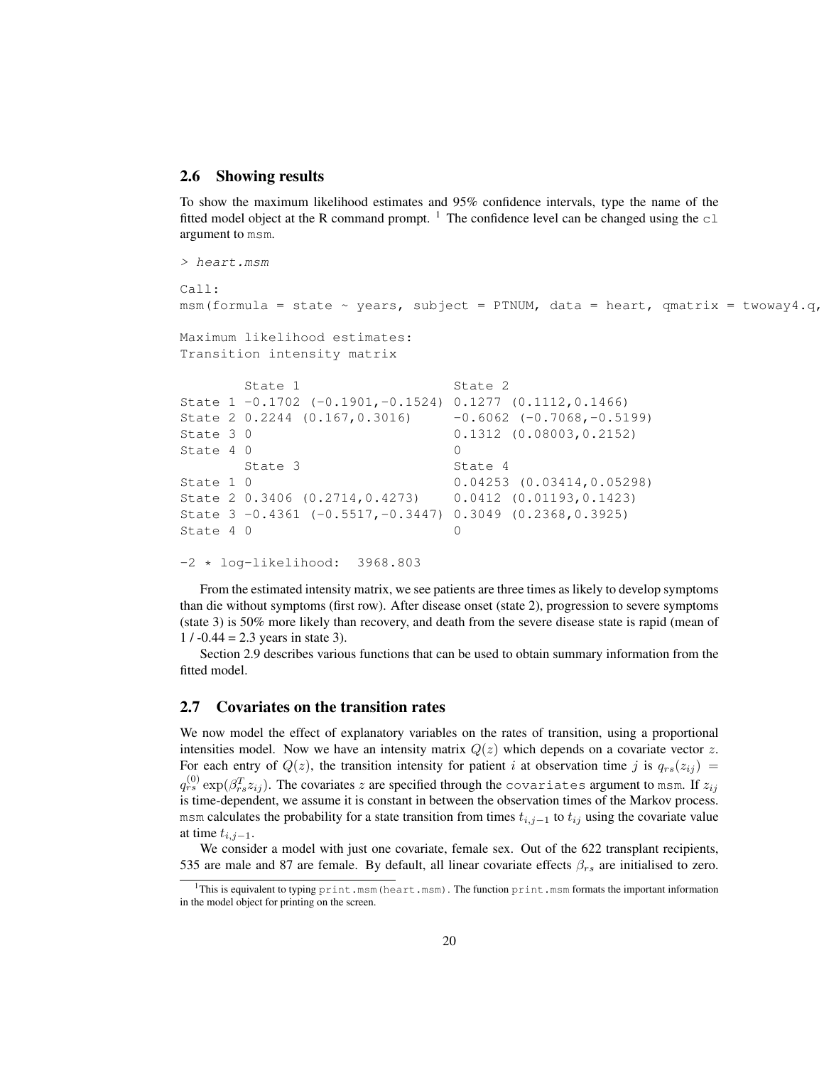## 2.6 Showing results

To show the maximum likelihood estimates and 95% confidence intervals, type the name of the fitted model object at the R command prompt. [1] The confidence level can be changed using the `cl` argument to `msm`.

```
> heart.msm

Call:
msm(formula = state ~ years, subject = PTNUM, data = heart, qmatrix = twoway4.q,

Maximum likelihood estimates:
Transition intensity matrix

        State 1                     State 2
State 1 -0.1702 (-0.1901,-0.1524) 0.1277 (0.1112,0.1466)
State 2 0.2244 (0.167,0.3016)     -0.6062 (-0.7068,-0.5199)
State 3 0                         0.1312 (0.08003,0.2152)
State 4 0                         0
        State 3                   State 4
State 1 0                         0.04253 (0.03414,0.05298)
State 2 0.3406 (0.2714,0.4273)    0.0412 (0.01193,0.1423)
State 3 -0.4361 (-0.5517,-0.3447) 0.3049 (0.2368,0.3925)
State 4 0                         0

-2 * log-likelihood:  3968.803
```

From the estimated intensity matrix, we see patients are three times as likely to develop symptoms than die without symptoms (first row). After disease onset (state 2), progression to severe symptoms (state 3) is 50% more likely than recovery, and death from the severe disease state is rapid (mean of 1 / -0.44 = 2.3 years in state 3).

Section 2.9 describes various functions that can be used to obtain summary information from the fitted model.

## 2.7 Covariates on the transition rates

We now model the effect of explanatory variables on the rates of transition, using a proportional intensities model. Now we have an intensity matrix $Q(z)$ which depends on a covariate vector $z$. For each entry of $Q(z)$, the transition intensity for patient $i$ at observation time $j$ is $q_{rs}(z_{ij}) = q_{rs}^{(0)} \exp(\beta_{rs}^T z_{ij})$. The covariates $z$ are specified through the `covariates` argument to `msm`. If $z_{ij}$ is time-dependent, we assume it is constant in between the observation times of the Markov process. `msm` calculates the probability for a state transition from times $t_{i,j-1}$ to $t_{ij}$ using the covariate value at time $t_{i,j-1}$.

We consider a model with just one covariate, female sex. Out of the 622 transplant recipients, 535 are male and 87 are female. By default, all linear covariate effects $\beta_{rs}$ are initialised to zero.

[1] This is equivalent to typing `print.msm(heart.msm)`. The function `print.msm` formats the important information in the model object for printing on the screen.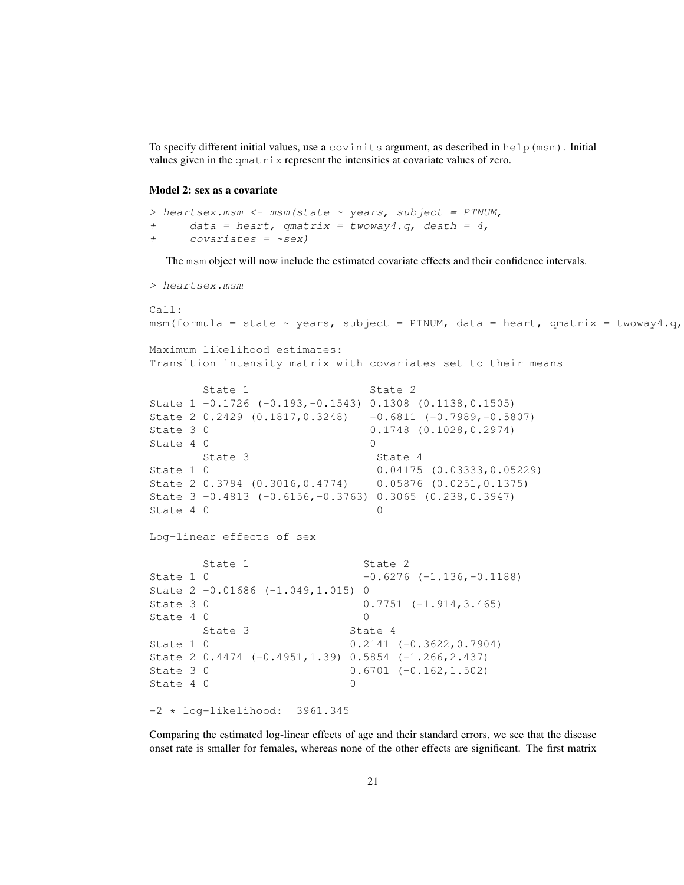To specify different initial values, use a `covinits` argument, as described in `help(msm)`. Initial values given in the `qmatrix` represent the intensities at covariate values of zero.

### Model 2: sex as a covariate

```
> heartsex.msm <- msm(state ~ years, subject = PTNUM,
+     data = heart, qmatrix = twoway4.q, death = 4,
+     covariates = ~sex)
```

The `msm` object will now include the estimated covariate effects and their confidence intervals.

```
> heartsex.msm

Call:
msm(formula = state ~ years, subject = PTNUM, data = heart, qmatrix = twoway4.q,

Maximum likelihood estimates:
Transition intensity matrix with covariates set to their means

        State 1                   State 2
State 1 -0.1726 (-0.193,-0.1543) 0.1308 (0.1138,0.1505)
State 2 0.2429 (0.1817,0.3248)   -0.6811 (-0.7989,-0.5807)
State 3 0                        0.1748 (0.1028,0.2974)
State 4 0                        0
        State 3                   State 4
State 1 0                         0.04175 (0.03333,0.05229)
State 2 0.3794 (0.3016,0.4774)    0.05876 (0.0251,0.1375)
State 3 -0.4813 (-0.6156,-0.3763) 0.3065 (0.238,0.3947)
State 4 0                         0

Log-linear effects of sex

        State 1                  State 2
State 1 0                        -0.6276 (-1.136,-0.1188)
State 2 -0.01686 (-1.049,1.015) 0
State 3 0                        0.7751 (-1.914,3.465)
State 4 0                        0
        State 3               State 4
State 1 0                     0.2141 (-0.3622,0.7904)
State 2 0.4474 (-0.4951,1.39) 0.5854 (-1.266,2.437)
State 3 0                     0.6701 (-0.162,1.502)
State 4 0                     0

-2 * log-likelihood:  3961.345
```

Comparing the estimated log-linear effects of age and their standard errors, we see that the disease onset rate is smaller for females, whereas none of the other effects are significant. The first matrix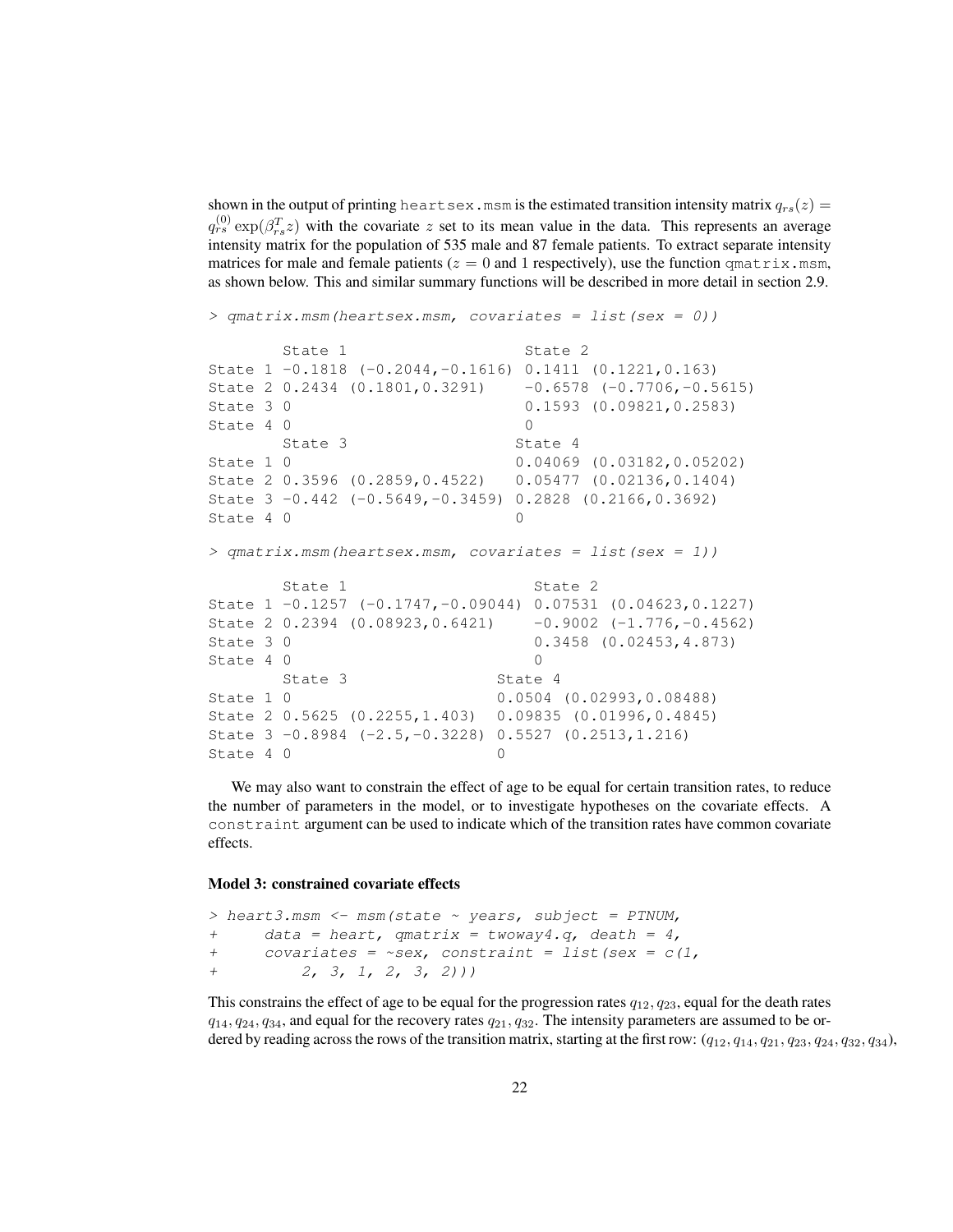shown in the output of printing `heartsex.msm` is the estimated transition intensity matrix $q_{rs}(z) = q_{rs}^{(0)} \exp(\beta_{rs}^T z)$ with the covariate $z$ set to its mean value in the data. This represents an average intensity matrix for the population of 535 male and 87 female patients. To extract separate intensity matrices for male and female patients ($z = 0$ and 1 respectively), use the function `qmatrix.msm`, as shown below. This and similar summary functions will be described in more detail in section 2.9.

```
> qmatrix.msm(heartsex.msm, covariates = list(sex = 0))

        State 1                     State 2
State 1 -0.1818 (-0.2044,-0.1616) 0.1411 (0.1221,0.163)
State 2 0.2434 (0.1801,0.3291)     -0.6578 (-0.7706,-0.5615)
State 3 0                          0.1593 (0.09821,0.2583)
State 4 0                          0
        State 3                   State 4
State 1 0                         0.04069 (0.03182,0.05202)
State 2 0.3596 (0.2859,0.4522)    0.05477 (0.02136,0.1404)
State 3 -0.442 (-0.5649,-0.3459) 0.2828 (0.2166,0.3692)
State 4 0                         0

> qmatrix.msm(heartsex.msm, covariates = list(sex = 1))

        State 1                      State 2
State 1 -0.1257 (-0.1747,-0.09044) 0.07531 (0.04623,0.1227)
State 2 0.2394 (0.08923,0.6421)      -0.9002 (-1.776,-0.4562)
State 3 0                            0.3458 (0.02453,4.873)
State 4 0                            0
        State 3                  State 4
State 1 0                        0.0504 (0.02993,0.08488)
State 2 0.5625 (0.2255,1.403)   0.09835 (0.01996,0.4845)
State 3 -0.8984 (-2.5,-0.3228) 0.5527 (0.2513,1.216)
State 4 0                        0
```

We may also want to constrain the effect of age to be equal for certain transition rates, to reduce the number of parameters in the model, or to investigate hypotheses on the covariate effects. A `constraint` argument can be used to indicate which of the transition rates have common covariate effects.

**Model 3: constrained covariate effects**

```
> heart3.msm <- msm(state ~ years, subject = PTNUM,
+     data = heart, qmatrix = twoway4.q, death = 4,
+     covariates = ~sex, constraint = list(sex = c(1,
+         2, 3, 1, 2, 3, 2)))
```

This constrains the effect of age to be equal for the progression rates $q_{12}, q_{23}$, equal for the death rates $q_{14}, q_{24}, q_{34}$, and equal for the recovery rates $q_{21}, q_{32}$. The intensity parameters are assumed to be ordered by reading across the rows of the transition matrix, starting at the first row: $(q_{12}, q_{14}, q_{21}, q_{23}, q_{24}, q_{32}, q_{34})$,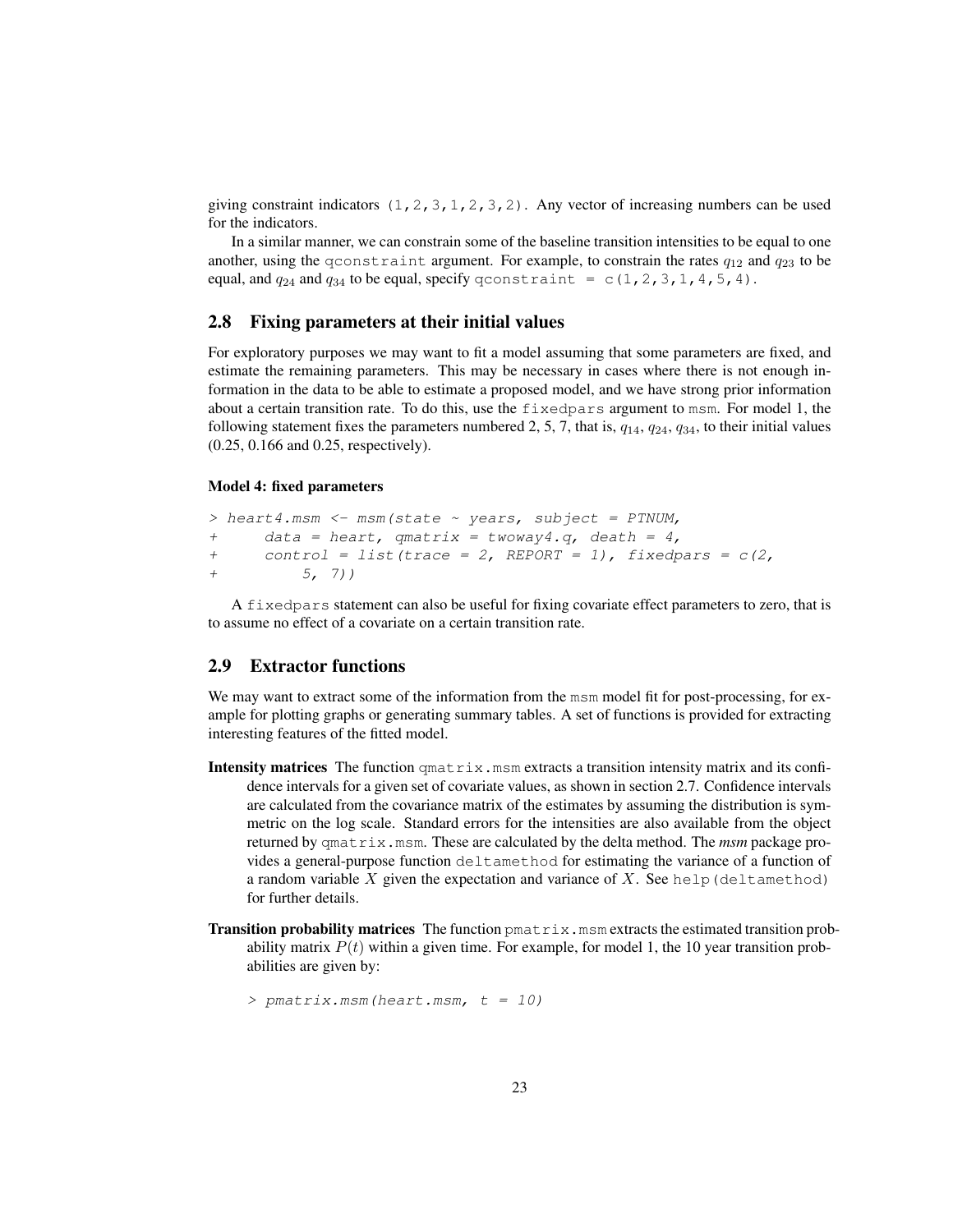giving constraint indicators `(1,2,3,1,2,3,2)`. Any vector of increasing numbers can be used for the indicators.

In a similar manner, we can constrain some of the baseline transition intensities to be equal to one another, using the `qconstraint` argument. For example, to constrain the rates $q_{12}$ and $q_{23}$ to be equal, and $q_{24}$ and $q_{34}$ to be equal, specify `qconstraint = c(1,2,3,1,4,5,4)`.

## 2.8 Fixing parameters at their initial values

For exploratory purposes we may want to fit a model assuming that some parameters are fixed, and estimate the remaining parameters. This may be necessary in cases where there is not enough information in the data to be able to estimate a proposed model, and we have strong prior information about a certain transition rate. To do this, use the `fixedpars` argument to `msm`. For model 1, the following statement fixes the parameters numbered 2, 5, 7, that is, $q_{14}$, $q_{24}$, $q_{34}$, to their initial values (0.25, 0.166 and 0.25, respectively).

#### Model 4: fixed parameters

```
> heart4.msm <- msm(state ~ years, subject = PTNUM,
+      data = heart, qmatrix = twoway4.q, death = 4,
+      control = list(trace = 2, REPORT = 1), fixedpars = c(2,
+          5, 7))
```

A `fixedpars` statement can also be useful for fixing covariate effect parameters to zero, that is to assume no effect of a covariate on a certain transition rate.

## 2.9 Extractor functions

We may want to extract some of the information from the `msm` model fit for post-processing, for example for plotting graphs or generating summary tables. A set of functions is provided for extracting interesting features of the fitted model.

**Intensity matrices** The function `qmatrix.msm` extracts a transition intensity matrix and its confidence intervals for a given set of covariate values, as shown in section 2.7. Confidence intervals are calculated from the covariance matrix of the estimates by assuming the distribution is symmetric on the log scale. Standard errors for the intensities are also available from the object returned by `qmatrix.msm`. These are calculated by the delta method. The *msm* package provides a general-purpose function `deltamethod` for estimating the variance of a function of a random variable $X$ given the expectation and variance of $X$. See `help(deltamethod)` for further details.

**Transition probability matrices** The function `pmatrix.msm` extracts the estimated transition probability matrix $P(t)$ within a given time. For example, for model 1, the 10 year transition probabilities are given by:

```
> pmatrix.msm(heart.msm, t = 10)
```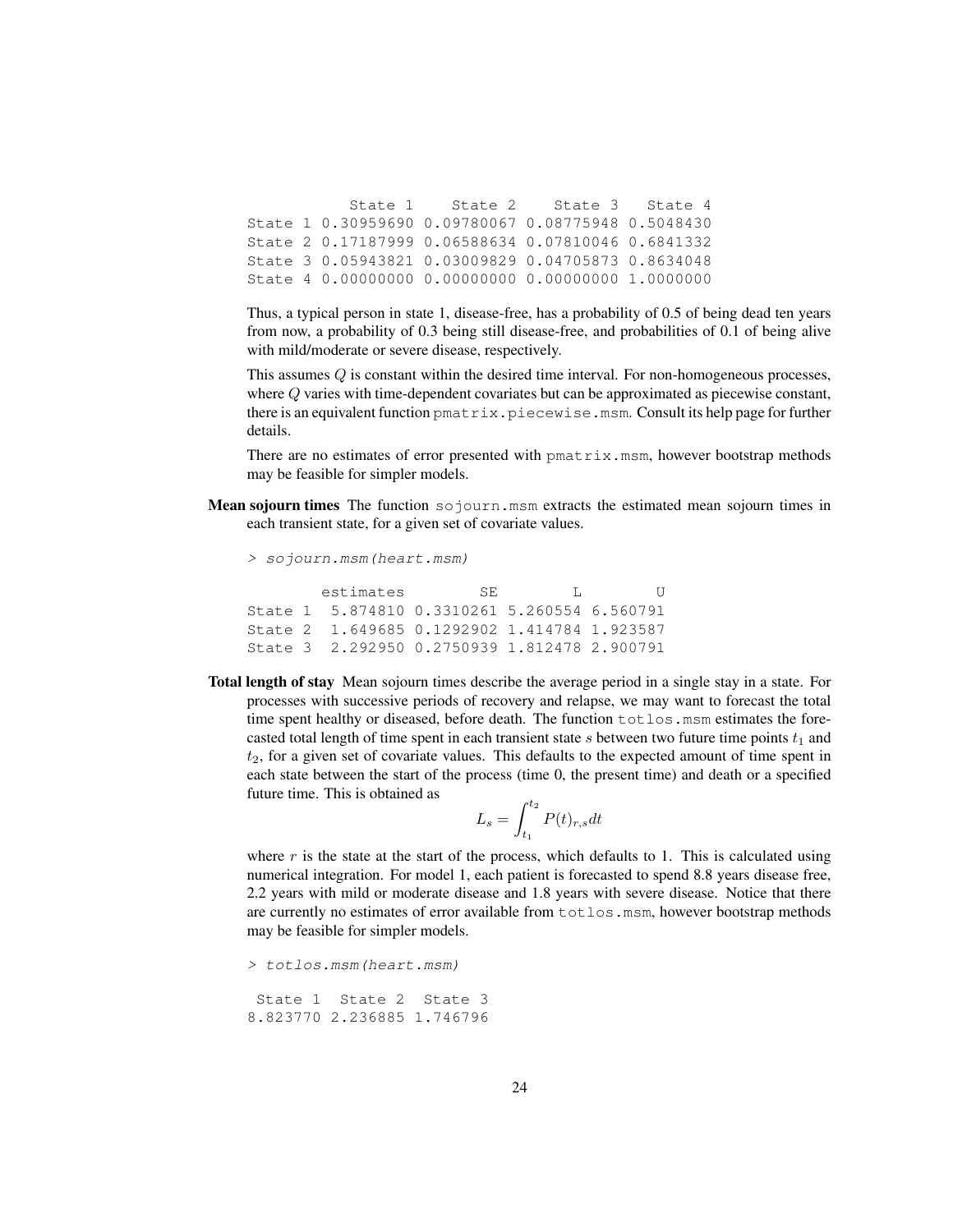```
            State 1    State 2    State 3   State 4
State 1 0.30959690 0.09780067 0.08775948 0.5048430
State 2 0.17187999 0.06588634 0.07810046 0.6841332
State 3 0.05943821 0.03009829 0.04705873 0.8634048
State 4 0.00000000 0.00000000 0.00000000 1.0000000
```

Thus, a typical person in state 1, disease-free, has a probability of 0.5 of being dead ten years from now, a probability of 0.3 being still disease-free, and probabilities of 0.1 of being alive with mild/moderate or severe disease, respectively.

This assumes $Q$ is constant within the desired time interval. For non-homogeneous processes, where $Q$ varies with time-dependent covariates but can be approximated as piecewise constant, there is an equivalent function `pmatrix.piecewise.msm`. Consult its help page for further details.

There are no estimates of error presented with `pmatrix.msm`, however bootstrap methods may be feasible for simpler models.

**Mean sojourn times** The function `sojourn.msm` extracts the estimated mean sojourn times in each transient state, for a given set of covariate values.

```
> sojourn.msm(heart.msm)

        estimates        SE        L        U
State 1  5.874810 0.3310261 5.260554 6.560791
State 2  1.649685 0.1292902 1.414784 1.923587
State 3  2.292950 0.2750939 1.812478 2.900791
```

**Total length of stay** Mean sojourn times describe the average period in a single stay in a state. For processes with successive periods of recovery and relapse, we may want to forecast the total time spent healthy or diseased, before death. The function `totlos.msm` estimates the forecasted total length of time spent in each transient state $s$ between two future time points $t_1$ and $t_2$, for a given set of covariate values. This defaults to the expected amount of time spent in each state between the start of the process (time 0, the present time) and death or a specified future time. This is obtained as

$$L_s = \int_{t_1}^{t_2} P(t)_{r,s} dt$$

where $r$ is the state at the start of the process, which defaults to 1. This is calculated using numerical integration. For model 1, each patient is forecasted to spend 8.8 years disease free, 2.2 years with mild or moderate disease and 1.8 years with severe disease. Notice that there are currently no estimates of error available from `totlos.msm`, however bootstrap methods may be feasible for simpler models.

```
> totlos.msm(heart.msm)

 State 1  State 2  State 3
8.823770 2.236885 1.746796
```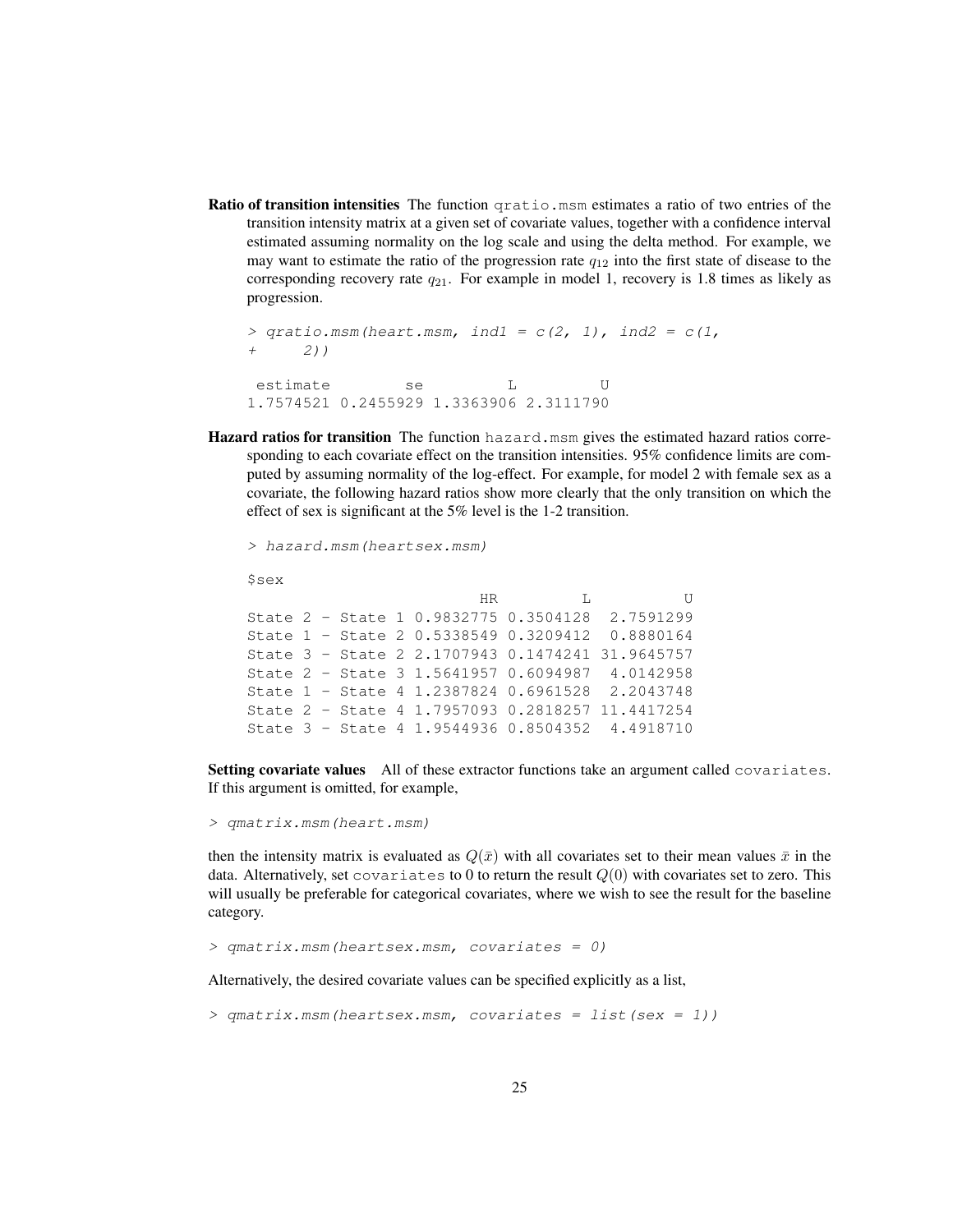**Ratio of transition intensities** The function `qratio.msm` estimates a ratio of two entries of the transition intensity matrix at a given set of covariate values, together with a confidence interval estimated assuming normality on the log scale and using the delta method. For example, we may want to estimate the ratio of the progression rate $q_{12}$ into the first state of disease to the corresponding recovery rate $q_{21}$. For example in model 1, recovery is 1.8 times as likely as progression.

```
> qratio.msm(heart.msm, ind1 = c(2, 1), ind2 = c(1,
+     2))

 estimate        se         L         U 
1.7574521 0.2455929 1.3363906 2.3111790 
```

**Hazard ratios for transition** The function `hazard.msm` gives the estimated hazard ratios corresponding to each covariate effect on the transition intensities. 95% confidence limits are computed by assuming normality of the log-effect. For example, for model 2 with female sex as a covariate, the following hazard ratios show more clearly that the only transition on which the effect of sex is significant at the 5% level is the 1-2 transition.

```
> hazard.msm(heartsex.msm)

$sex
                         HR         L          U
State 2 - State 1 0.9832775 0.3504128  2.7591299
State 1 - State 2 0.5338549 0.3209412  0.8880164
State 3 - State 2 2.1707943 0.1474241 31.9645757
State 2 - State 3 1.5641957 0.6094987  4.0142958
State 1 - State 4 1.2387824 0.6961528  2.2043748
State 2 - State 4 1.7957093 0.2818257 11.4417254
State 3 - State 4 1.9544936 0.8504352  4.4918710
```

**Setting covariate values** All of these extractor functions take an argument called `covariates`. If this argument is omitted, for example,

```
> qmatrix.msm(heart.msm)
```

then the intensity matrix is evaluated as $Q(\bar{x})$ with all covariates set to their mean values $\bar{x}$ in the data. Alternatively, set `covariates` to 0 to return the result $Q(0)$ with covariates set to zero. This will usually be preferable for categorical covariates, where we wish to see the result for the baseline category.

```
> qmatrix.msm(heartsex.msm, covariates = 0)
```

Alternatively, the desired covariate values can be specified explicitly as a list,

```
> qmatrix.msm(heartsex.msm, covariates = list(sex = 1))
```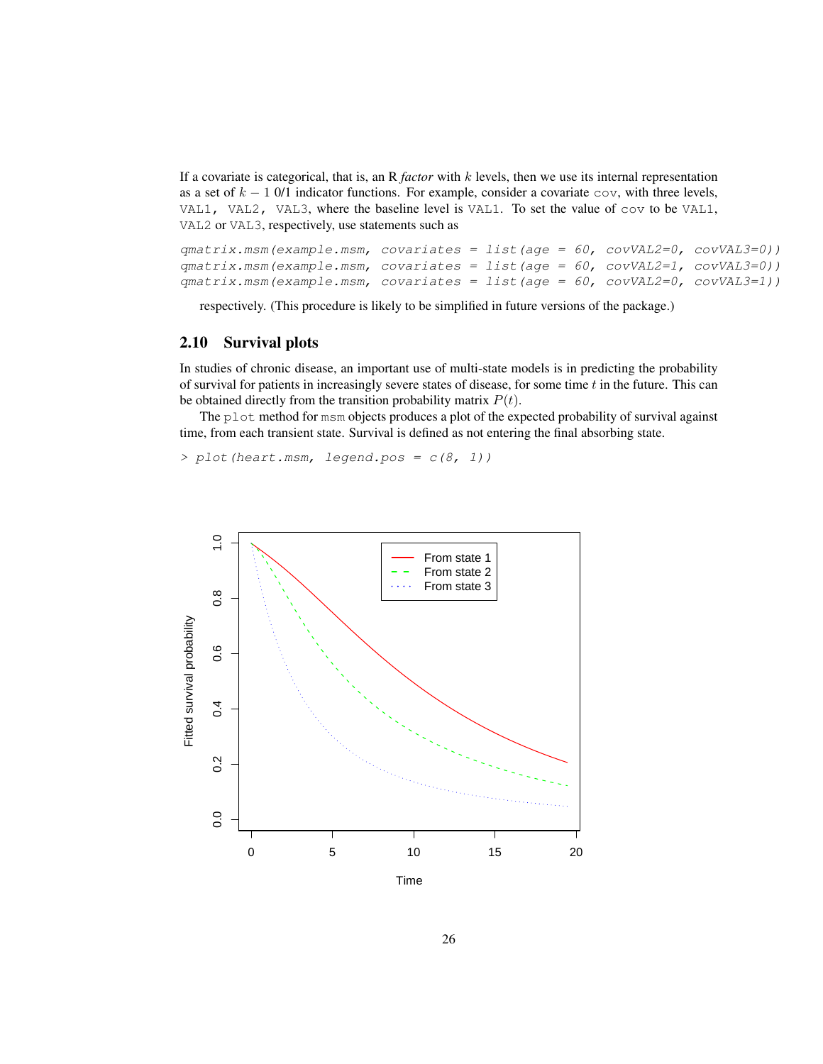If a covariate is categorical, that is, an R *factor* with $k$ levels, then we use its internal representation as a set of $k - 1$ 0/1 indicator functions. For example, consider a covariate `cov`, with three levels, `VAL1, VAL2, VAL3`, where the baseline level is `VAL1`. To set the value of `cov` to be `VAL1`, `VAL2` or `VAL3`, respectively, use statements such as

```
qmatrix.msm(example.msm, covariates = list(age = 60, covVAL2=0, covVAL3=0))
qmatrix.msm(example.msm, covariates = list(age = 60, covVAL2=1, covVAL3=0))
qmatrix.msm(example.msm, covariates = list(age = 60, covVAL2=0, covVAL3=1))
```

respectively. (This procedure is likely to be simplified in future versions of the package.)

## 2.10 Survival plots

In studies of chronic disease, an important use of multi-state models is in predicting the probability of survival for patients in increasingly severe states of disease, for some time $t$ in the future. This can be obtained directly from the transition probability matrix $P(t)$.

The `plot` method for `msm` objects produces a plot of the expected probability of survival against time, from each transient state. Survival is defined as not entering the final absorbing state.

```
> plot(heart.msm, legend.pos = c(8, 1))
```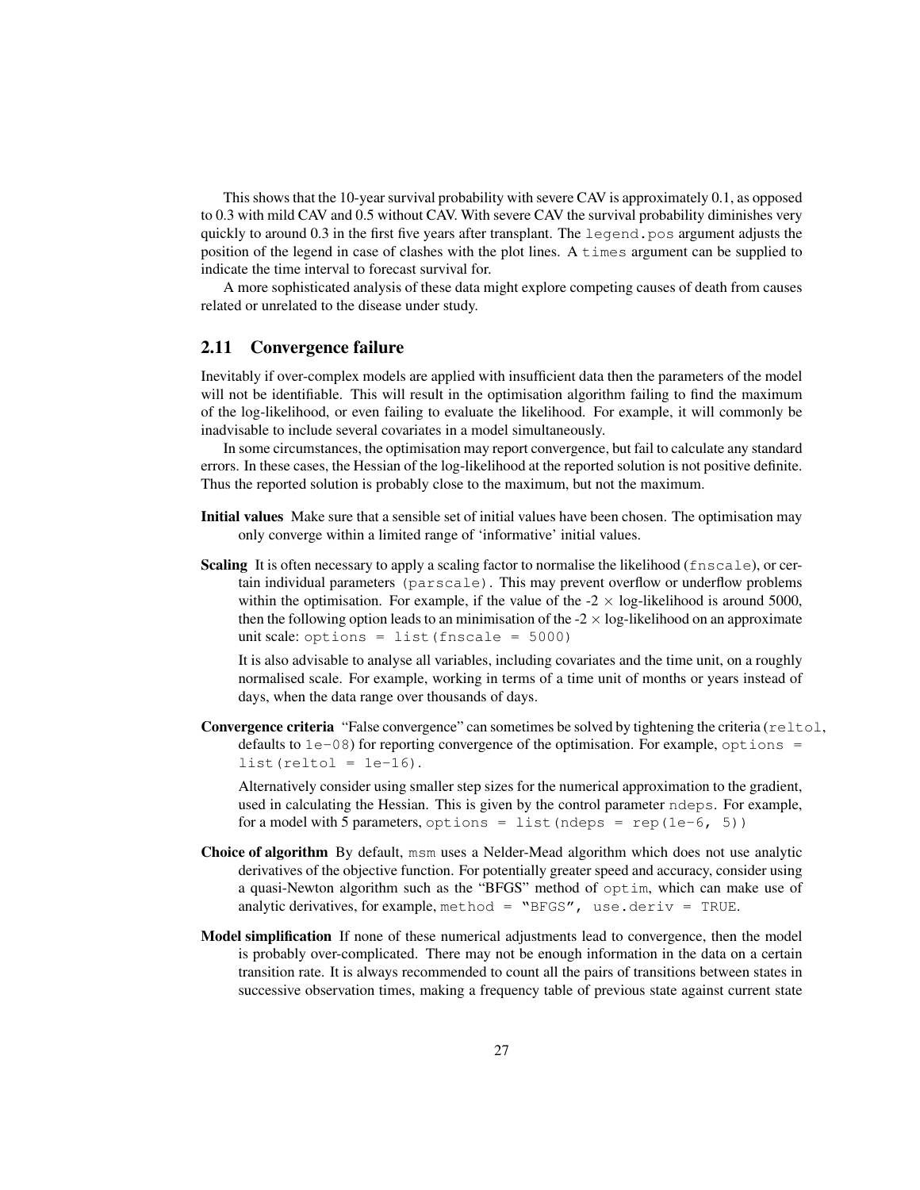This shows that the 10-year survival probability with severe CAV is approximately 0.1, as opposed to 0.3 with mild CAV and 0.5 without CAV. With severe CAV the survival probability diminishes very quickly to around 0.3 in the first five years after transplant. The `legend.pos` argument adjusts the position of the legend in case of clashes with the plot lines. A `times` argument can be supplied to indicate the time interval to forecast survival for.

A more sophisticated analysis of these data might explore competing causes of death from causes related or unrelated to the disease under study.

## 2.11 Convergence failure

Inevitably if over-complex models are applied with insufficient data then the parameters of the model will not be identifiable. This will result in the optimisation algorithm failing to find the maximum of the log-likelihood, or even failing to evaluate the likelihood. For example, it will commonly be inadvisable to include several covariates in a model simultaneously.

In some circumstances, the optimisation may report convergence, but fail to calculate any standard errors. In these cases, the Hessian of the log-likelihood at the reported solution is not positive definite. Thus the reported solution is probably close to the maximum, but not the maximum.

**Initial values** Make sure that a sensible set of initial values have been chosen. The optimisation may only converge within a limited range of 'informative' initial values.

**Scaling** It is often necessary to apply a scaling factor to normalise the likelihood (`fnscale`), or certain individual parameters (`parscale`). This may prevent overflow or underflow problems within the optimisation. For example, if the value of the -2 $\times$ log-likelihood is around 5000, then the following option leads to an minimisation of the -2 $\times$ log-likelihood on an approximate unit scale: `options = list(fnscale = 5000)`

It is also advisable to analyse all variables, including covariates and the time unit, on a roughly normalised scale. For example, working in terms of a time unit of months or years instead of days, when the data range over thousands of days.

**Convergence criteria** "False convergence" can sometimes be solved by tightening the criteria (`reltol`, defaults to `1e-08`) for reporting convergence of the optimisation. For example, `options = list(reltol = 1e-16)`.

Alternatively consider using smaller step sizes for the numerical approximation to the gradient, used in calculating the Hessian. This is given by the control parameter `ndeps`. For example, for a model with 5 parameters, `options = list(ndeps = rep(1e-6, 5))`

**Choice of algorithm** By default, `msm` uses a Nelder-Mead algorithm which does not use analytic derivatives of the objective function. For potentially greater speed and accuracy, consider using a quasi-Newton algorithm such as the "BFGS" method of `optim`, which can make use of analytic derivatives, for example, `method = "BFGS", use.deriv = TRUE`.

**Model simplification** If none of these numerical adjustments lead to convergence, then the model is probably over-complicated. There may not be enough information in the data on a certain transition rate. It is always recommended to count all the pairs of transitions between states in successive observation times, making a frequency table of previous state against current state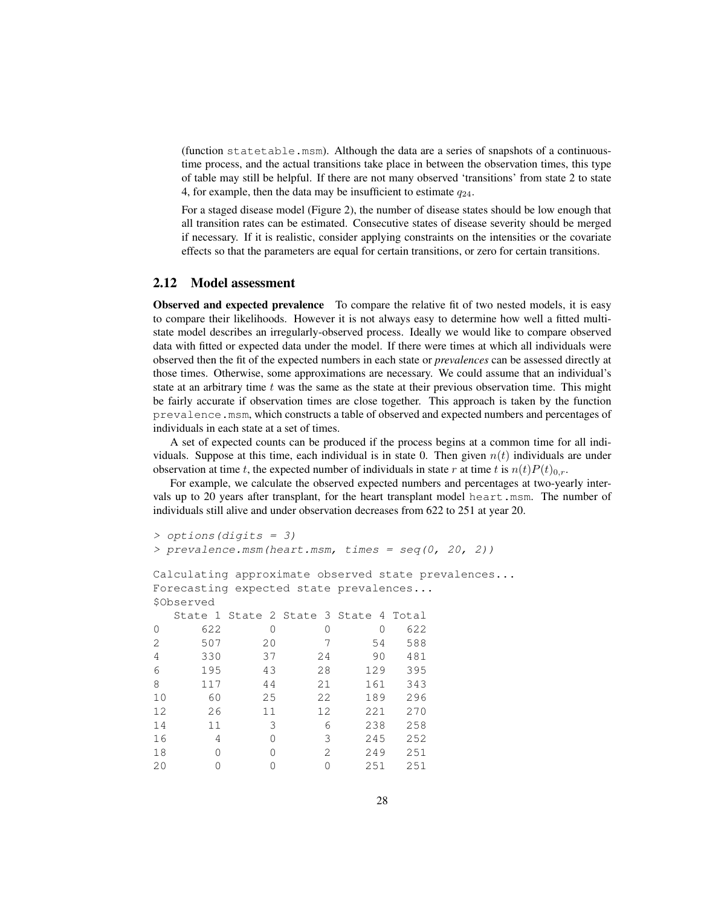(function `statetable.msm`). Although the data are a series of snapshots of a continuous-time process, and the actual transitions take place in between the observation times, this type of table may still be helpful. If there are not many observed 'transitions' from state 2 to state 4, for example, then the data may be insufficient to estimate $q_{24}$.

For a staged disease model (Figure 2), the number of disease states should be low enough that all transition rates can be estimated. Consecutive states of disease severity should be merged if necessary. If it is realistic, consider applying constraints on the intensities or the covariate effects so that the parameters are equal for certain transitions, or zero for certain transitions.

## 2.12 Model assessment

**Observed and expected prevalence** To compare the relative fit of two nested models, it is easy to compare their likelihoods. However it is not always easy to determine how well a fitted multi-state model describes an irregularly-observed process. Ideally we would like to compare observed data with fitted or expected data under the model. If there were times at which all individuals were observed then the fit of the expected numbers in each state or *prevalences* can be assessed directly at those times. Otherwise, some approximations are necessary. We could assume that an individual's state at an arbitrary time $t$ was the same as the state at their previous observation time. This might be fairly accurate if observation times are close together. This approach is taken by the function `prevalence.msm`, which constructs a table of observed and expected numbers and percentages of individuals in each state at a set of times.

A set of expected counts can be produced if the process begins at a common time for all individuals. Suppose at this time, each individual is in state 0. Then given $n(t)$ individuals are under observation at time $t$, the expected number of individuals in state $r$ at time $t$ is $n(t)P(t)_{0,r}$.

For example, we calculate the observed expected numbers and percentages at two-yearly intervals up to 20 years after transplant, for the heart transplant model `heart.msm`. The number of individuals still alive and under observation decreases from 622 to 251 at year 20.

```
> options(digits = 3)
> prevalence.msm(heart.msm, times = seq(0, 20, 2))

Calculating approximate observed state prevalences...
Forecasting expected state prevalences...
$Observed
   State 1 State 2 State 3 State 4 Total
0      622       0       0       0   622
2      507      20       7      54   588
4      330      37      24      90   481
6      195      43      28     129   395
8      117      44      21     161   343
10      60      25      22     189   296
12      26      11      12     221   270
14      11       3       6     238   258
16       4       0       3     245   252
18       0       0       2     249   251
20       0       0       0     251   251
```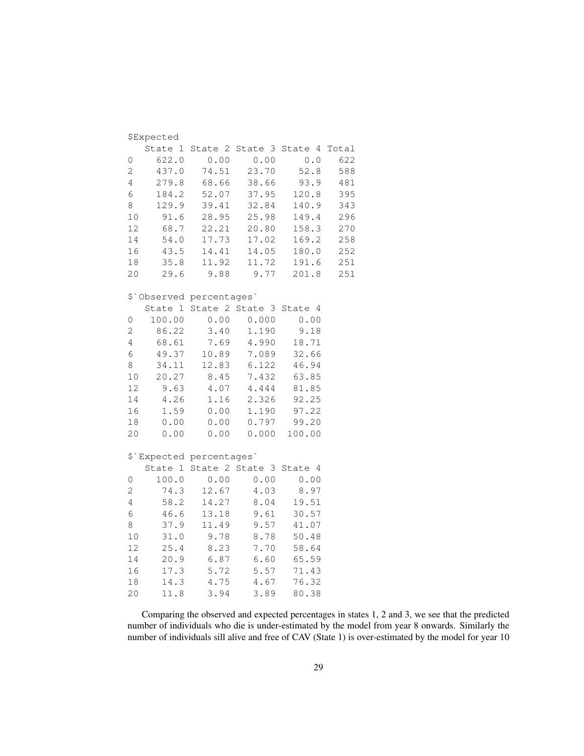```
$Expected
   State 1 State 2 State 3 State 4 Total
0    622.0    0.00    0.00     0.0   622
2    437.0   74.51   23.70    52.8   588
4    279.8   68.66   38.66    93.9   481
6    184.2   52.07   37.95   120.8   395
8    129.9   39.41   32.84   140.9   343
10    91.6   28.95   25.98   149.4   296
12    68.7   22.21   20.80   158.3   270
14    54.0   17.73   17.02   169.2   258
16    43.5   14.41   14.05   180.0   252
18    35.8   11.92   11.72   191.6   251
20    29.6    9.88    9.77   201.8   251

$`Observed percentages`
   State 1 State 2 State 3 State 4
0   100.00    0.00   0.000    0.00
2    86.22    3.40   1.190    9.18
4    68.61    7.69   4.990   18.71
6    49.37   10.89   7.089   32.66
8    34.11   12.83   6.122   46.94
10   20.27    8.45   7.432   63.85
12    9.63    4.07   4.444   81.85
14    4.26    1.16   2.326   92.25
16    1.59    0.00   1.190   97.22
18    0.00    0.00   0.797   99.20
20    0.00    0.00   0.000  100.00

$`Expected percentages`
   State 1 State 2 State 3 State 4
0    100.0    0.00    0.00    0.00
2     74.3   12.67    4.03    8.97
4     58.2   14.27    8.04   19.51
6     46.6   13.18    9.61   30.57
8     37.9   11.49    9.57   41.07
10    31.0    9.78    8.78   50.48
12    25.4    8.23    7.70   58.64
14    20.9    6.87    6.60   65.59
16    17.3    5.72    5.57   71.43
18    14.3    4.75    4.67   76.32
20    11.8    3.94    3.89   80.38
```

Comparing the observed and expected percentages in states 1, 2 and 3, we see that the predicted number of individuals who die is under-estimated by the model from year 8 onwards. Similarly the number of individuals sill alive and free of CAV (State 1) is over-estimated by the model for year 10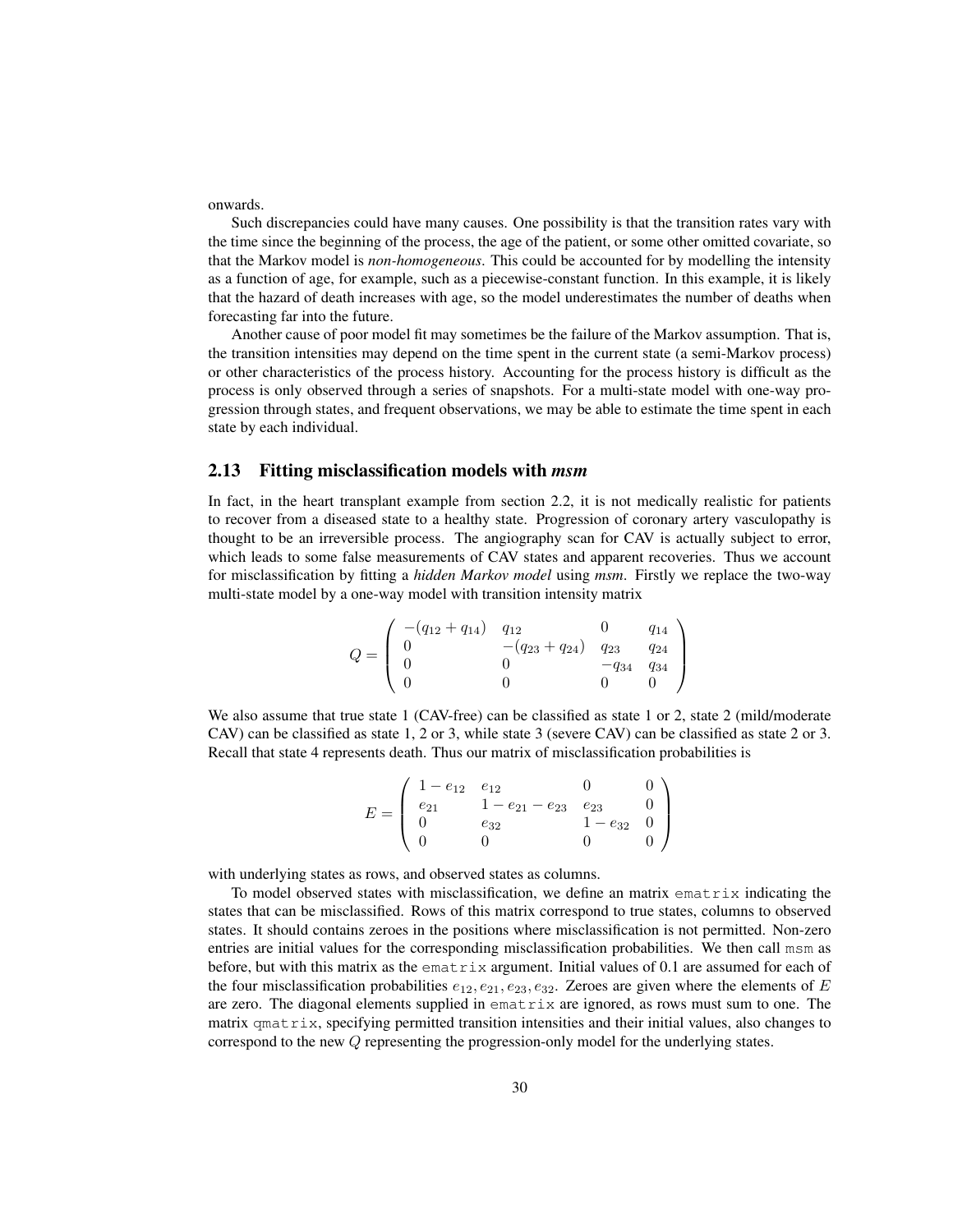onwards.

Such discrepancies could have many causes. One possibility is that the transition rates vary with the time since the beginning of the process, the age of the patient, or some other omitted covariate, so that the Markov model is *non-homogeneous*. This could be accounted for by modelling the intensity as a function of age, for example, such as a piecewise-constant function. In this example, it is likely that the hazard of death increases with age, so the model underestimates the number of deaths when forecasting far into the future.

Another cause of poor model fit may sometimes be the failure of the Markov assumption. That is, the transition intensities may depend on the time spent in the current state (a semi-Markov process) or other characteristics of the process history. Accounting for the process history is difficult as the process is only observed through a series of snapshots. For a multi-state model with one-way progression through states, and frequent observations, we may be able to estimate the time spent in each state by each individual.

## 2.13 Fitting misclassification models with *msm*

In fact, in the heart transplant example from section 2.2, it is not medically realistic for patients to recover from a diseased state to a healthy state. Progression of coronary artery vasculopathy is thought to be an irreversible process. The angiography scan for CAV is actually subject to error, which leads to some false measurements of CAV states and apparent recoveries. Thus we account for misclassification by fitting a *hidden Markov model* using *msm*. Firstly we replace the two-way multi-state model by a one-way model with transition intensity matrix

$$
Q = \begin{pmatrix} -(q_{12} + q_{14}) & q_{12} & 0 & q_{14} \\ 0 & -(q_{23} + q_{24}) & q_{23} & q_{24} \\ 0 & 0 & -q_{34} & q_{34} \\ 0 & 0 & 0 & 0 \end{pmatrix}
$$

We also assume that true state 1 (CAV-free) can be classified as state 1 or 2, state 2 (mild/moderate CAV) can be classified as state 1, 2 or 3, while state 3 (severe CAV) can be classified as state 2 or 3. Recall that state 4 represents death. Thus our matrix of misclassification probabilities is

$$
E = \begin{pmatrix} 1 - e_{12} & e_{12} & 0 & 0 \\ e_{21} & 1 - e_{21} - e_{23} & e_{23} & 0 \\ 0 & e_{32} & 1 - e_{32} & 0 \\ 0 & 0 & 0 & 0 \end{pmatrix}
$$

with underlying states as rows, and observed states as columns.

To model observed states with misclassification, we define an matrix `ematrix` indicating the states that can be misclassified. Rows of this matrix correspond to true states, columns to observed states. It should contains zeroes in the positions where misclassification is not permitted. Non-zero entries are initial values for the corresponding misclassification probabilities. We then call `msm` as before, but with this matrix as the `ematrix` argument. Initial values of 0.1 are assumed for each of the four misclassification probabilities $e_{12}, e_{21}, e_{23}, e_{32}$. Zeroes are given where the elements of $E$ are zero. The diagonal elements supplied in `ematrix` are ignored, as rows must sum to one. The matrix `qmatrix`, specifying permitted transition intensities and their initial values, also changes to correspond to the new $Q$ representing the progression-only model for the underlying states.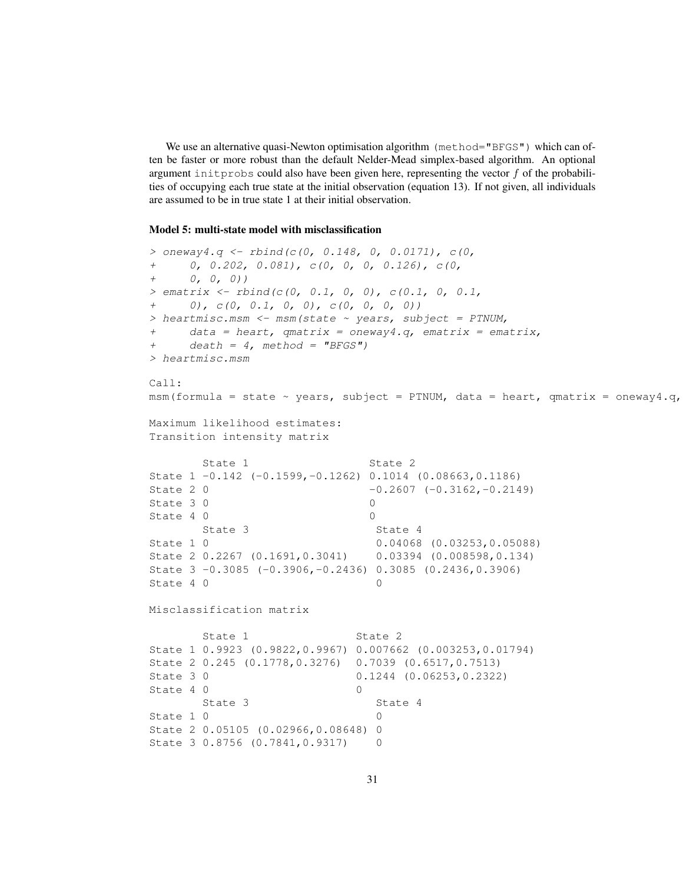We use an alternative quasi-Newton optimisation algorithm (`method="BFGS"`) which can often be faster or more robust than the default Nelder-Mead simplex-based algorithm. An optional argument `initprobs` could also have been given here, representing the vector $f$ of the probabilities of occupying each true state at the initial observation (equation 13). If not given, all individuals are assumed to be in true state 1 at their initial observation.

**Model 5: multi-state model with misclassification**

```
> oneway4.q <- rbind(c(0, 0.148, 0, 0.0171), c(0,
+     0, 0.202, 0.081), c(0, 0, 0, 0.126), c(0,
+     0, 0, 0))
> ematrix <- rbind(c(0, 0.1, 0, 0), c(0.1, 0, 0.1,
+     0), c(0, 0.1, 0, 0), c(0, 0, 0, 0))
> heartmisc.msm <- msm(state ~ years, subject = PTNUM,
+     data = heart, qmatrix = oneway4.q, ematrix = ematrix,
+     death = 4, method = "BFGS")
> heartmisc.msm

Call:
msm(formula = state ~ years, subject = PTNUM, data = heart, qmatrix = oneway4.q,

Maximum likelihood estimates:
Transition intensity matrix

        State 1                   State 2
State 1 -0.142 (-0.1599,-0.1262) 0.1014 (0.08663,0.1186)
State 2 0                        -0.2607 (-0.3162,-0.2149)
State 3 0                        0
State 4 0                        0
        State 3                   State 4
State 1 0                         0.04068 (0.03253,0.05088)
State 2 0.2267 (0.1691,0.3041)    0.03394 (0.008598,0.134)
State 3 -0.3085 (-0.3906,-0.2436) 0.3085 (0.2436,0.3906)
State 4 0                         0

Misclassification matrix

        State 1                 State 2
State 1 0.9923 (0.9822,0.9967) 0.007662 (0.003253,0.01794)
State 2 0.245 (0.1778,0.3276)  0.7039 (0.6517,0.7513)
State 3 0                      0.1244 (0.06253,0.2322)
State 4 0                      0
        State 3                   State 4
State 1 0                         0
State 2 0.05105 (0.02966,0.08648) 0
State 3 0.8756 (0.7841,0.9317)    0
```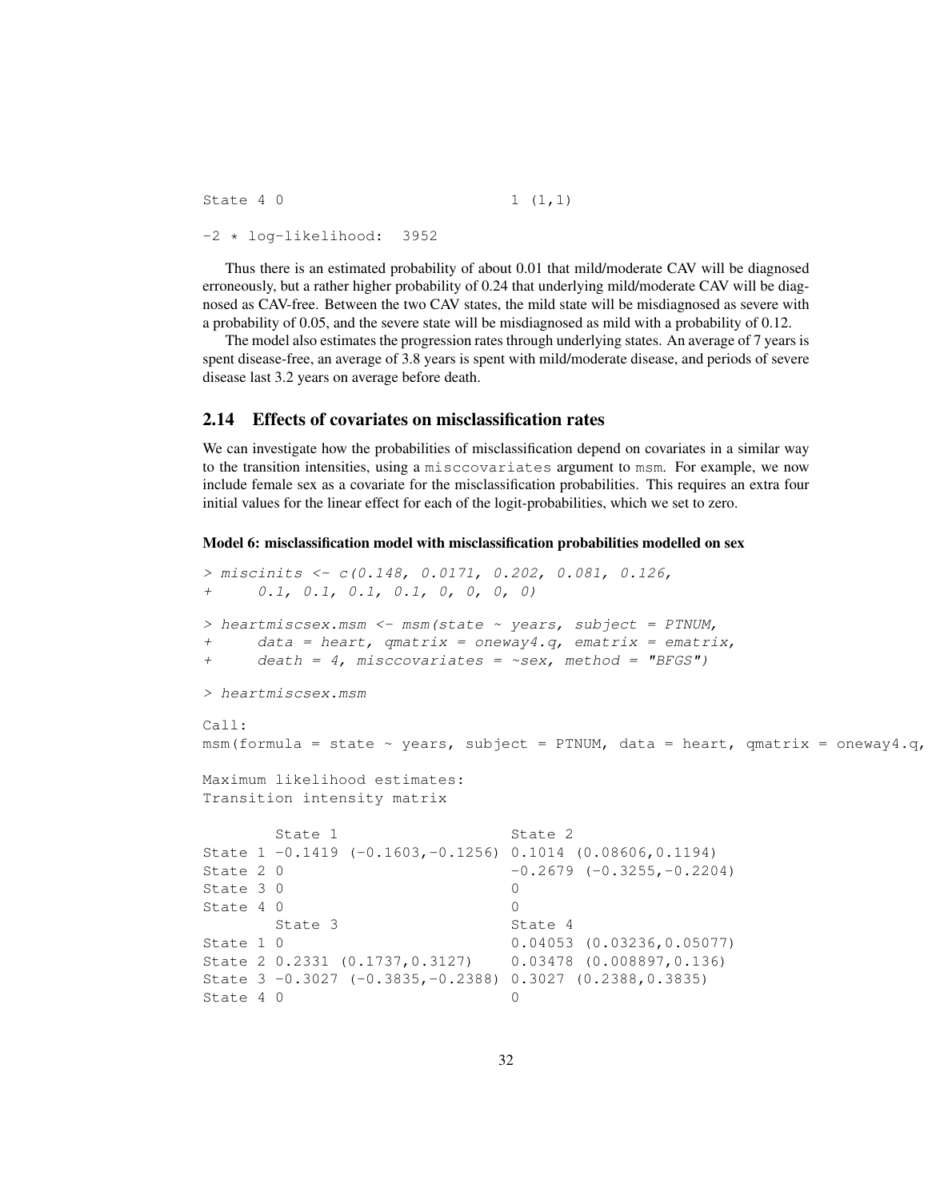```
State 4 0                          1 (1,1)

-2 * log-likelihood:  3952
```

Thus there is an estimated probability of about 0.01 that mild/moderate CAV will be diagnosed erroneously, but a rather higher probability of 0.24 that underlying mild/moderate CAV will be diagnosed as CAV-free. Between the two CAV states, the mild state will be misdiagnosed as severe with a probability of 0.05, and the severe state will be misdiagnosed as mild with a probability of 0.12.

The model also estimates the progression rates through underlying states. An average of 7 years is spent disease-free, an average of 3.8 years is spent with mild/moderate disease, and periods of severe disease last 3.2 years on average before death.

## 2.14 Effects of covariates on misclassification rates

We can investigate how the probabilities of misclassification depend on covariates in a similar way to the transition intensities, using a `misccovariates` argument to `msm`. For example, we now include female sex as a covariate for the misclassification probabilities. This requires an extra four initial values for the linear effect for each of the logit-probabilities, which we set to zero.

#### Model 6: misclassification model with misclassification probabilities modelled on sex

```
> miscinits <- c(0.148, 0.0171, 0.202, 0.081, 0.126,
+     0.1, 0.1, 0.1, 0.1, 0, 0, 0, 0)

> heartmiscsex.msm <- msm(state ~ years, subject = PTNUM,
+     data = heart, qmatrix = oneway4.q, ematrix = ematrix,
+     death = 4, misccovariates = ~sex, method = "BFGS")

> heartmiscsex.msm

Call:
msm(formula = state ~ years, subject = PTNUM, data = heart, qmatrix = oneway4.q,

Maximum likelihood estimates:
Transition intensity matrix

        State 1                    State 2
State 1 -0.1419 (-0.1603,-0.1256) 0.1014 (0.08606,0.1194)
State 2 0                          -0.2679 (-0.3255,-0.2204)
State 3 0                          0
State 4 0                          0
        State 3                    State 4
State 1 0                          0.04053 (0.03236,0.05077)
State 2 0.2331 (0.1737,0.3127)    0.03478 (0.008897,0.136)
State 3 -0.3027 (-0.3835,-0.2388) 0.3027 (0.2388,0.3835)
State 4 0                          0
```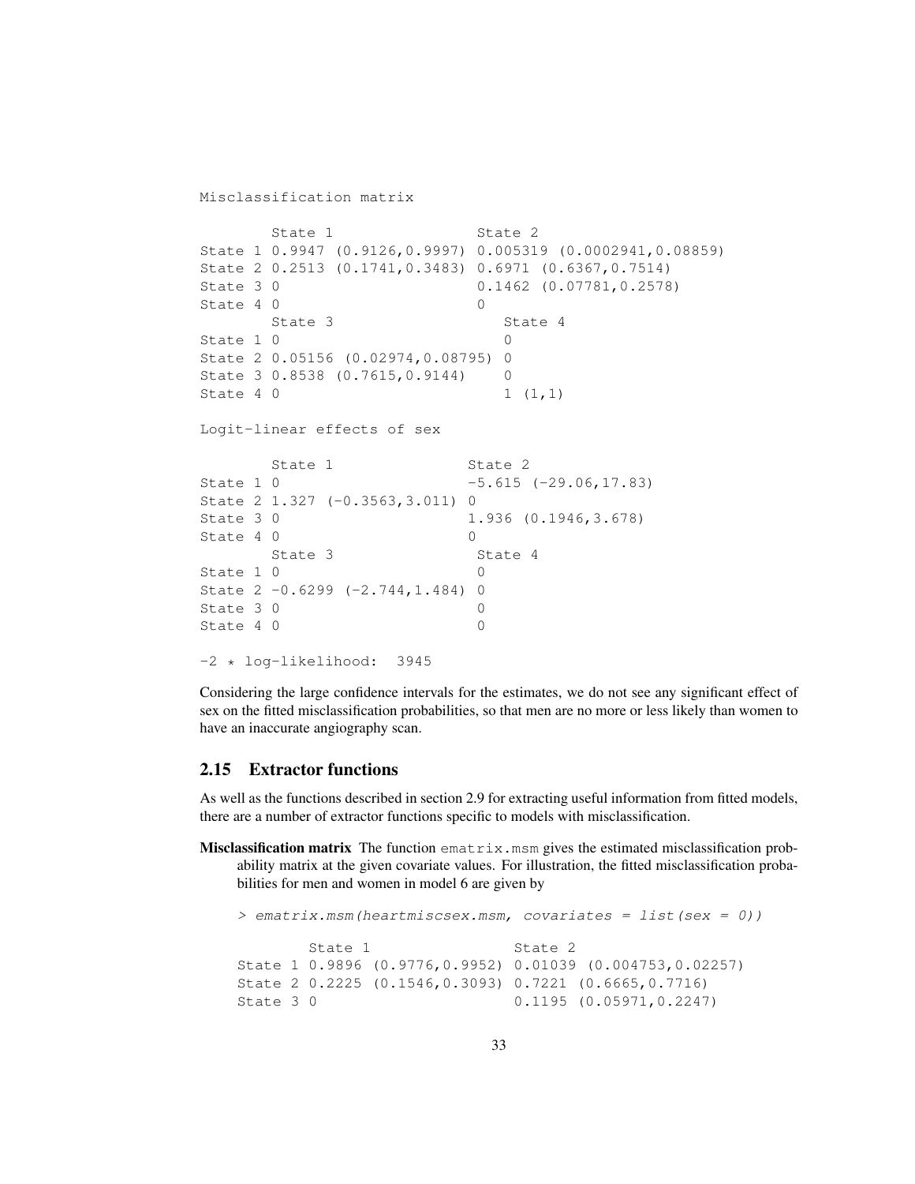```
Misclassification matrix

        State 1                  State 2
State 1 0.9947 (0.9126,0.9997) 0.005319 (0.0002941,0.08859)
State 2 0.2513 (0.1741,0.3483) 0.6971 (0.6367,0.7514)
State 3 0                      0.1462 (0.07781,0.2578)
State 4 0                      0
        State 3                   State 4
State 1 0                         0
State 2 0.05156 (0.02974,0.08795) 0
State 3 0.8538 (0.7615,0.9144)    0
State 4 0                         1 (1,1)

Logit-linear effects of sex

        State 1                State 2
State 1 0                      -5.615 (-29.06,17.83)
State 2 1.327 (-0.3563,3.011) 0
State 3 0                      1.936 (0.1946,3.678)
State 4 0                      0
        State 3                 State 4
State 1 0                       0
State 2 -0.6299 (-2.744,1.484) 0
State 3 0                       0
State 4 0                       0

-2 * log-likelihood:  3945
```

Considering the large confidence intervals for the estimates, we do not see any significant effect of sex on the fitted misclassification probabilities, so that men are no more or less likely than women to have an inaccurate angiography scan.

## 2.15 Extractor functions

As well as the functions described in section 2.9 for extracting useful information from fitted models, there are a number of extractor functions specific to models with misclassification.

**Misclassification matrix** The function `ematrix.msm` gives the estimated misclassification probability matrix at the given covariate values. For illustration, the fitted misclassification probabilities for men and women in model 6 are given by

```
> ematrix.msm(heartmiscsex.msm, covariates = list(sex = 0))

        State 1                State 2
State 1 0.9896 (0.9776,0.9952) 0.01039 (0.004753,0.02257)
State 2 0.2225 (0.1546,0.3093) 0.7221 (0.6665,0.7716)
State 3 0                      0.1195 (0.05971,0.2247)
```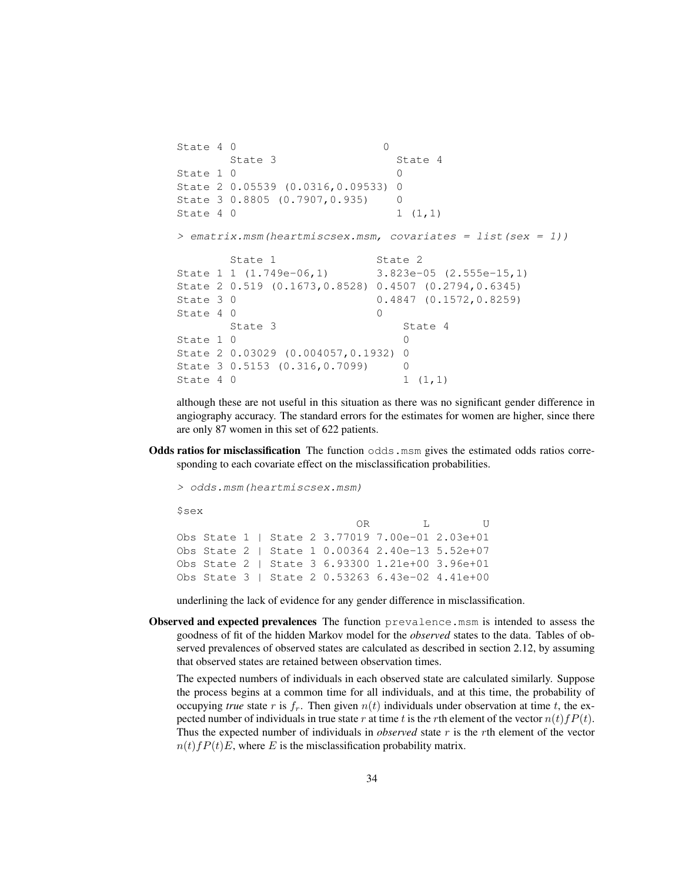```
State 4 0                         0
        State 3                    State 4
State 1 0                          0
State 2 0.05539 (0.0316,0.09533) 0
State 3 0.8805 (0.7907,0.935)     0
State 4 0                          1 (1,1)

> ematrix.msm(heartmiscsex.msm, covariates = list(sex = 1))

        State 1                State 2
State 1 1 (1.749e-06,1)        3.823e-05 (2.555e-15,1)
State 2 0.519 (0.1673,0.8528) 0.4507 (0.2794,0.6345)
State 3 0                      0.4847 (0.1572,0.8259)
State 4 0                      0
        State 3                    State 4
State 1 0                          0
State 2 0.03029 (0.004057,0.1932) 0
State 3 0.5153 (0.316,0.7099)     0
State 4 0                          1 (1,1)
```

although these are not useful in this situation as there was no significant gender difference in angiography accuracy. The standard errors for the estimates for women are higher, since there are only 87 women in this set of 622 patients.

**Odds ratios for misclassification** The function odds.msm gives the estimated odds ratios corresponding to each covariate effect on the misclassification probabilities.

```
> odds.msm(heartmiscsex.msm)

$sex
                             OR        L        U
Obs State 1 | State 2 3.77019 7.00e-01 2.03e+01
Obs State 2 | State 1 0.00364 2.40e-13 5.52e+07
Obs State 2 | State 3 6.93300 1.21e+00 3.96e+01
Obs State 3 | State 2 0.53263 6.43e-02 4.41e+00
```

underlining the lack of evidence for any gender difference in misclassification.

**Observed and expected prevalences** The function prevalence.msm is intended to assess the goodness of fit of the hidden Markov model for the *observed* states to the data. Tables of observed prevalences of observed states are calculated as described in section 2.12, by assuming that observed states are retained between observation times.

The expected numbers of individuals in each observed state are calculated similarly. Suppose the process begins at a common time for all individuals, and at this time, the probability of occupying *true* state $r$ is $f_r$. Then given $n(t)$ individuals under observation at time $t$, the expected number of individuals in true state $r$ at time $t$ is the $r$th element of the vector $n(t)fP(t)$. Thus the expected number of individuals in *observed* state $r$ is the $r$th element of the vector $n(t)fP(t)E$, where $E$ is the misclassification probability matrix.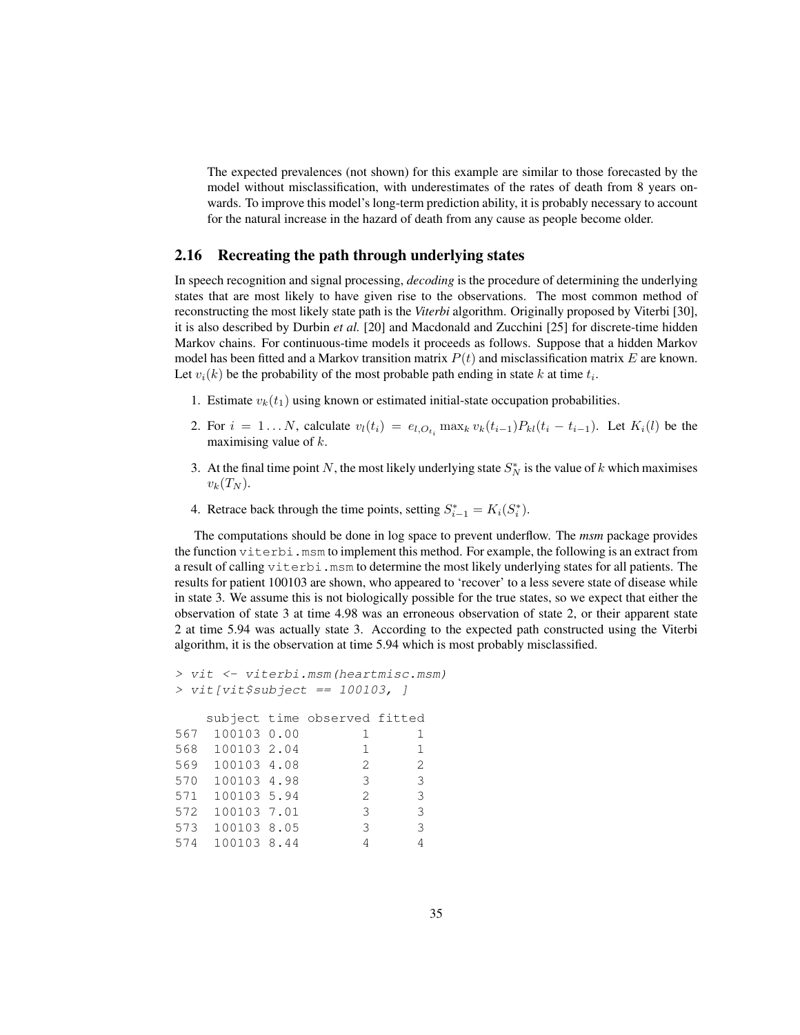The expected prevalences (not shown) for this example are similar to those forecasted by the model without misclassification, with underestimates of the rates of death from 8 years onwards. To improve this model's long-term prediction ability, it is probably necessary to account for the natural increase in the hazard of death from any cause as people become older.

## 2.16 Recreating the path through underlying states

In speech recognition and signal processing, *decoding* is the procedure of determining the underlying states that are most likely to have given rise to the observations. The most common method of reconstructing the most likely state path is the *Viterbi* algorithm. Originally proposed by Viterbi [30], it is also described by Durbin *et al.* [20] and Macdonald and Zucchini [25] for discrete-time hidden Markov chains. For continuous-time models it proceeds as follows. Suppose that a hidden Markov model has been fitted and a Markov transition matrix $P(t)$ and misclassification matrix $E$ are known. Let $v_i(k)$ be the probability of the most probable path ending in state $k$ at time $t_i$.

1. Estimate $v_k(t_1)$ using known or estimated initial-state occupation probabilities.
2. For $i = 1 \dots N$, calculate $v_l(t_i) = e_{l,O_{t_i}} \max_k v_k(t_{i-1}) P_{kl}(t_i - t_{i-1})$. Let $K_i(l)$ be the maximising value of $k$.
3. At the final time point $N$, the most likely underlying state $S^*_N$ is the value of $k$ which maximises $v_k(T_N)$.
4. Retrace back through the time points, setting $S^*_{i-1} = K_i(S^*_i)$.

The computations should be done in log space to prevent underflow. The *msm* package provides the function `viterbi.msm` to implement this method. For example, the following is an extract from a result of calling `viterbi.msm` to determine the most likely underlying states for all patients. The results for patient 100103 are shown, who appeared to 'recover' to a less severe state of disease while in state 3. We assume this is not biologically possible for the true states, so we expect that either the observation of state 3 at time 4.98 was an erroneous observation of state 2, or their apparent state 2 at time 5.94 was actually state 3. According to the expected path constructed using the Viterbi algorithm, it is the observation at time 5.94 which is most probably misclassified.

```
> vit <- viterbi.msm(heartmisc.msm)
> vit[vit$subject == 100103, ]

    subject time observed fitted
567  100103 0.00        1      1
568  100103 2.04        1      1
569  100103 4.08        2      2
570  100103 4.98        3      3
571  100103 5.94        2      3
572  100103 7.01        3      3
573  100103 8.05        3      3
574  100103 8.44        4      4
```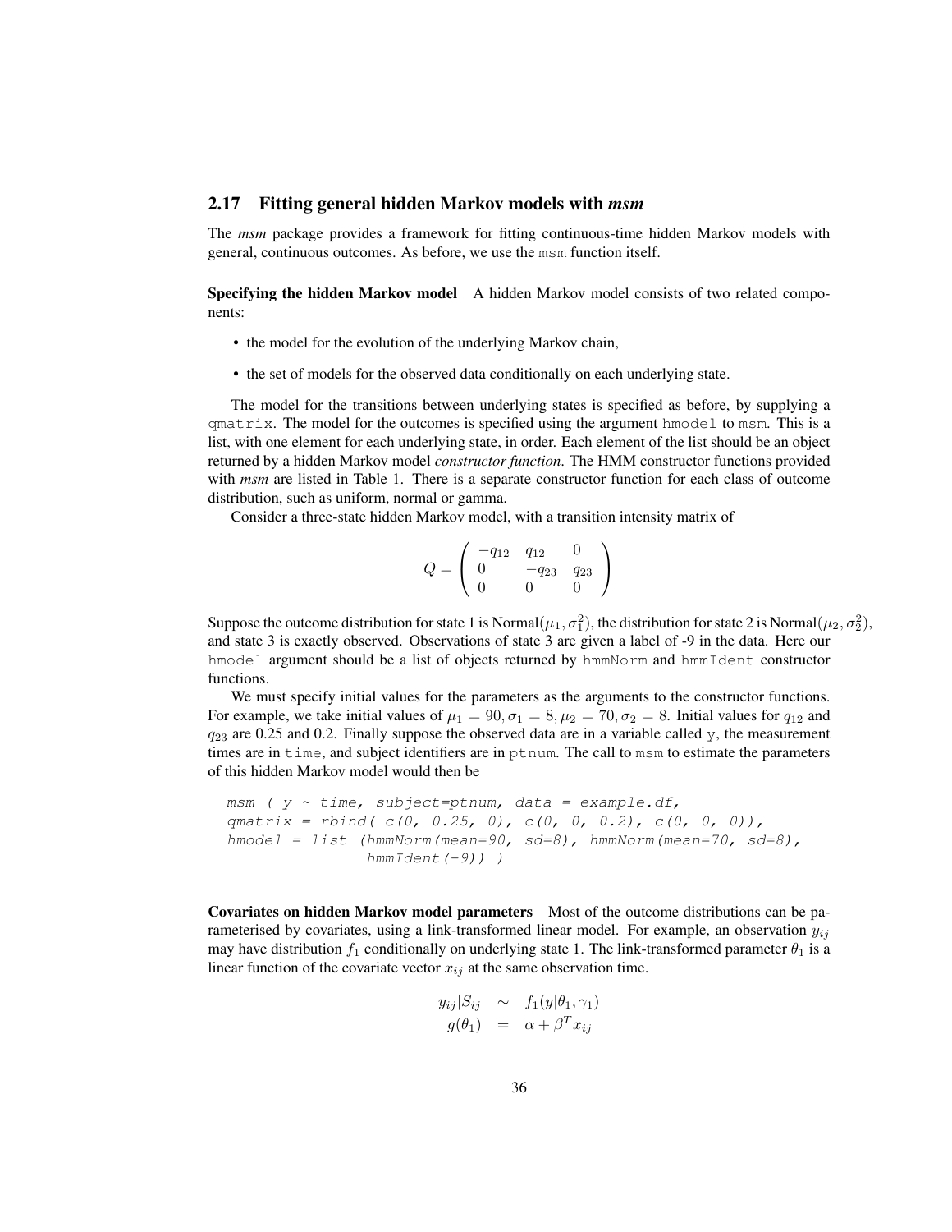## 2.17 Fitting general hidden Markov models with *msm*

The *msm* package provides a framework for fitting continuous-time hidden Markov models with general, continuous outcomes. As before, we use the `msm` function itself.

**Specifying the hidden Markov model** A hidden Markov model consists of two related components:

- the model for the evolution of the underlying Markov chain,
- the set of models for the observed data conditionally on each underlying state.

The model for the transitions between underlying states is specified as before, by supplying a `qmatrix`. The model for the outcomes is specified using the argument `hmodel` to `msm`. This is a list, with one element for each underlying state, in order. Each element of the list should be an object returned by a hidden Markov model *constructor function*. The HMM constructor functions provided with *msm* are listed in Table 1. There is a separate constructor function for each class of outcome distribution, such as uniform, normal or gamma.

Consider a three-state hidden Markov model, with a transition intensity matrix of

$$Q = \begin{pmatrix} -q_{12} & q_{12} & 0 \\ 0 & -q_{23} & q_{23} \\ 0 & 0 & 0 \end{pmatrix}$$

Suppose the outcome distribution for state 1 is Normal$(\mu_1, \sigma_1^2)$, the distribution for state 2 is Normal$(\mu_2, \sigma_2^2)$, and state 3 is exactly observed. Observations of state 3 are given a label of -9 in the data. Here our `hmodel` argument should be a list of objects returned by `hmmNorm` and `hmmIdent` constructor functions.

We must specify initial values for the parameters as the arguments to the constructor functions. For example, we take initial values of $\mu_1 = 90, \sigma_1 = 8, \mu_2 = 70, \sigma_2 = 8$. Initial values for $q_{12}$ and $q_{23}$ are 0.25 and 0.2. Finally suppose the observed data are in a variable called `y`, the measurement times are in `time`, and subject identifiers are in `ptnum`. The call to `msm` to estimate the parameters of this hidden Markov model would then be

```
msm ( y ~ time, subject=ptnum, data = example.df,
qmatrix = rbind( c(0, 0.25, 0), c(0, 0, 0.2), c(0, 0, 0)),
hmodel = list (hmmNorm(mean=90, sd=8), hmmNorm(mean=70, sd=8),
               hmmIdent(-9)) )
```

**Covariates on hidden Markov model parameters** Most of the outcome distributions can be parameterised by covariates, using a link-transformed linear model. For example, an observation $y_{ij}$ may have distribution $f_1$ conditionally on underlying state 1. The link-transformed parameter $\theta_1$ is a linear function of the covariate vector $x_{ij}$ at the same observation time.

$$\begin{aligned} y_{ij}|S_{ij} &\sim f_1(y|\theta_1, \gamma_1) \\ g(\theta_1) &= \alpha + \beta^T x_{ij} \end{aligned}$$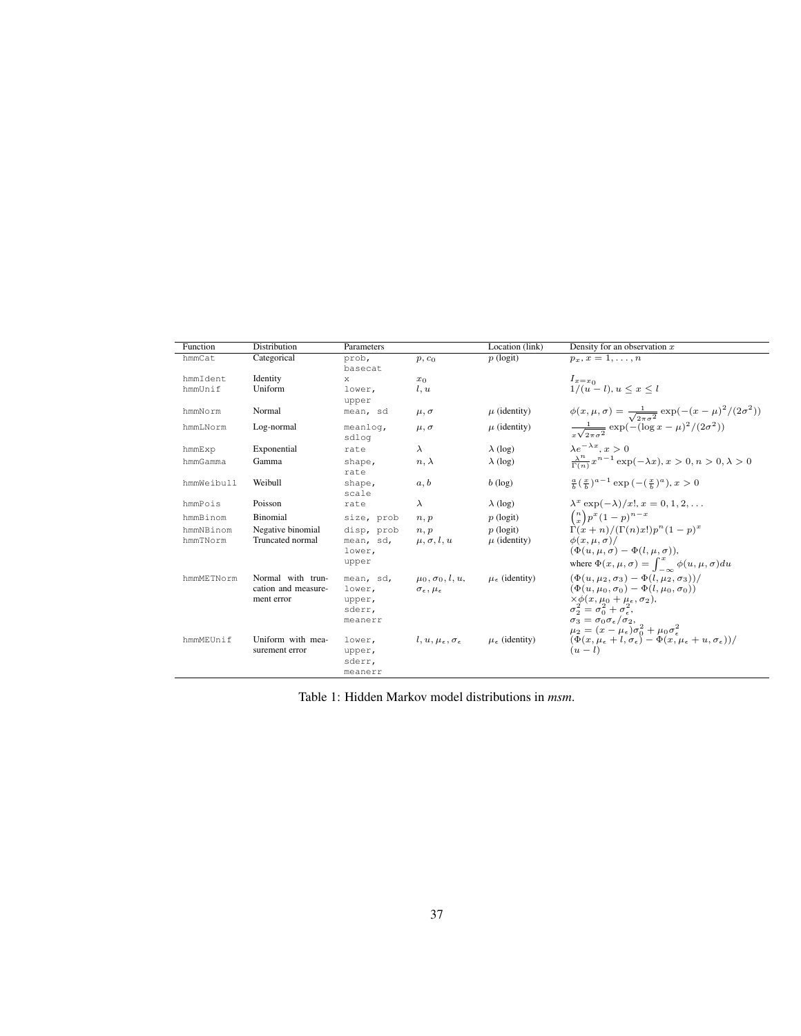| Function | Distribution | Parameters | | Location (link) | Density for an observation $x$ |
|---|---|---|---|---|---|
| `hmmCat` | Categorical | `prob, basecat` | $p, c_0$ | $p$ (logit) | $p_x, x = 1, \ldots, n$ |
| `hmmIdent` | Identity | `x` | $x_0$ | | $I_{x=x_0}$ |
| `hmmUnif` | Uniform | `lower, upper` | $l, u$ | | $1/(u-l), u \leq x \leq l$ |
| `hmmNorm` | Normal | `mean, sd` | $\mu, \sigma$ | $\mu$ (identity) | $\phi(x, \mu, \sigma) = \frac{1}{\sqrt{2\pi\sigma^2}} \exp(-(x-\mu)^2/(2\sigma^2))$ |
| `hmmLNorm` | Log-normal | `meanlog, sdlog` | $\mu, \sigma$ | $\mu$ (identity) | $\frac{1}{x\sqrt{2\pi\sigma^2}} \exp(-(\log x - \mu)^2/(2\sigma^2))$ |
| `hmmExp` | Exponential | `rate` | $\lambda$ | $\lambda$ (log) | $\lambda e^{-\lambda x}, x > 0$ |
| `hmmGamma` | Gamma | `shape, rate` | $n, \lambda$ | $\lambda$ (log) | $\frac{\lambda^n}{\Gamma(n)} x^{n-1} \exp(-\lambda x), x > 0, n > 0, \lambda > 0$ |
| `hmmWeibull` | Weibull | `shape, scale` | $a, b$ | $b$ (log) | $\frac{a}{b}(\frac{x}{b})^{a-1} \exp(-(\frac{x}{b})^a), x > 0$ |
| `hmmPois` | Poisson | `rate` | $\lambda$ | $\lambda$ (log) | $\lambda^x \exp(-\lambda)/x!, x = 0, 1, 2, \ldots$ |
| `hmmBinom` | Binomial | `size, prob` | $n, p$ | $p$ (logit) | $\binom{n}{x} p^x (1-p)^{n-x}$ |
| `hmmNBinom` | Negative binomial | `disp, prob` | $n, p$ | $p$ (logit) | $\Gamma(x+n)/(\Gamma(n)x!)p^n(1-p)^x$ |
| `hmmTNorm` | Truncated normal | `mean, sd, lower, upper` | $\mu, \sigma, l, u$ | $\mu$ (identity) | $\phi(x, \mu, \sigma)/$ $(\Phi(u, \mu, \sigma) - \Phi(l, \mu, \sigma))$, where $\Phi(x, \mu, \sigma) = \int_{-\infty}^{x} \phi(u, \mu, \sigma) du$ |
| `hmmMETNorm` | Normal with truncation and measurement error | `mean, sd, lower, upper, sderr, meanerr` | $\mu_0, \sigma_0, l, u, \sigma_\epsilon, \mu_\epsilon$ | $\mu_\epsilon$ (identity) | $(\Phi(u, \mu_2, \sigma_3) - \Phi(l, \mu_2, \sigma_3))/$ $(\Phi(u, \mu_0, \sigma_0) - \Phi(l, \mu_0, \sigma_0))$ $\times \phi(x, \mu_0 + \mu_\epsilon, \sigma_2)$, $\sigma_2^2 = \sigma_0^2 + \sigma_\epsilon^2$, $\sigma_3 = \sigma_0 \sigma_\epsilon / \sigma_2$, $\mu_2 = (x - \mu_\epsilon)\sigma_0^2 + \mu_0 \sigma_\epsilon^2$ |
| `hmmMEUnif` | Uniform with measurement error | `lower, upper, sderr, meanerr` | $l, u, \mu_\epsilon, \sigma_\epsilon$ | $\mu_\epsilon$ (identity) | $(\Phi(x, \mu_\epsilon + l, \sigma_\epsilon) - \Phi(x, \mu_\epsilon + u, \sigma_\epsilon))/$ $(u - l)$ |

Table 1: Hidden Markov model distributions in *msm*.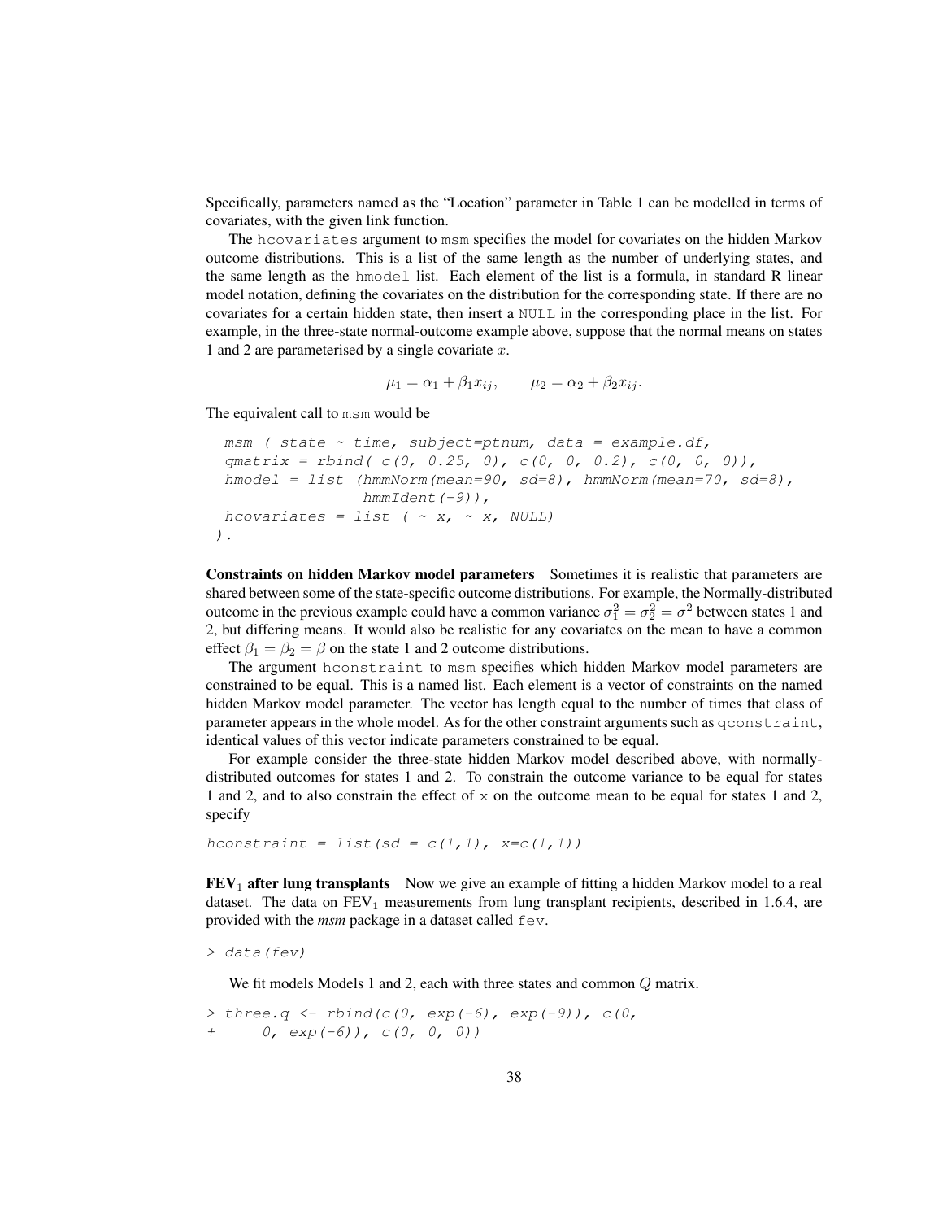Specifically, parameters named as the "Location" parameter in Table 1 can be modelled in terms of covariates, with the given link function.

The `hcovariates` argument to `msm` specifies the model for covariates on the hidden Markov outcome distributions. This is a list of the same length as the number of underlying states, and the same length as the `hmodel` list. Each element of the list is a formula, in standard R linear model notation, defining the covariates on the distribution for the corresponding state. If there are no covariates for a certain hidden state, then insert a `NULL` in the corresponding place in the list. For example, in the three-state normal-outcome example above, suppose that the normal means on states 1 and 2 are parameterised by a single covariate $x$.

$$\mu_1 = \alpha_1 + \beta_1 x_{ij}, \qquad \mu_2 = \alpha_2 + \beta_2 x_{ij}.$$

The equivalent call to `msm` would be

```
msm ( state ~ time, subject=ptnum, data = example.df,
qmatrix = rbind( c(0, 0.25, 0), c(0, 0, 0.2), c(0, 0, 0)),
hmodel = list (hmmNorm(mean=90, sd=8), hmmNorm(mean=70, sd=8),
               hmmIdent(-9)),
hcovariates = list ( ~ x, ~ x, NULL)
).
```

**Constraints on hidden Markov model parameters** Sometimes it is realistic that parameters are shared between some of the state-specific outcome distributions. For example, the Normally-distributed outcome in the previous example could have a common variance $\sigma_1^2 = \sigma_2^2 = \sigma^2$ between states 1 and 2, but differing means. It would also be realistic for any covariates on the mean to have a common effect $\beta_1 = \beta_2 = \beta$ on the state 1 and 2 outcome distributions.

The argument `hconstraint` to `msm` specifies which hidden Markov model parameters are constrained to be equal. This is a named list. Each element is a vector of constraints on the named hidden Markov model parameter. The vector has length equal to the number of times that class of parameter appears in the whole model. As for the other constraint arguments such as `qconstraint`, identical values of this vector indicate parameters constrained to be equal.

For example consider the three-state hidden Markov model described above, with normally-distributed outcomes for states 1 and 2. To constrain the outcome variance to be equal for states 1 and 2, and to also constrain the effect of `x` on the outcome mean to be equal for states 1 and 2, specify

```
hconstraint = list(sd = c(1,1), x=c(1,1))
```

**$\text{FEV}_1$ after lung transplants** Now we give an example of fitting a hidden Markov model to a real dataset. The data on $\text{FEV}_1$ measurements from lung transplant recipients, described in 1.6.4, are provided with the *msm* package in a dataset called `fev`.

```
> data(fev)
```

We fit models Models 1 and 2, each with three states and common $Q$ matrix.

```
> three.q <- rbind(c(0, exp(-6), exp(-9)), c(0,
+     0, exp(-6)), c(0, 0, 0))
```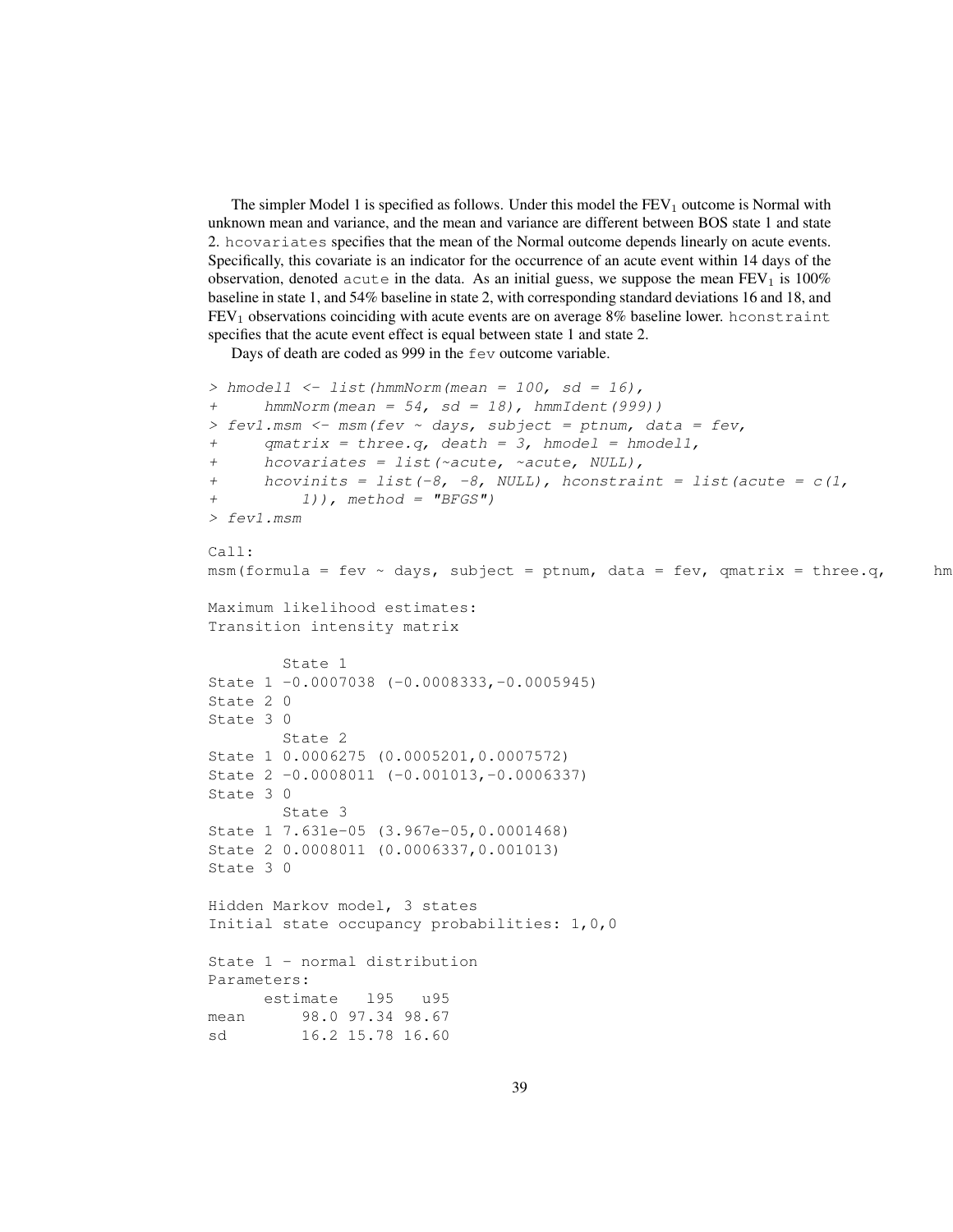The simpler Model 1 is specified as follows. Under this model the $FEV_1$ outcome is Normal with unknown mean and variance, and the mean and variance are different between BOS state 1 and state 2. `hcovariates` specifies that the mean of the Normal outcome depends linearly on acute events. Specifically, this covariate is an indicator for the occurrence of an acute event within 14 days of the observation, denoted `acute` in the data. As an initial guess, we suppose the mean $FEV_1$ is 100% baseline in state 1, and 54% baseline in state 2, with corresponding standard deviations 16 and 18, and $FEV_1$ observations coinciding with acute events are on average 8% baseline lower. `hconstraint` specifies that the acute event effect is equal between state 1 and state 2.

Days of death are coded as 999 in the `fev` outcome variable.

```
> hmodel1 <- list(hmmNorm(mean = 100, sd = 16),
+     hmmNorm(mean = 54, sd = 18), hmmIdent(999))
> fev1.msm <- msm(fev ~ days, subject = ptnum, data = fev,
+     qmatrix = three.q, death = 3, hmodel = hmodel1,
+     hcovariates = list(~acute, ~acute, NULL),
+     hcovinits = list(-8, -8, NULL), hconstraint = list(acute = c(1,
+         1)), method = "BFGS")
> fev1.msm

Call:
msm(formula = fev ~ days, subject = ptnum, data = fev, qmatrix = three.q,     hm

Maximum likelihood estimates:
Transition intensity matrix

        State 1
State 1 -0.0007038 (-0.0008333,-0.0005945)
State 2 0
State 3 0
        State 2
State 1 0.0006275 (0.0005201,0.0007572)
State 2 -0.0008011 (-0.001013,-0.0006337)
State 3 0
        State 3
State 1 7.631e-05 (3.967e-05,0.0001468)
State 2 0.0008011 (0.0006337,0.001013)
State 3 0

Hidden Markov model, 3 states
Initial state occupancy probabilities: 1,0,0

State 1 - normal distribution
Parameters:
      estimate   l95   u95
mean      98.0 97.34 98.67
sd        16.2 15.78 16.60
```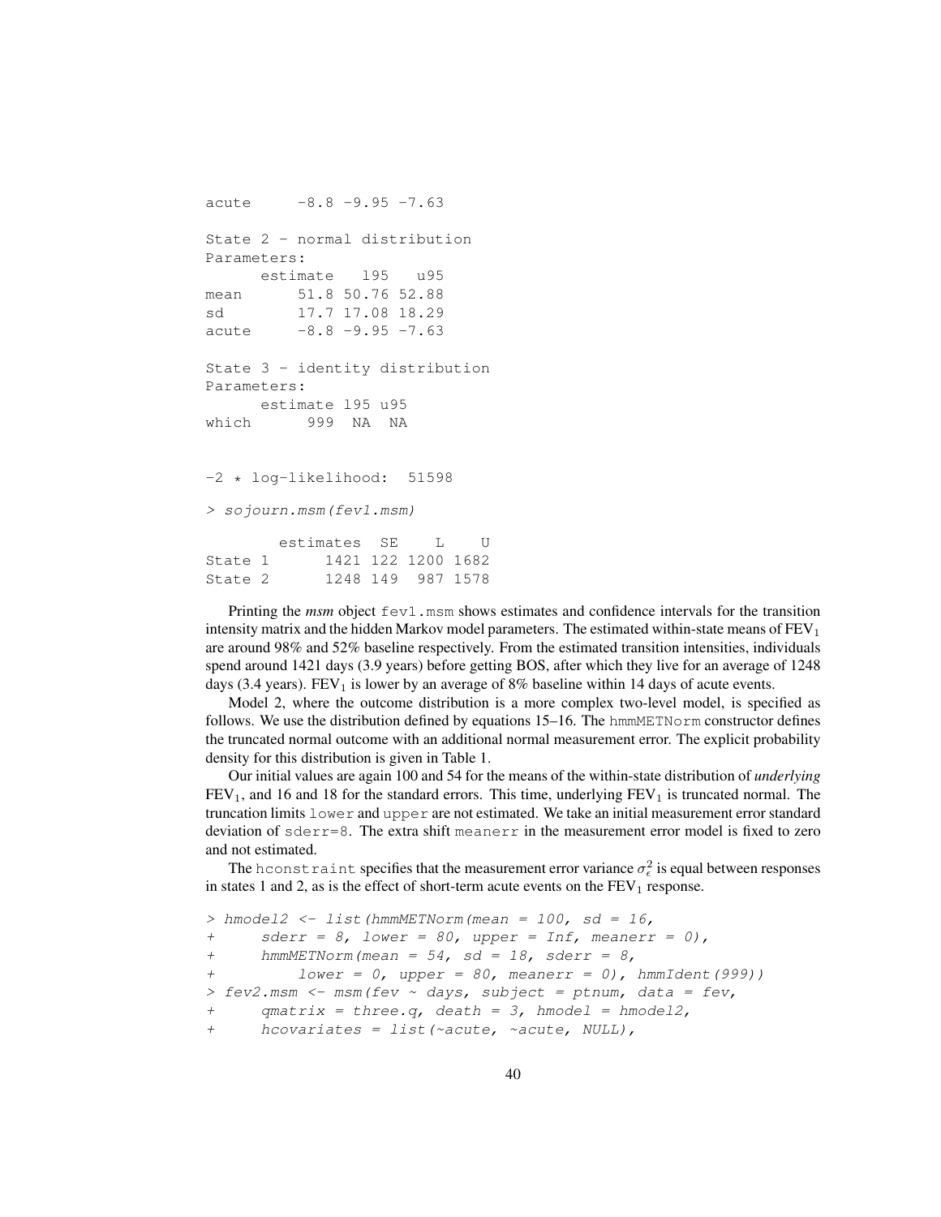```
acute      -8.8 -9.95 -7.63

State 2 - normal distribution
Parameters:
      estimate   l95   u95
mean      51.8 50.76 52.88
sd        17.7 17.08 18.29
acute     -8.8 -9.95 -7.63

State 3 - identity distribution
Parameters:
      estimate l95 u95
which      999  NA  NA


-2 * log-likelihood:  51598

> sojourn.msm(fev1.msm)

        estimates  SE    L    U
State 1      1421 122 1200 1682
State 2      1248 149  987 1578
```

Printing the *msm* object `fev1.msm` shows estimates and confidence intervals for the transition intensity matrix and the hidden Markov model parameters. The estimated within-state means of $\text{FEV}_1$ are around 98% and 52% baseline respectively. From the estimated transition intensities, individuals spend around 1421 days (3.9 years) before getting BOS, after which they live for an average of 1248 days (3.4 years). $\text{FEV}_1$ is lower by an average of 8% baseline within 14 days of acute events.

Model 2, where the outcome distribution is a more complex two-level model, is specified as follows. We use the distribution defined by equations 15–16. The `hmmMETNorm` constructor defines the truncated normal outcome with an additional normal measurement error. The explicit probability density for this distribution is given in Table 1.

Our initial values are again 100 and 54 for the means of the within-state distribution of *underlying* $\text{FEV}_1$, and 16 and 18 for the standard errors. This time, underlying $\text{FEV}_1$ is truncated normal. The truncation limits `lower` and `upper` are not estimated. We take an initial measurement error standard deviation of `sderr=8`. The extra shift `meanerr` in the measurement error model is fixed to zero and not estimated.

The `hconstraint` specifies that the measurement error variance $\sigma_\epsilon^2$ is equal between responses in states 1 and 2, as is the effect of short-term acute events on the $\text{FEV}_1$ response.

```
> hmodel2 <- list(hmmMETNorm(mean = 100, sd = 16,
+     sderr = 8, lower = 80, upper = Inf, meanerr = 0),
+     hmmMETNorm(mean = 54, sd = 18, sderr = 8,
+         lower = 0, upper = 80, meanerr = 0), hmmIdent(999))
> fev2.msm <- msm(fev ~ days, subject = ptnum, data = fev,
+     qmatrix = three.q, death = 3, hmodel = hmodel2,
+     hcovariates = list(~acute, ~acute, NULL),
```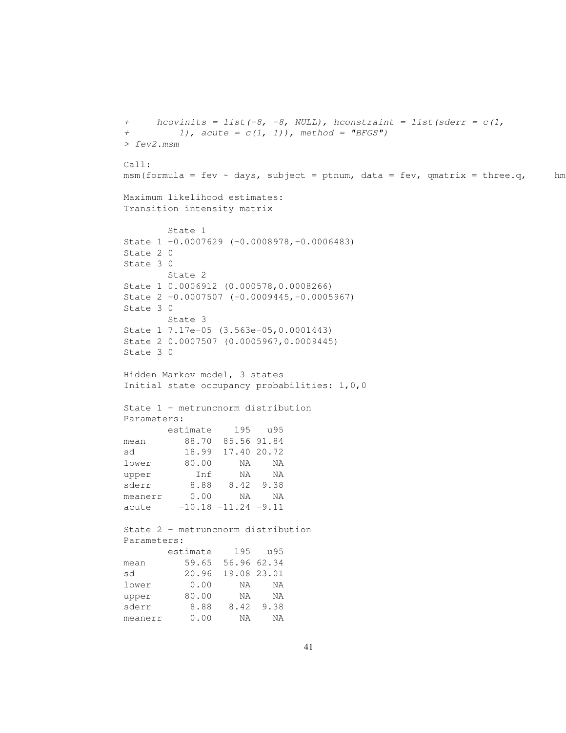```
+     hcovinits = list(-8, -8, NULL), hconstraint = list(sderr = c(1,
+         1), acute = c(1, 1)), method = "BFGS")
> fev2.msm

Call:
msm(formula = fev ~ days, subject = ptnum, data = fev, qmatrix = three.q,     hm

Maximum likelihood estimates:
Transition intensity matrix

        State 1
State 1 -0.0007629 (-0.0008978,-0.0006483)
State 2 0
State 3 0
        State 2
State 1 0.0006912 (0.000578,0.0008266)
State 2 -0.0007507 (-0.0009445,-0.0005967)
State 3 0
        State 3
State 1 7.17e-05 (3.563e-05,0.0001443)
State 2 0.0007507 (0.0005967,0.0009445)
State 3 0

Hidden Markov model, 3 states
Initial state occupancy probabilities: 1,0,0

State 1 - metruncnorm distribution
Parameters:
        estimate    l95   u95
mean       88.70  85.56 91.84
sd         18.99  17.40 20.72
lower      80.00     NA    NA
upper        Inf     NA    NA
sderr       8.88   8.42  9.38
meanerr     0.00     NA    NA
acute     -10.18 -11.24 -9.11

State 2 - metruncnorm distribution
Parameters:
        estimate    l95   u95
mean       59.65  56.96 62.34
sd         20.96  19.08 23.01
lower       0.00     NA    NA
upper      80.00     NA    NA
sderr       8.88   8.42  9.38
meanerr     0.00     NA    NA
```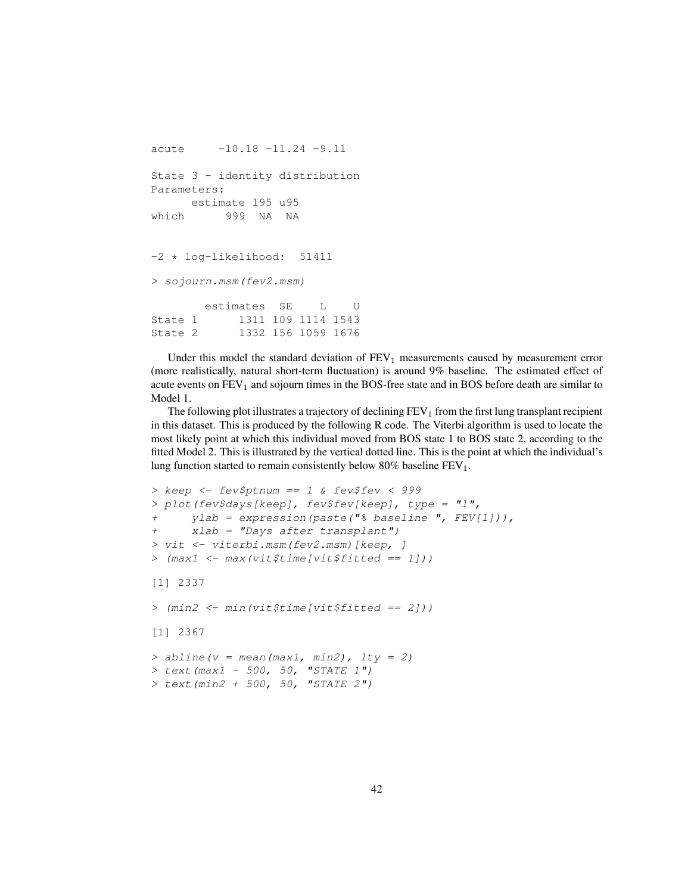```
acute     -10.18 -11.24 -9.11

State 3 - identity distribution
Parameters:
      estimate l95 u95
which      999  NA  NA


-2 * log-likelihood:  51411

> sojourn.msm(fev2.msm)

        estimates  SE    L    U
State 1      1311 109 1114 1543
State 2      1332 156 1059 1676
```

Under this model the standard deviation of $FEV_1$ measurements caused by measurement error (more realistically, natural short-term fluctuation) is around 9% baseline. The estimated effect of acute events on $FEV_1$ and sojourn times in the BOS-free state and in BOS before death are similar to Model 1.

The following plot illustrates a trajectory of declining $FEV_1$ from the first lung transplant recipient in this dataset. This is produced by the following R code. The Viterbi algorithm is used to locate the most likely point at which this individual moved from BOS state 1 to BOS state 2, according to the fitted Model 2. This is illustrated by the vertical dotted line. This is the point at which the individual's lung function started to remain consistently below 80% baseline $FEV_1$.

```
> keep <- fev$ptnum == 1 & fev$fev < 999
> plot(fev$days[keep], fev$fev[keep], type = "l",
+     ylab = expression(paste("% baseline ", FEV[1])),
+     xlab = "Days after transplant")
> vit <- viterbi.msm(fev2.msm)[keep, ]
> (max1 <- max(vit$time[vit$fitted == 1]))

[1] 2337

> (min2 <- min(vit$time[vit$fitted == 2]))

[1] 2367

> abline(v = mean(max1, min2), lty = 2)
> text(max1 - 500, 50, "STATE 1")
> text(min2 + 500, 50, "STATE 2")
```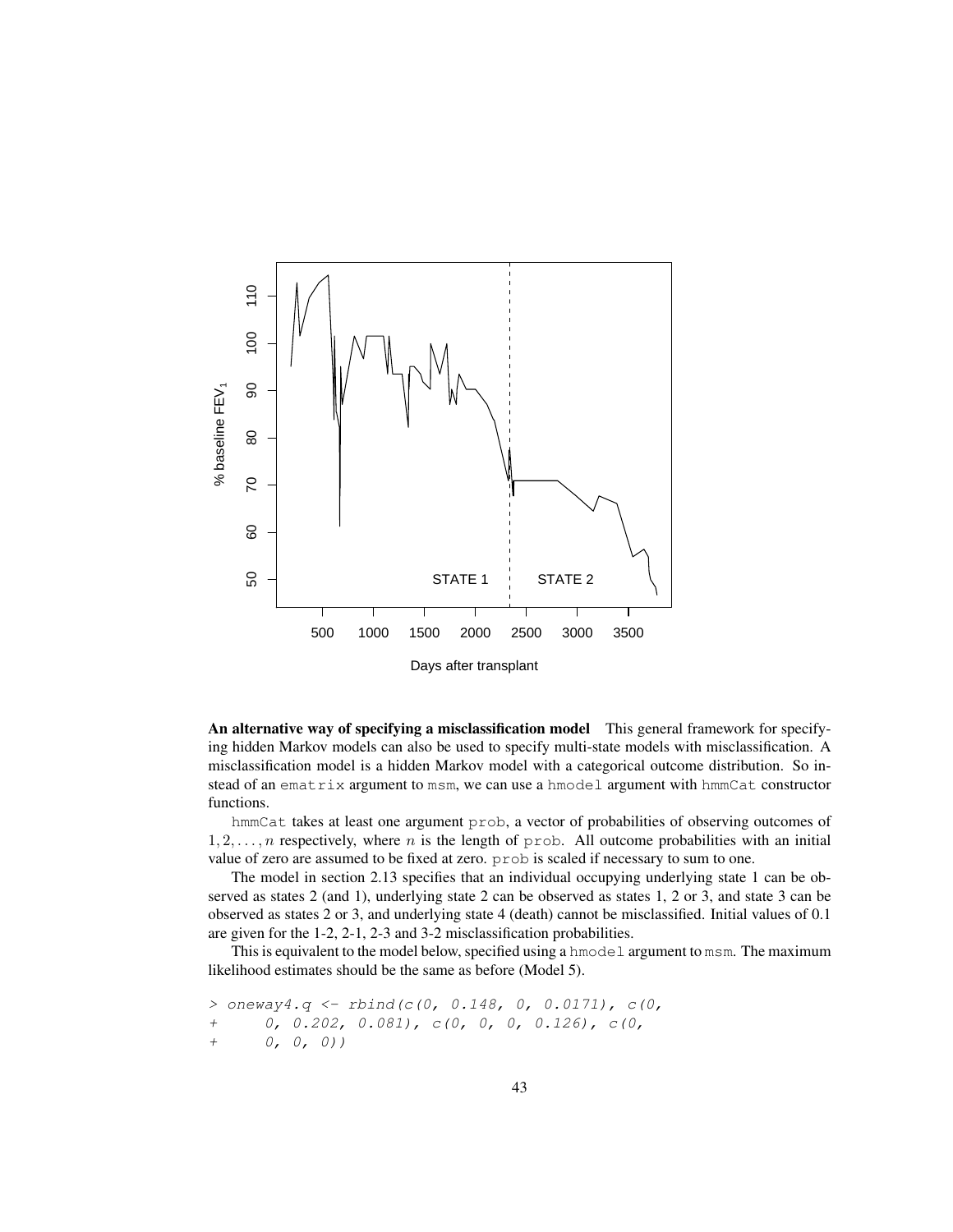**An alternative way of specifying a misclassification model** This general framework for specifying hidden Markov models can also be used to specify multi-state models with misclassification. A misclassification model is a hidden Markov model with a categorical outcome distribution. So instead of an `ematrix` argument to `msm`, we can use a `hmodel` argument with `hmmCat` constructor functions.

`hmmCat` takes at least one argument `prob`, a vector of probabilities of observing outcomes of $1, 2, \ldots, n$ respectively, where $n$ is the length of `prob`. All outcome probabilities with an initial value of zero are assumed to be fixed at zero. `prob` is scaled if necessary to sum to one.

The model in section 2.13 specifies that an individual occupying underlying state 1 can be observed as states 2 (and 1), underlying state 2 can be observed as states 1, 2 or 3, and state 3 can be observed as states 2 or 3, and underlying state 4 (death) cannot be misclassified. Initial values of 0.1 are given for the 1-2, 2-1, 2-3 and 3-2 misclassification probabilities.

This is equivalent to the model below, specified using a `hmodel` argument to `msm`. The maximum likelihood estimates should be the same as before (Model 5).

```
> oneway4.q <- rbind(c(0, 0.148, 0, 0.0171), c(0,
+     0, 0.202, 0.081), c(0, 0, 0, 0.126), c(0,
+     0, 0, 0))
```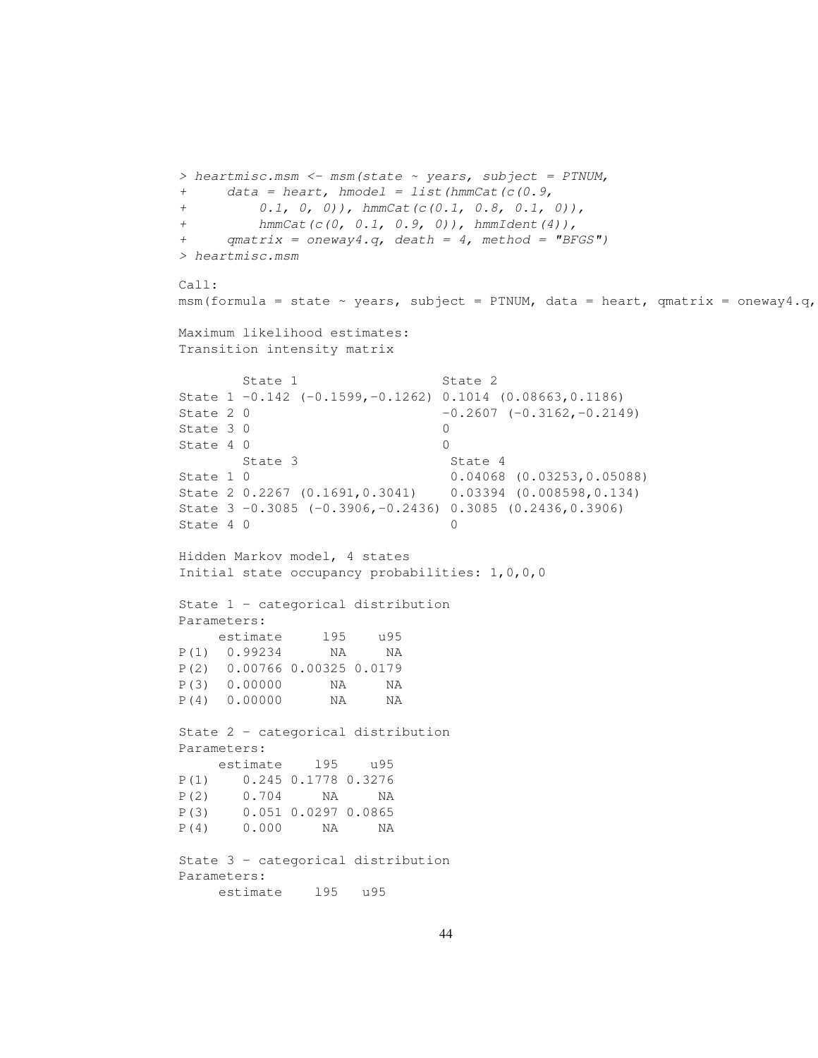```
> heartmisc.msm <- msm(state ~ years, subject = PTNUM,
+     data = heart, hmodel = list(hmmCat(c(0.9,
+         0.1, 0, 0)), hmmCat(c(0.1, 0.8, 0.1, 0)),
+         hmmCat(c(0, 0.1, 0.9, 0)), hmmIdent(4)),
+     qmatrix = oneway4.q, death = 4, method = "BFGS")
> heartmisc.msm

Call:
msm(formula = state ~ years, subject = PTNUM, data = heart, qmatrix = oneway4.q,

Maximum likelihood estimates:
Transition intensity matrix

        State 1                   State 2
State 1 -0.142 (-0.1599,-0.1262) 0.1014 (0.08663,0.1186)
State 2 0                        -0.2607 (-0.3162,-0.2149)
State 3 0                        0
State 4 0                        0
        State 3                   State 4
State 1 0                         0.04068 (0.03253,0.05088)
State 2 0.2267 (0.1691,0.3041)    0.03394 (0.008598,0.134)
State 3 -0.3085 (-0.3906,-0.2436) 0.3085 (0.2436,0.3906)
State 4 0                         0

Hidden Markov model, 4 states
Initial state occupancy probabilities: 1,0,0,0

State 1 - categorical distribution
Parameters:
     estimate     l95    u95
P(1)  0.99234      NA     NA
P(2)  0.00766 0.00325 0.0179
P(3)  0.00000      NA     NA
P(4)  0.00000      NA     NA

State 2 - categorical distribution
Parameters:
     estimate    l95    u95
P(1)    0.245 0.1778 0.3276
P(2)    0.704     NA     NA
P(3)    0.051 0.0297 0.0865
P(4)    0.000     NA     NA

State 3 - categorical distribution
Parameters:
     estimate    l95   u95
```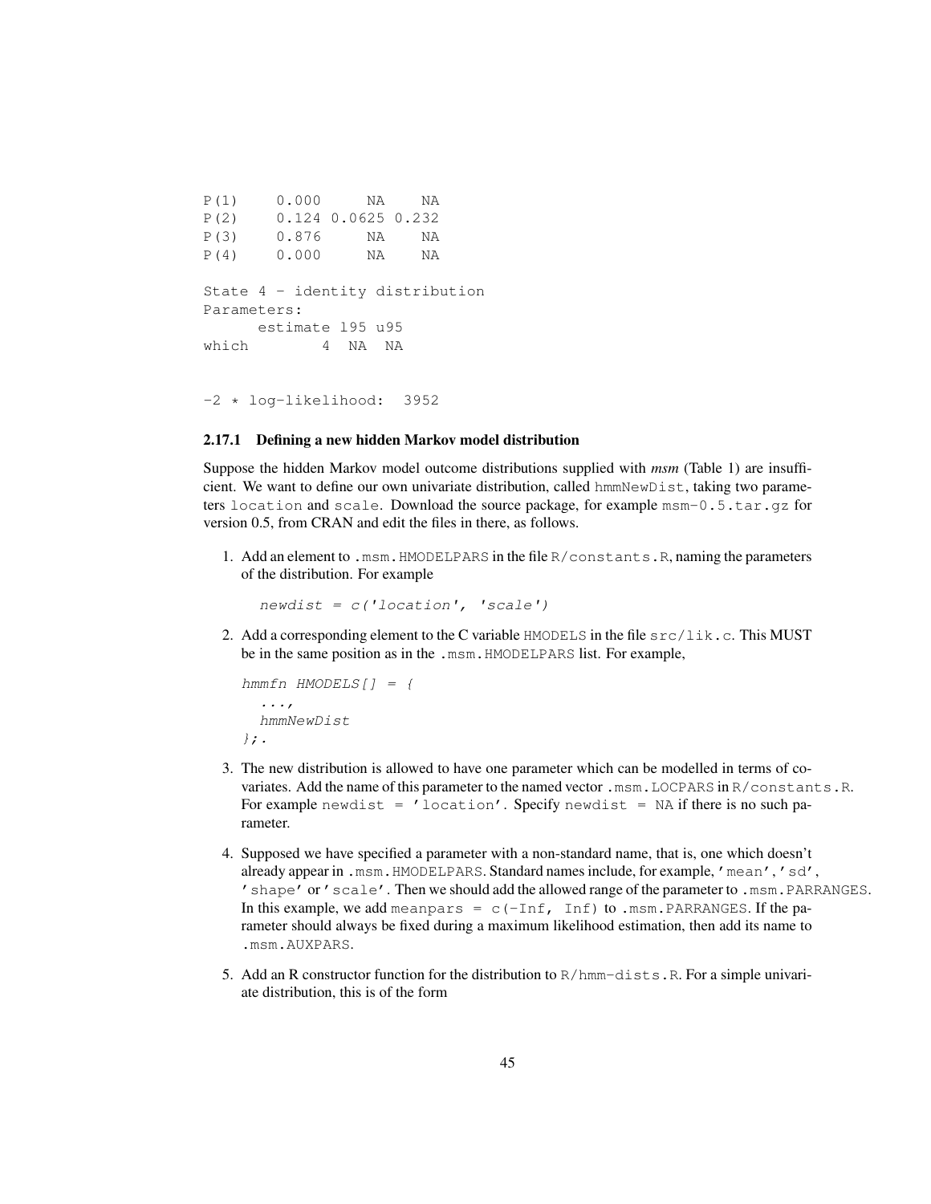```
P(1)    0.000      NA    NA
P(2)    0.124 0.0625 0.232
P(3)    0.876      NA    NA
P(4)    0.000      NA    NA

State 4 - identity distribution
Parameters:
      estimate l95 u95
which        4  NA  NA


-2 * log-likelihood:  3952
```

### 2.17.1 Defining a new hidden Markov model distribution

Suppose the hidden Markov model outcome distributions supplied with *msm* (Table 1) are insufficient. We want to define our own univariate distribution, called `hmmNewDist`, taking two parameters `location` and `scale`. Download the source package, for example `msm-0.5.tar.gz` for version 0.5, from CRAN and edit the files in there, as follows.

1. Add an element to `.msm.HMODELPARS` in the file `R/constants.R`, naming the parameters of the distribution. For example

   ```
   newdist = c('location', 'scale')
   ```

2. Add a corresponding element to the C variable `HMODELS` in the file `src/lik.c`. This MUST be in the same position as in the `.msm.HMODELPARS` list. For example,

   ```
   hmmfn HMODELS[] = {
     ...,
     hmmNewDist
   };.
   ```

3. The new distribution is allowed to have one parameter which can be modelled in terms of covariates. Add the name of this parameter to the named vector `.msm.LOCPARS` in `R/constants.R`. For example `newdist = 'location'`. Specify `newdist = NA` if there is no such parameter.

4. Supposed we have specified a parameter with a non-standard name, that is, one which doesn't already appear in `.msm.HMODELPARS`. Standard names include, for example, `'mean'`, `'sd'`, `'shape'` or `'scale'`. Then we should add the allowed range of the parameter to `.msm.PARRANGES`. In this example, we add `meanpars = c(-Inf, Inf)` to `.msm.PARRANGES`. If the parameter should always be fixed during a maximum likelihood estimation, then add its name to `.msm.AUXPARS`.

5. Add an R constructor function for the distribution to `R/hmm-dists.R`. For a simple univariate distribution, this is of the form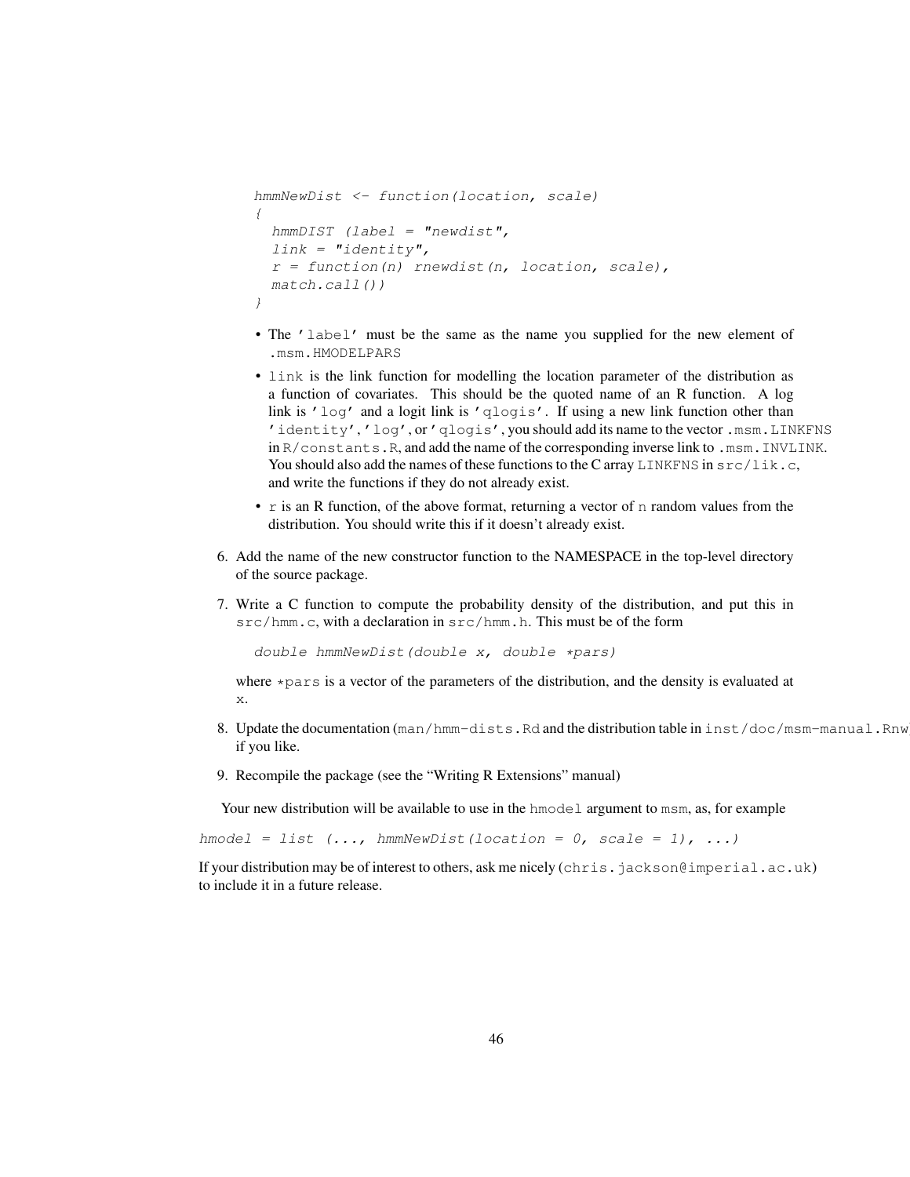```
hmmNewDist <- function(location, scale)
{
  hmmDIST (label = "newdist",
  link = "identity",
  r = function(n) rnewdist(n, location, scale),
  match.call())
}
```

- The 'label' must be the same as the name you supplied for the new element of .msm.HMODELPARS
- link is the link function for modelling the location parameter of the distribution as a function of covariates. This should be the quoted name of an R function. A log link is 'log' and a logit link is 'qlogis'. If using a new link function other than 'identity', 'log', or 'qlogis', you should add its name to the vector .msm.LINKFNS in R/constants.R, and add the name of the corresponding inverse link to .msm.INVLINK. You should also add the names of these functions to the C array LINKFNS in src/lik.c, and write the functions if they do not already exist.
- r is an R function, of the above format, returning a vector of n random values from the distribution. You should write this if it doesn't already exist.

6. Add the name of the new constructor function to the NAMESPACE in the top-level directory of the source package.

7. Write a C function to compute the probability density of the distribution, and put this in src/hmm.c, with a declaration in src/hmm.h. This must be of the form

   ```
   double hmmNewDist(double x, double *pars)
   ```

   where *pars is a vector of the parameters of the distribution, and the density is evaluated at x.

8. Update the documentation (man/hmm-dists.Rd and the distribution table in inst/doc/msm-manual.Rnw) if you like.

9. Recompile the package (see the "Writing R Extensions" manual)

Your new distribution will be available to use in the hmodel argument to msm, as, for example

```
hmodel = list (..., hmmNewDist(location = 0, scale = 1), ...)
```

If your distribution may be of interest to others, ask me nicely (chris.jackson@imperial.ac.uk) to include it in a future release.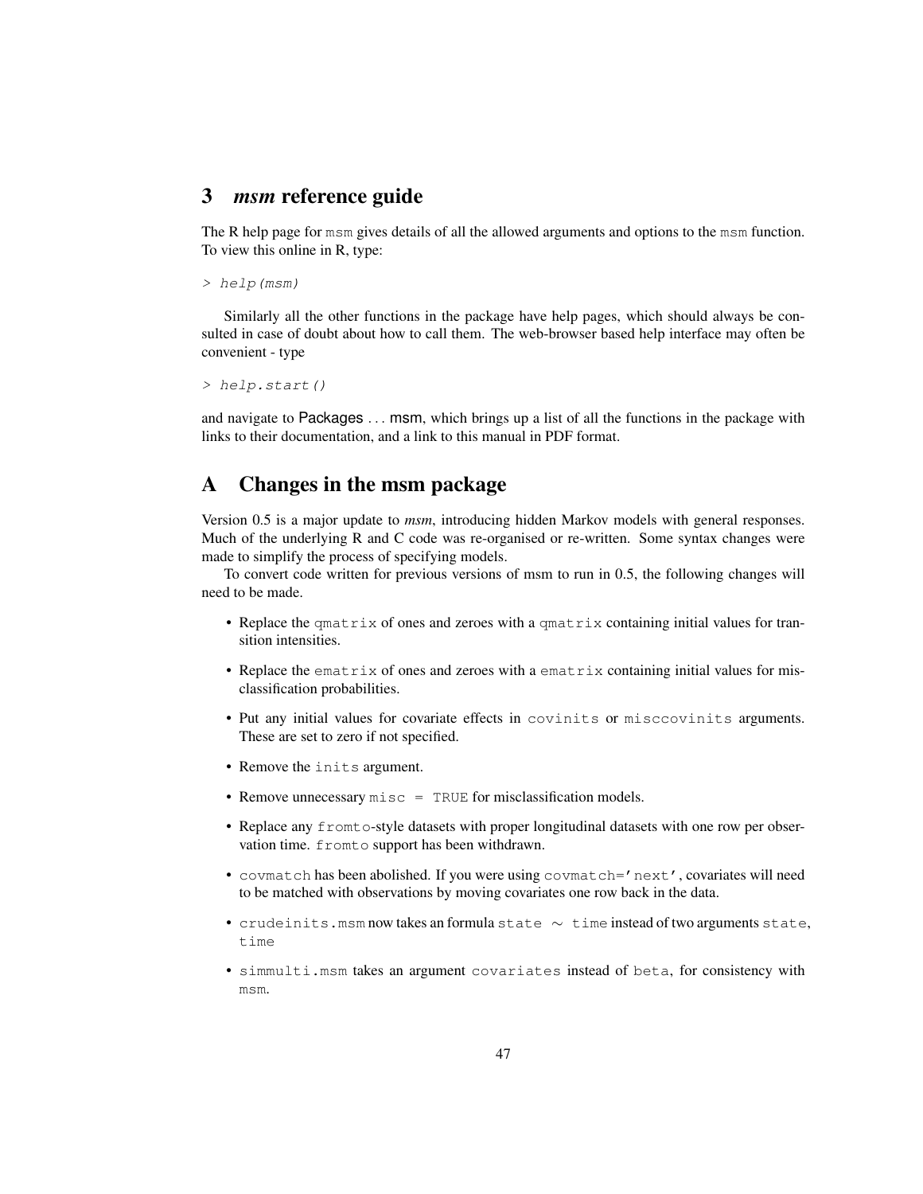# 3 *msm* reference guide

The R help page for `msm` gives details of all the allowed arguments and options to the `msm` function. To view this online in R, type:

```
> help(msm)
```

Similarly all the other functions in the package have help pages, which should always be consulted in case of doubt about how to call them. The web-browser based help interface may often be convenient - type

```
> help.start()
```

and navigate to Packages ... msm, which brings up a list of all the functions in the package with links to their documentation, and a link to this manual in PDF format.

# A Changes in the msm package

Version 0.5 is a major update to *msm*, introducing hidden Markov models with general responses. Much of the underlying R and C code was re-organised or re-written. Some syntax changes were made to simplify the process of specifying models.

To convert code written for previous versions of msm to run in 0.5, the following changes will need to be made.

- Replace the `qmatrix` of ones and zeroes with a `qmatrix` containing initial values for transition intensities.
- Replace the `ematrix` of ones and zeroes with a `ematrix` containing initial values for misclassification probabilities.
- Put any initial values for covariate effects in `covinits` or `misccovinits` arguments. These are set to zero if not specified.
- Remove the `inits` argument.
- Remove unnecessary `misc = TRUE` for misclassification models.
- Replace any `fromto`-style datasets with proper longitudinal datasets with one row per observation time. `fromto` support has been withdrawn.
- `covmatch` has been abolished. If you were using `covmatch='next'`, covariates will need to be matched with observations by moving covariates one row back in the data.
- `crudeinits.msm` now takes an formula `state ~ time` instead of two arguments `state`, `time`
- `simmulti.msm` takes an argument `covariates` instead of `beta`, for consistency with `msm`.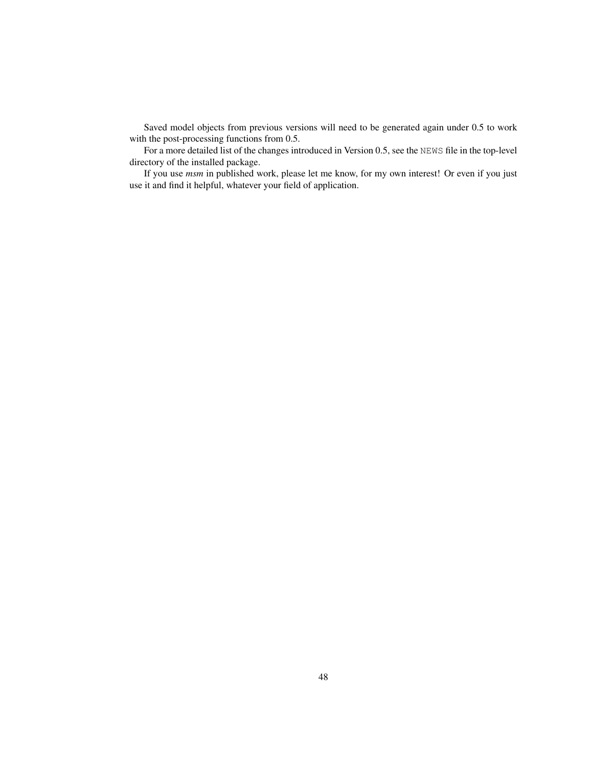Saved model objects from previous versions will need to be generated again under 0.5 to work with the post-processing functions from 0.5.

For a more detailed list of the changes introduced in Version 0.5, see the `NEWS` file in the top-level directory of the installed package.

If you use *msm* in published work, please let me know, for my own interest! Or even if you just use it and find it helpful, whatever your field of application.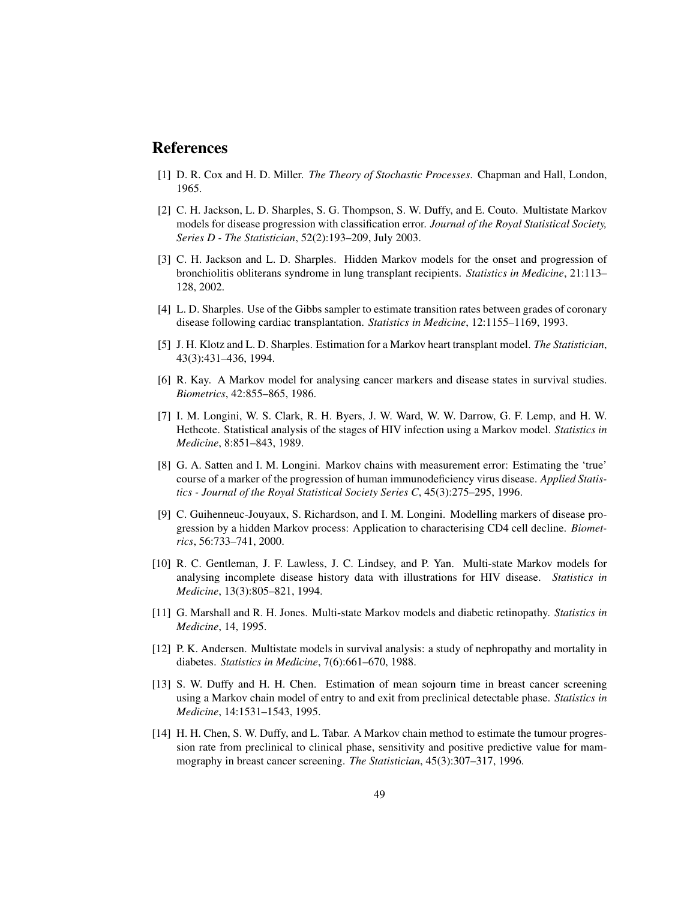# References

[1] D. R. Cox and H. D. Miller. *The Theory of Stochastic Processes*. Chapman and Hall, London, 1965.

[2] C. H. Jackson, L. D. Sharples, S. G. Thompson, S. W. Duffy, and E. Couto. Multistate Markov models for disease progression with classification error. *Journal of the Royal Statistical Society, Series D - The Statistician*, 52(2):193–209, July 2003.

[3] C. H. Jackson and L. D. Sharples. Hidden Markov models for the onset and progression of bronchiolitis obliterans syndrome in lung transplant recipients. *Statistics in Medicine*, 21:113–128, 2002.

[4] L. D. Sharples. Use of the Gibbs sampler to estimate transition rates between grades of coronary disease following cardiac transplantation. *Statistics in Medicine*, 12:1155–1169, 1993.

[5] J. H. Klotz and L. D. Sharples. Estimation for a Markov heart transplant model. *The Statistician*, 43(3):431–436, 1994.

[6] R. Kay. A Markov model for analysing cancer markers and disease states in survival studies. *Biometrics*, 42:855–865, 1986.

[7] I. M. Longini, W. S. Clark, R. H. Byers, J. W. Ward, W. W. Darrow, G. F. Lemp, and H. W. Hethcote. Statistical analysis of the stages of HIV infection using a Markov model. *Statistics in Medicine*, 8:851–843, 1989.

[8] G. A. Satten and I. M. Longini. Markov chains with measurement error: Estimating the 'true' course of a marker of the progression of human immunodeficiency virus disease. *Applied Statistics - Journal of the Royal Statistical Society Series C*, 45(3):275–295, 1996.

[9] C. Guihenneuc-Jouyaux, S. Richardson, and I. M. Longini. Modelling markers of disease progression by a hidden Markov process: Application to characterising CD4 cell decline. *Biometrics*, 56:733–741, 2000.

[10] R. C. Gentleman, J. F. Lawless, J. C. Lindsey, and P. Yan. Multi-state Markov models for analysing incomplete disease history data with illustrations for HIV disease. *Statistics in Medicine*, 13(3):805–821, 1994.

[11] G. Marshall and R. H. Jones. Multi-state Markov models and diabetic retinopathy. *Statistics in Medicine*, 14, 1995.

[12] P. K. Andersen. Multistate models in survival analysis: a study of nephropathy and mortality in diabetes. *Statistics in Medicine*, 7(6):661–670, 1988.

[13] S. W. Duffy and H. H. Chen. Estimation of mean sojourn time in breast cancer screening using a Markov chain model of entry to and exit from preclinical detectable phase. *Statistics in Medicine*, 14:1531–1543, 1995.

[14] H. H. Chen, S. W. Duffy, and L. Tabar. A Markov chain method to estimate the tumour progression rate from preclinical to clinical phase, sensitivity and positive predictive value for mammography in breast cancer screening. *The Statistician*, 45(3):307–317, 1996.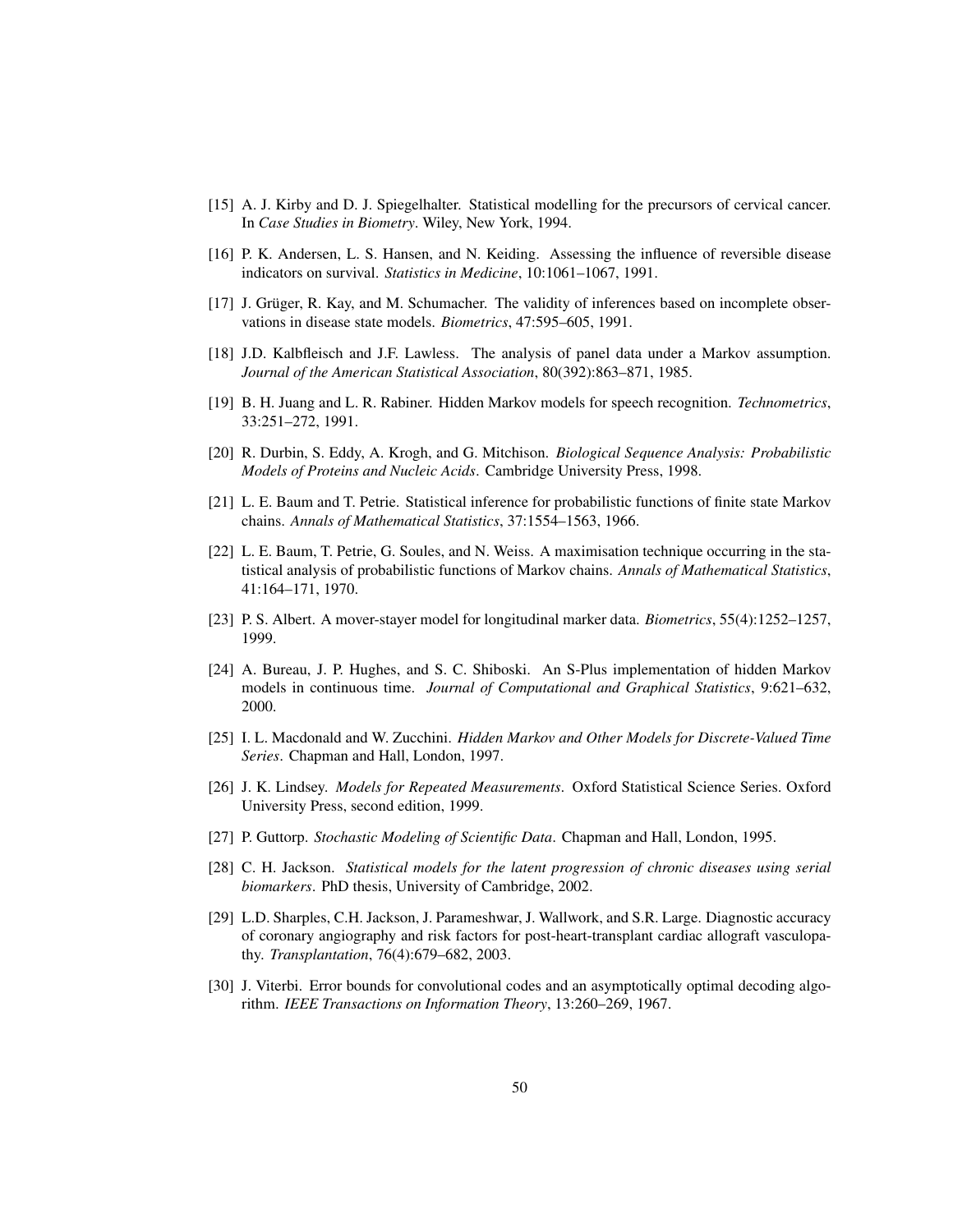[15] A. J. Kirby and D. J. Spiegelhalter. Statistical modelling for the precursors of cervical cancer. In *Case Studies in Biometry*. Wiley, New York, 1994.

[16] P. K. Andersen, L. S. Hansen, and N. Keiding. Assessing the influence of reversible disease indicators on survival. *Statistics in Medicine*, 10:1061–1067, 1991.

[17] J. Grüger, R. Kay, and M. Schumacher. The validity of inferences based on incomplete observations in disease state models. *Biometrics*, 47:595–605, 1991.

[18] J.D. Kalbfleisch and J.F. Lawless. The analysis of panel data under a Markov assumption. *Journal of the American Statistical Association*, 80(392):863–871, 1985.

[19] B. H. Juang and L. R. Rabiner. Hidden Markov models for speech recognition. *Technometrics*, 33:251–272, 1991.

[20] R. Durbin, S. Eddy, A. Krogh, and G. Mitchison. *Biological Sequence Analysis: Probabilistic Models of Proteins and Nucleic Acids*. Cambridge University Press, 1998.

[21] L. E. Baum and T. Petrie. Statistical inference for probabilistic functions of finite state Markov chains. *Annals of Mathematical Statistics*, 37:1554–1563, 1966.

[22] L. E. Baum, T. Petrie, G. Soules, and N. Weiss. A maximisation technique occurring in the statistical analysis of probabilistic functions of Markov chains. *Annals of Mathematical Statistics*, 41:164–171, 1970.

[23] P. S. Albert. A mover-stayer model for longitudinal marker data. *Biometrics*, 55(4):1252–1257, 1999.

[24] A. Bureau, J. P. Hughes, and S. C. Shiboski. An S-Plus implementation of hidden Markov models in continuous time. *Journal of Computational and Graphical Statistics*, 9:621–632, 2000.

[25] I. L. Macdonald and W. Zucchini. *Hidden Markov and Other Models for Discrete-Valued Time Series*. Chapman and Hall, London, 1997.

[26] J. K. Lindsey. *Models for Repeated Measurements*. Oxford Statistical Science Series. Oxford University Press, second edition, 1999.

[27] P. Guttorp. *Stochastic Modeling of Scientific Data*. Chapman and Hall, London, 1995.

[28] C. H. Jackson. *Statistical models for the latent progression of chronic diseases using serial biomarkers*. PhD thesis, University of Cambridge, 2002.

[29] L.D. Sharples, C.H. Jackson, J. Parameshwar, J. Wallwork, and S.R. Large. Diagnostic accuracy of coronary angiography and risk factors for post-heart-transplant cardiac allograft vasculopathy. *Transplantation*, 76(4):679–682, 2003.

[30] J. Viterbi. Error bounds for convolutional codes and an asymptotically optimal decoding algorithm. *IEEE Transactions on Information Theory*, 13:260–269, 1967.